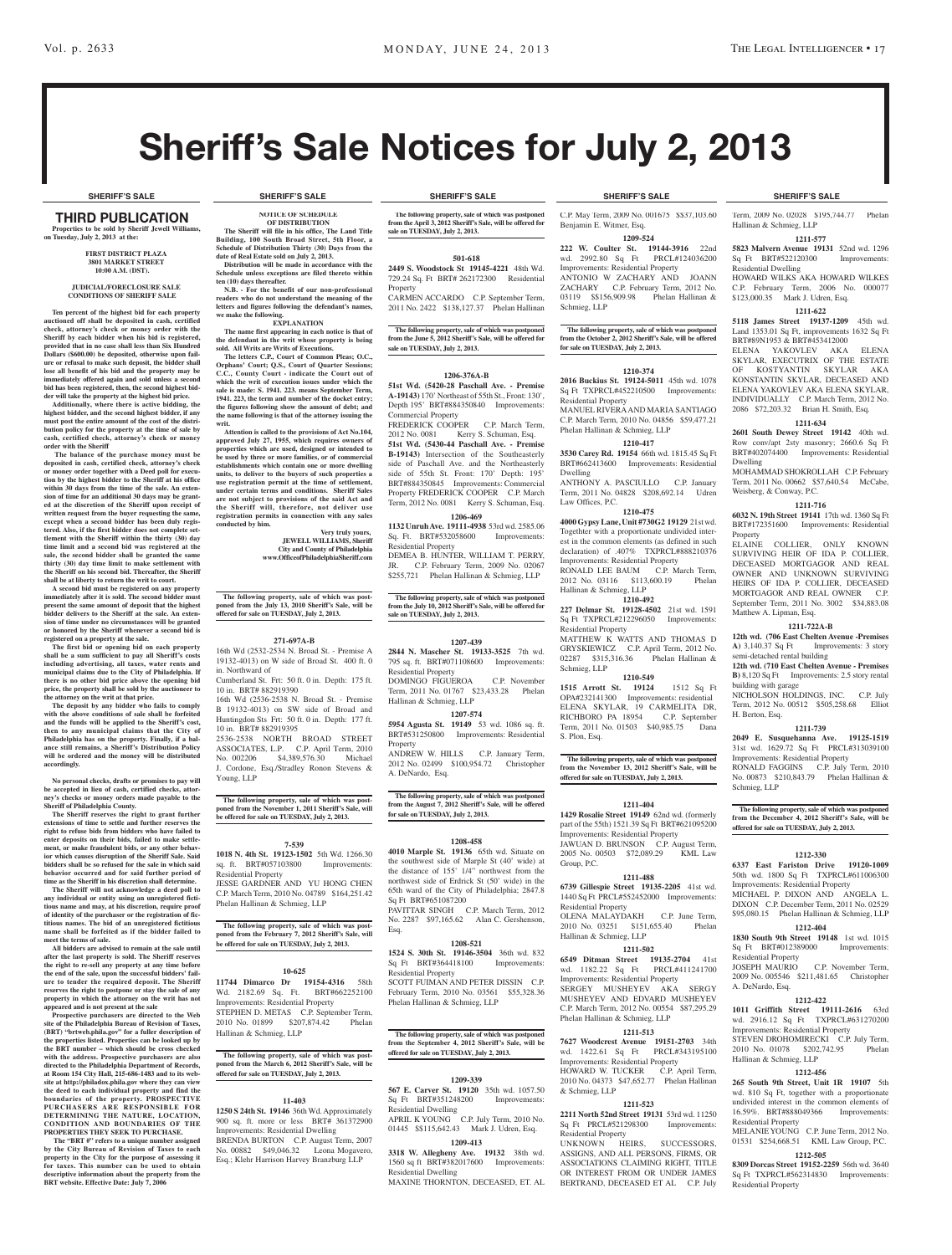# Sheriff's Sale Notices for July 2, 2013

SHERIFF'S SALE

## THIRD PUBLICATION

**Properties to be sold by Sheriff Jewell Williams, on Tuesday, July 2, 2013 at the:**

**FIRST DISTRICT PLAZA**
**3801 MARKET STREET**
**10:00 A.M. (DST).**

**JUDICIAL/FORECLOSURE SALE CONDITIONS OF SHERIFF SALE**

**Ten percent of the highest bid for each property auctioned off shall be deposited in cash, certified check, attorney's check or money order with the Sheriff by each bidder when his bid is registered, provided that in no case shall less than Six Hundred Dollars ($600.00) be deposited, otherwise upon failure or refusal to make such deposit, the bidder shall lose all benefit of his bid and the property may be immediately offered again and sold unless a second bid has been registered, then, the second highest bidder will take the property at the highest bid price.**

**Additionally, where there is active bidding, the highest bidder, and the second highest bidder, if any must post the entire amount of the cost of the distribution policy for the property at the time of sale by cash, certified check, attorney's check or money order with the Sheriff**

**The balance of the purchase money must be deposited in cash, certified check, attorney's check or money order together with a Deed poll for execution by the highest bidder to the Sheriff at his office within 30 days from the time of the sale. An extension of time for an additional 30 days may be granted at the discretion of the Sheriff upon receipt of written request from the buyer requesting the same, except when a second bidder has been duly registered. Also, if the first bidder does not complete settlement with the Sheriff within the thirty (30) day time limit and a second bid was registered at the sale, the second bidder shall be granted the same thirty (30) day time limit to make settlement with the Sheriff on his second bid. Thereafter, the Sheriff shall be at liberty to return the writ to court.**

**A second bid must be registered on any property immediately after it is sold. The second bidder must present the same amount of deposit that the highest bidder delivers to the Sheriff at the sale. An extension of time under no circumstances will be granted or honored by the Sheriff whenever a second bid is registered on a property at the sale.**

**The first bid or opening bid on each property shall be a sum sufficient to pay all Sheriff's costs including advertising, all taxes, water rents and municipal claims due to the City of Philadelphia. If there is no other bid price above the opening bid price, the property shall be sold by the auctioneer to the attorney on the writ at that price.**

**The deposit by any bidder who fails to comply with the above conditions of sale shall be forfeited and the funds will be applied to the Sheriff's cost, then to any municipal claims that the City of Philadelphia has on the property. Finally, if a balance still remains, a Sheriff's Distribution Policy will be ordered and the money will be distributed accordingly.**

**No personal checks, drafts or promises to pay will be accepted in lieu of cash, certified checks, attorney's checks or money orders made payable to the Sheriff of Philadelphia County.**

**The Sheriff reserves the right to grant further extensions of time to settle and further reserves the right to refuse bids from bidders who have failed to enter deposits on their bids, failed to make settlement, or make fraudulent bids, or any other behavior which causes disruption of the Sheriff Sale. Said bidders shall be so refused for the sale in which said behavior occurred and for said further period of time as the Sheriff in his discretion shall determine.**

**The Sheriff will not acknowledge a deed poll to any individual or entity using an unregistered fictitious name and may, at his discretion, require proof of identity of the purchaser or the registration of fictitious names. The bid of an unregistered fictitious name shall be forfeited as if the bidder failed to meet the terms of sale.**

**All bidders are advised to remain at the sale until after the last property is sold. The Sheriff reserves the right to re-sell any property at any time before the end of the sale, upon the successful bidders' failure to tender the required deposit. The Sheriff reserves the right to postpone or stay the sale of any property in which the attorney on the writ has not appeared and is not present at the sale**

**Prospective purchasers are directed to the Web site of the Philadelphia Bureau of Revision of Taxes, (BRT) "brtweb.phila.gov" for a fuller description of the properties listed. Properties can be looked up by the BRT number – which should be cross checked with the address. Prospective purchasers are also directed to the Philadelphia Department of Records, at Room 154 City Hall, 215-686-1483 and to its website at http://philadox.phila.gov where they can view the deed to each individual property and find the boundaries of the property. PROSPECTIVE PURCHASERS ARE RESPONSIBLE FOR DETERMINING THE NATURE, LOCATION, CONDITION AND BOUNDARIES OF THE PROPERTIES THEY SEEK TO PURCHASE.**

**The "BRT #" refers to a unique number assigned by the City Bureau of Revision of Taxes to each property in the City for the purpose of assessing it for taxes. This number can be used to obtain descriptive information about the property from the BRT website. Effective Date: July 7, 2006**

**NOTICE OF SCHEDULE OF DISTRIBUTION**

**The Sheriff will file in his office, The Land Title Building, 100 South Broad Street, 5th Floor, a Schedule of Distribution Thirty (30) Days from the date of Real Estate sold on July 2, 2013.**

**Distribution will be made in accordance with the Schedule unless exceptions are filed thereto within ten (10) days thereafter.**

**N.B. - For the benefit of our non-professional readers who do not understand the meaning of the letters and figures following the defendant's names, we make the following.**

**EXPLANATION**

**The name first appearing in each notice is that of the defendant in the writ whose property is being sold. All Writs are Writs of Executions.**

**The letters C.P., Court of Common Pleas; O.C., Orphans' Court; Q.S., Court of Quarter Sessions; C.C., County Court - indicate the Court out of which the writ of execution issues under which the sale is made: S. 1941. 223. means September Term, 1941. 223, the term and number of the docket entry; the figures following show the amount of debt; and the name following is that of the attorney issuing the writ.**

**Attention is called to the provisions of Act No.104, approved July 27, 1955, which requires owners of properties which are used, designed or intended to be used by three or more families, or of commercial establishments which contain one or more dwelling units, to deliver to the buyers of such properties a use registration permit at the time of settlement, under certain terms and conditions. Sheriff Sales are not subject to provisions of the said Act and the Sheriff will, therefore, not deliver use registration permits in connection with any sales conducted by him.**

**Very truly yours,**
**JEWELL WILLIAMS, Sheriff**
**City and County of Philadelphia**
**www.OfficeofPhiladelphiaSheriff.com**

**The following property, sale of which was postponed from the July 13, 2010 Sheriff's Sale, will be offered for sale on TUESDAY, July 2, 2013.**

**271-697A-B**

16th Wd (2532-2534 N. Broad St. - Premise A 19132-4013) on W side of Broad St. 400 ft. 0 in. Northward of

Cumberland St. Frt: 50 ft. 0 in. Depth: 175 ft. 10 in. BRT# 882919390

16th Wd (2536-2538 N. Broad St. - Premise B 19132-4013) on SW side of Broad and Huntingdon Sts Frt: 50 ft. 0 in. Depth: 177 ft. 10 in. BRT# 882919395

2536-2538 NORTH BROAD STREET ASSOCIATES, L.P. C.P. April Term, 2010 No. 002206 $4,389,576.30 Michael J. Cordone, Esq./Stradley Ronon Stevens & Young, LLP

**The following property, sale of which was postponed from the November 1, 2011 Sheriff's Sale, will be offered for sale on TUESDAY, July 2, 2013.**

**7-539**

**1018 N. 4th St. 19123-1502** 5th Wd. 1266.30 sq. ft. BRT#057103800 Improvements: Residential Property

JESSE GARDNER AND YU HONG CHEN C.P. March Term, 2010 No. 04789 $164,251.42 Phelan Hallinan & Schmieg, LLP

**The following property, sale of which was postponed from the February 7, 2012 Sheriff's Sale, will be offered for sale on TUESDAY, July 2, 2013.**

**10-625**

**11744 Dimarco Dr 19154-4316** 58th Wd. 2182.69 Sq. Ft. BRT#662252100 Improvements: Residential Property

STEPHEN D. METAS C.P. September Term, 2010 No. 01899 $207,874.42 Phelan Hallinan & Schmieg, LLP

**The following property, sale of which was postponed from the March 6, 2012 Sheriff's Sale, will be offered for sale on TUESDAY, July 2, 2013.**

**11-403**

**1250 S 24th St. 19146** 36th Wd. Approximately 900 sq. ft. more or less BRT# 361372900 Improvements: Residential Dwelling

BRENDA BURTON C.P. August Term, 2007 No. 00882 $49,046.32 Leona Mogavero, Esq.; Klehr Harrison Harvey Branzburg LLP

**The following property, sale of which was postponed from the April 3, 2012 Sheriff's Sale, will be offered for sale on TUESDAY, July 2, 2013.**

**501-618**

**2449 S. Woodstock St 19145-4221** 48th Wd. 729.24 Sq. Ft. BRT# 262172300 Residential Property

CARMEN ACCARDO C.P. September Term, 2011 No. 2422 $138,127.37 Phelan Hallinan

**The following property, sale of which was postponed from the June 5, 2012 Sheriff's Sale, will be offered for sale on TUESDAY, July 2, 2013.**

**1206-376A-B**

**51st Wd. (5420-28 Paschall Ave. - Premise A-19143)** 170' Northeast of 55th St., Front: 130', Depth 195' BRT#884350840 Improvements: Commercial Property

FREDERICK COOPER C.P. March Term, 2012 No. 0081 Kerry S. Schuman, Esq.

**51st Wd. (5430-44 Paschall Ave. - Premise B-19143)** Intersection of the Southeasterly side of Paschall Ave. and the Northeasterly side of 55th St. Front: 170' Depth: 195' BRT#884350845 Improvements: Commercial Property FREDERICK COOPER C.P. March Term, 2012 No. 0081 Kerry S. Schuman, Esq.

**1206-469**

**1132 Unruh Ave. 19111-4938** 53rd wd. 2585.06 Sq. Ft. BRT#532058600 Improvements: Residential Property

DEMEA B. HUNTER, WILLIAM T. PERRY, JR. C.P. February Term, 2009 No. 02067 $255,721 Phelan Hallinan & Schmieg, LLP

**The following property, sale of which was postponed from the July 10, 2012 Sheriff's Sale, will be offered for sale on TUESDAY, July 2, 2013.**

**1207-439**

**2844 N. Mascher St. 19133-3525** 7th wd. 795 sq. ft. BRT#071108600 Improvements: Residential Property

DOMINGO FIGUEROA C.P. November Term, 2011 No. 01767 $23,433.28 Phelan Hallinan & Schmieg, LLP

**1207-574**

**5954 Agusta St. 19149** 53 wd. 1086 sq. ft. BRT#531250800 Improvements: Residential Property

ANDREW W. HILLS C.P. January Term, 2012 No. 02499 $100,954.72 Christopher A. DeNardo, Esq.

**The following property, sale of which was postponed from the August 7, 2012 Sheriff's Sale, will be offered for sale on TUESDAY, July 2, 2013.**

**1208-458**

**4010 Marple St. 19136** 65th wd. Situate on the southwest side of Marple St (40' wide) at the distance of 155' 1/4" northwest from the northwest side of Erdrick St (50' wide) in the 65th ward of the City of Philadelphia; 2847.8 Sq Ft BRT#651087200

PAVITTAR SINGH C.P. March Term, 2012 No. 2287 $97,165.62 Alan C. Gershenson, Esq.

**1208-521**

**1524 S. 30th St. 19146-3504** 36th wd. 832 Sq Ft BRT#364418100 Improvements: Residential Property

SCOTT FUIMAN AND PETER DISSIN C.P. February Term, 2010 No. 03561 $55,328.36 Phelan Hallinan & Schmieg, LLP

**The following property, sale of which was postponed from the September 4, 2012 Sheriff's Sale, will be offered for sale on TUESDAY, July 2, 2013.**

**1209-339**

**567 E. Carver St. 19120** 35th wd. 1057.50 Sq Ft BRT#351248200 Improvements: Residential Dwelling

APRIL K YOUNG C.P. July Term, 2010 No. 01445 $$115,642.43 Mark J. Udren, Esq.

**1209-413**

**3318 W. Allegheny Ave. 19132** 38th wd. 1560 sq ft BRT#382017600 Improvements: Residential Dwelling

MAXINE THORNTON, DECEASED, ET. AL C.P. May Term, 2009 No. 001675 $37,103.60 Benjamin E. Witmer, Esq.

**1209-524**

**222 W. Coulter St. 19144-3916** 22nd wd. 2992.80 Sq Ft PRCL#124036200 Improvements: Residential Property

ANTONIO W ZACHARY AND JOANN ZACHARY C.P. February Term, 2012 No. 03119 $$156,909.98 Phelan Hallinan & Schmieg, LLP

**The following property, sale of which was postponed from the October 2, 2012 Sheriff's Sale, will be offered for sale on TUESDAY, July 2, 2013.**

**1210-374**

**2016 Buckius St. 19124-5011** 45th wd. 1078 Sq Ft TXPRCL#452210500 Improvements: Residential Property

MANUEL RIVERA AND MARIA SANTIAGO C.P. March Term, 2010 No. 04856 $59,477.21 Phelan Hallinan & Schmieg, LLP

**1210-417**

**3530 Carey Rd. 19154** 66th wd. 1815.45 Sq Ft BRT#662413600 Improvements: Residential Dwelling

ANTHONY A. PASCIULLO C.P. January Term, 2011 No. 04828 $208,692.14 Udren Law Offices, P.C.

**1210-475**

**4000 Gypsy Lane, Unit #730G2 19129** 21st wd. Together with a proportionate undivided interest in the common elements (as defined in such declaration) of .407% TXPRCL#888210376 Improvements: Residential Property

RONALD LEE BAUM C.P. March Term, 2012 No. 03116 $113,600.19 Phelan Hallinan & Schmieg, LLP

**1210-492**

**227 Delmar St. 19128-4502** 21st wd. 1591 Sq Ft TXPRCL#212296050 Improvements: Residential Property

MATTHEW K WATTS AND THOMAS D GRYSKIEWICZ C.P. April Term, 2012 No. 02287 $315,316.36 Phelan Hallinan & Schmieg, LLP

**1210-549**

**1515 Arrott St. 19124** 1512 Sq Ft OPA#232141300 Improvements: residential ELENA SKYLAR, 19 CARMELITA DR, RICHBORO PA 18954 C.P. September Term, 2011 No. 01503 $40,985.75 Dana S. Plon, Esq.

**The following property, sale of which was postponed from the November 13, 2012 Sheriff's Sale, will be offered for sale on TUESDAY, July 2, 2013.**

**1211-404**

**1429 Rosalie Street 19149** 62nd wd. (formerly part of the 55th) 1521.39 Sq Ft BRT#621095200 Improvements: Residential Property

JAWUAN D. BRUNSON C.P. August Term, 2005 No. 00503 $72,089.29 KML Law Group, P.C.

**1211-488**

**6739 Gillespie Street 19135-2205** 41st wd. 1440 Sq Ft PRCL#552452000 Improvements: Residential Property

OLENA MALAYDAKH C.P. June Term, 2010 No. 03251 $151,655.40 Phelan Hallinan & Schmieg, LLP

**1211-502**

**6549 Ditman Street 19135-2704** 41st wd. 1182.22 Sq Ft PRCL#411241700 Improvements: Residential Property

SERGEY MUSHEYEV AKA SERGY MUSHEYEV AND EDVARD MUSHEYEV C.P. March Term, 2012 No. 00554 $87,295.29 Phelan Hallinan & Schmieg, LLP

**1211-513**

**7627 Woodcrest Avenue 19151-2703** 34th wd. 1422.61 Sq Ft PRCL#343195100 Improvements: Residential Property

HOWARD W. TUCKER C.P. April Term, 2010 No. 04373 $47,652.77 Phelan Hallinan & Schmieg, LLP

**1211-523**

**2211 North 52nd Street 19131** 53rd wd. 11250 Sq Ft PRCL#521298300 Improvements: Residential Property

UNKNOWN HEIRS, SUCCESSORS, ASSIGNS, AND ALL PERSONS, FIRMS, OR ASSOCIATIONS CLAIMING RIGHT, TITLE OR INTEREST FROM OR UNDER JAMES BERTRAND, DECEASED ET AL C.P. July Term, 2009 No. 02028 $195,744.77 Phelan Hallinan & Schmieg, LLP

**1211-577**

**5823 Malvern Avenue 19131** 52nd wd. 1296 Sq Ft BRT#522120300 Improvements: Residential Dwelling

HOWARD WILKS AKA HOWARD WILKES C.P. February Term, 2006 No. 000077 $123,000.35 Mark J. Udren, Esq.

**1211-622**

**5118 James Street 19137-1209** 45th wd. Land 1353.01 Sq Ft, improvements 1632 Sq Ft BRT#89N1953 & BRT#453412000

ELENA YAKOVLEV AKA ELENA SKYLAR, EXECUTRIX OF THE ESTATE OF KOSTYANTIN SKYLAR AKA KONSTANTIN SKYLAR, DECEASED AND ELENA YAKOVLEV AKA ELENA SKYLAR, INDIVIDUALLY C.P. March Term, 2012 No. 2086 $72,203.32 Brian H. Smith, Esq.

**1211-634**

**2601 South Dewey Street 19142** 40th wd. Row conv/apt 2sty masonry; 2660.6 Sq Ft BRT#402074400 Improvements: Residential Dwelling

MOHAMMAD SHOKROLLAH C.P. February Term, 2011 No. 00662 $57,640.54 McCabe, Weisberg, & Conway, P.C.

**1211-716**

**6032 N. 19th Street 19141** 17th wd. 1360 Sq Ft BRT#172351600 Improvements: Residential Property

ELAINE COLLIER, ONLY KNOWN SURVIVING HEIR OF IDA P. COLLIER, DECEASED MORTGAGOR AND REAL OWNER AND UNKNOWN SURVIVING HEIRS OF IDA P. COLLIER, DECEASED MORTGAGOR AND REAL OWNER C.P. September Term, 2011 No. 3002 $34,883.08 Matthew A. Lipman, Esq.

**1211-722A-B**

**12th wd. (706 East Chelten Avenue -Premises A)** 3,140.37 Sq Ft Improvements: 3 story semi-detached rental building

**12th wd. (710 East Chelten Avenue - Premises B)** 8,120 Sq Ft Improvements: 2.5 story rental building with garage

NICHOLSON HOLDINGS, INC. C.P. July Term, 2012 No. 00512 $505,258.68 Elliot H. Berton, Esq.

**1211-739**

**2049 E. Susquehanna Ave. 19125-1519** 31st wd. 1629.72 Sq Ft PRCL#313039100 Improvements: Residential Property

RONALD FAGGINS C.P. July Term, 2010 No. 00873 $210,843.79 Phelan Hallinan & Schmieg, LLP

**The following property, sale of which was postponed from the December 4, 2012 Sheriff's Sale, will be offered for sale on TUESDAY, July 2, 2013.**

**1212-330**

**6337 East Fariston Drive 19120-1009** 50th wd. 1800 Sq Ft TXPRCL#611006300 Improvements: Residential Property

MICHAEL P. DIXON AND ANGELA L. DIXON C.P. December Term, 2011 No. 02529 $95,080.15 Phelan Hallinan & Schmieg, LLP

**1212-404**

**1830 South 9th Street 19148** 1st wd. 1015 Sq Ft BRT#012389000 Improvements: Residential Property

JOSEPH MAURIO C.P. November Term, 2009 No. 005546 $211,481.65 Christopher A. DeNardo, Esq.

**1212-422**

**1011 Griffith Street 19111-2616** 63rd wd. 2916.12 Sq Ft TXPRCL#631270200 Improvements: Residential Property

STEVEN DROHOMIRECKI C.P. July Term, 2010 No. 01078 $202,742.95 Phelan Hallinan & Schmieg, LLP

**1212-456**

**265 South 9th Street, Unit 1R 19107** 5th wd. 810 Sq Ft, together with a proportionate undivided interest in the common elements of 16.59%. BRT#888049366 Improvements: Residential Property

MELANIE YOUNG C.P. June Term, 2012 No. 01531 $254,668.51 KML Law Group, P.C.

**1212-505**

**8309 Dorcas Street 19152-2259** 56th wd. 3640 Sq Ft TXPRCL#562314830 Improvements: Residential Property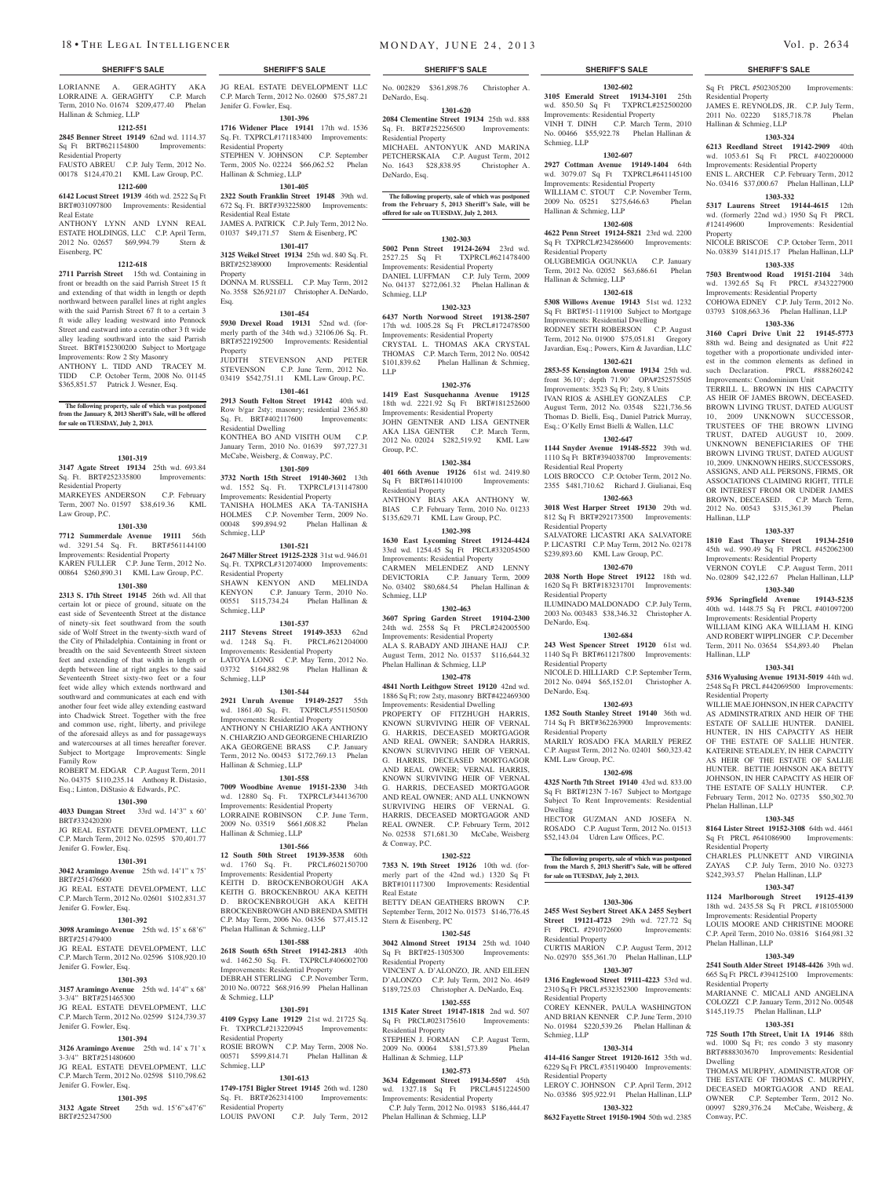### SHERIFF'S SALE

LORIANNE A. GERAGHTY AKA LORRAINE A. GERAGHTY C.P. March Term, 2010 No. 01674 $209,477.40 Phelan Hallinan & Schmieg, LLP

**1212-551**

**2845 Benner Street 19149** 62nd wd. 1114.37 Sq Ft BRT#621154800 Improvements: Residential Property
FAUSTO ABREU C.P. July Term, 2012 No. 00178 $124,470.21 KML Law Group, P.C.

**1212-600**

**6142 Locust Street 19139** 46th wd. 2522 Sq Ft BRT#031097800 Improvements: Residential Real Estate
ANTHONY LYNN AND LYNN REAL ESTATE HOLDINGS, LLC C.P. April Term, 2012 No. 02657 $69,994.79 Stern & Eisenberg, PC

**1212-618**

**2711 Parrish Street** 15th wd. Containing in front or breadth on the said Parrish Street 15 ft and extending of that width in length or depth northward between parallel lines at right angles with the said Parrish Street 67 ft to a certain 3 ft wide alley leading westward into Pennock Street and eastward into a ceratin other 3 ft wide alley leading southward into the said Parrish Street. BRT#152300200 Subject to Mortgage Improvements: Row 2 Sty Masonry
ANTHONY L. TIDD AND TRACEY M. TIDD C.P. October Term, 2008 No. 01145 $365,851.57 Patrick J. Wesner, Esq.

**The following property, sale of which was postponed from the January 8, 2013 Sheriff's Sale, will be offered for sale on TUESDAY, July 2, 2013.**

**1301-319**

**3147 Agate Street 19134** 25th wd. 693.84 Sq. Ft. BRT#252335800 Improvements: Residential Property
MARKEYES ANDERSON C.P. February Term, 2007 No. 01597 $38,619.36 KML Law Group, P.C.

**1301-330**

**7712 Summerdale Avenue 19111** 56th wd. 3291.54 Sq. Ft. BRT#561144100 Improvements: Residential Property
KAREN FULLER C.P. June Term, 2012 No. 00864 $260,890.31 KML Law Group, P.C.

**1301-380**

**2313 S. 17th Street 19145** 26th wd. All that certain lot or piece of ground, situate on the east side of Seventeenth Street at the distance of ninety-six feet southward from the south side of Wolf Street in the twenty-sixth ward of the City of Philadelphia. Containing in front or breadth on the said Seventeenth Street sixteen feet and extending of that width in length or depth between line at right angles to the said Seventeenth Street sixty-two feet or a four feet wide alley which extends northward and southward and communicates at each end with another four feet wide alley extending eastward into Chadwick Street. Together with the free and common use, right, liberty, and privilege of the aforesaid alleys as and for passageways and watercourses at all times hereafter forever. Subject to Mortgage Improvements: Single Family Row
ROBERT M. EDGAR C.P. August Term, 2011 No. 04375 $110,235.14 Anthony R. Distasio, Esq.; Linton, DiStasio & Edwards, P.C.

**1301-390**

**4033 Dungan Street** 33rd wd. 14'3" x 60' BRT#332420200
JG REAL ESTATE DEVELOPMENT, LLC C.P. March Term, 2012 No. 02595 $70,401.77 Jenifer G. Fowler, Esq.

**1301-391**

**3042 Aramingo Avenue** 25th wd. 14'1" x 75' BRT#251476600
JG REAL ESTATE DEVELOPMENT, LLC C.P. March Term, 2012 No. 02601 $102,831.37 Jenifer G. Fowler, Esq.

**1301-392**

**3098 Aramingo Avenue** 25th wd. 15' x 68'6" BRT#251479400
JG REAL ESTATE DEVELOPMENT, LLC C.P. March Term, 2012 No. 02596 $108,920.10 Jenifer G. Fowler, Esq.

**1301-393**

**3157 Aramingo Avenue** 25th wd. 14'4" x 68' 3-3/4" BRT#251465300
JG REAL ESTATE DEVELOPMENT, LLC C.P. March Term, 2012 No. 02599 $124,739.37 Jenifer G. Fowler, Esq.

**1301-394**

**3126 Aramingo Avenue** 25th wd. 14' x 71' x 3-3/4" BRT#251480600
JG REAL ESTATE DEVELOPMENT, LLC C.P. March Term, 2012 No. 02598 $110,798.62 Jenifer G. Fowler, Esq.

**1301-395**

**3132 Agate Street** 25th wd. 15'6"x47'6" BRT#252347500
JG REAL ESTATE DEVELOPMENT LLC C.P. March Term, 2012 No. 02600 $75,587.21 Jenifer G. Fowler, Esq.

**1301-396**

**1716 Widener Place 19141** 17th wd. 1536 Sq. Ft. TXPRCL#171183400 Improvements: Residential Property
STEPHEN V. JOHNSON C.P. September Term, 2005 No. 02224 $66,062.52 Phelan Hallinan & Schmieg, LLP

**1301-405**

**2322 South Franklin Street 19148** 39th wd. 672 Sq. Ft. BRT#393225800 Improvements: Residential Real Estate
JAMES A. PATRICK C.P. July Term, 2012 No. 01037 $49,171.57 Stern & Eisenberg, PC

**1301-417**

**3125 Weikel Street 19134** 25th wd. 840 Sq. Ft. BRT#252389000 Improvements: Residential Property
DONNA M. RUSSELL C.P. May Term, 2012 No. 3558 $26,921.07 Christopher A. DeNardo, Esq.

**1301-454**

**5930 Drexel Road 19131** 52nd wd. (formerly part of the 34th wd.) 32106.06 Sq. Ft. BRT#522192500 Improvements: Residential Property
JUDITH STEVENSON AND PETER STEVENSON C.P. June Term, 2012 No. 03419 $542,751.11 KML Law Group, P.C.

**1301-461**

**2913 South Felton Street 19142** 40th wd. Row b/gar 2sty; masonry; residential 2365.80 Sq. Ft. BRT#402117600 Improvements: Residential Dwelling
KONTHEA BO AND VISITH OUM C.P. January Term, 2010 No. 01639 $97,727.31 McCabe, Weisberg, & Conway, P.C.

**1301-509**

**3732 North 15th Street 19140-3602** 13th wd. 1552 Sq. Ft. TXPRCL#131147800 Improvements: Residential Property
TANISHA HOLMES AKA TA-TANISHA HOLMES C.P. November Term, 2009 No. 00048 $99,894.92 Phelan Hallinan & Schmieg, LLP

**1301-521**

**2647 Miller Street 19125-2328** 31st wd. 946.01 Sq. Ft. TXPRCL#312074000 Improvements: Residential Property
SHAWN KENYON AND MELINDA KENYON C.P. January Term, 2010 No. 00551 $115,734.24 Phelan Hallinan & Schmieg, LLP

**1301-537**

**2117 Stevens Street 19149-3533** 62nd wd. 1248 Sq. Ft. PRCL#621204000 Improvements: Residential Property
LATOYA LONG C.P. May Term, 2012 No. 03732 $164,882.98 Phelan Hallinan & Schmieg, LLP

**1301-544**

**2921 Unruh Avenue 19149-2527** 55th wd. 1861.40 Sq. Ft. TXPRCL#551150500 Improvements: Residential Property
ANTHONY N CHIARIZIO AKA ANTHONY N. CHIARZIO AND GEORGENE CHIARIZIO AKA GEORGENE BRASS C.P. January Term, 2012 No. 00453 $172,769.13 Phelan Hallinan & Schmieg, LLP

**1301-558**

**7009 Woodbine Avenue 19151-2330** 34th wd. 12880 Sq. Ft. TXPRCL#344136700 Improvements: Residential Property
LORRAINE ROBINSON C.P. June Term, 2009 No. 03519 $661,608.82 Phelan Hallinan & Schmieg, LLP

**1301-566**

**12 South 50th Street 19139-3538** 60th wd. 1760 Sq. Ft. PRCL#602150700 Improvements: Residential Property
KEITH D. BROCKENBOROUGH AKA KEITH G. BROCKENBROU AKA KEITH D. BROCKENBROUGH AKA KEITH BROCKENBROWGH AND BRENDA SMITH C.P. May Term, 2006 No. 04356 $77,415.12 Phelan Hallinan & Schmieg, LLP

**1301-588**

**2618 South 65th Street 19142-2813** 40th wd. 1462.50 Sq. Ft. TXPRCL#406002700 Improvements: Residential Property
DEBRAH STERLING C.P. November Term, 2010 No. 00722 $68,916.99 Phelan Hallinan & Schmieg, LLP

**1301-591**

**4109 Gypsy Lane 19129** 21st wd. 21725 Sq. Ft. TXPRCL#213220945 Improvements: Residential Property
ROSIE BROWN C.P. May Term, 2008 No. 00571 $599,814.71 Phelan Hallinan & Schmieg, LLP

**1301-613**

**1749-1751 Bigler Street 19145** 26th wd. 1280 Sq. Ft. BRT#262314100 Improvements: Residential Property
LOUIS PAVONI C.P. July Term, 2012 No. 002829 $361,898.76 Christopher A. DeNardo, Esq.

**1301-620**

**2084 Clementine Street 19134** 25th wd. 888 Sq. Ft. BRT#252256500 Improvements: Residential Property
MICHAEL ANTONYUK AND MARINA PETCHERSKAIA C.P. August Term, 2012 No. 1643 $28,838.95 Christopher A. DeNardo, Esq.

**The following property, sale of which was postponed from the February 5, 2013 Sheriff's Sale, will be offered for sale on TUESDAY, July 2, 2013.**

**1302-303**

**5002 Penn Street 19124-2694** 23rd wd. 2527.25 Sq Ft TXPRCL#621478400 Improvements: Residential Property
DANIEL LUFFMAN C.P. July Term, 2009 No. 04137 $272,061.32 Phelan Hallinan & Schmieg, LLP

**1302-323**

**6437 North Norwood Street 19138-2507** 17th wd. 1005.28 Sq Ft PRCL#172478500 Improvements: Residential Property
CRYSTAL L. THOMAS AKA CRYSTAL THOMAS C.P. March Term, 2012 No. 00542 $101,839.62 Phelan Hallinan & Schmieg, LLP

**1302-376**

**1419 East Susquehanna Avenue 19125** 18th wd. 2221.92 Sq Ft BRT#181252600 Improvements: Residential Property
JOHN GENTNER AND LISA GENTNER AKA LISA GENTER C.P. March Term, 2012 No. 02024 $282,519.92 KML Law Group, P.C.

**1302-384**

**401 66th Avenue 19126** 61st wd. 2419.80 Sq Ft BRT#611410100 Improvements: Residential Property
ANTHONY BIAS AKA ANTHONY W. BIAS C.P. February Term, 2010 No. 01233 $135,629.71 KML Law Group, P.C.

**1302-398**

**1630 East Lycoming Street 19124-4424** 33rd wd. 1254.45 Sq Ft PRCL#332054500 Improvements: Residential Property
CARMEN MELENDEZ AND LENNY DEVICTORIA C.P. January Term, 2009 No. 03402 $80,684.54 Phelan Hallinan & Schmieg, LLP

**1302-463**

**3607 Spring Garden Street 19104-2300** 24th wd. 2558 Sq Ft PRCL#242005500 Improvements: Residential Property
ALA S. RABADY AND JIHANE HAJJ C.P. August Term, 2012 No. 01537 $116,644.32 Phelan Hallinan & Schmieg, LLP

**1302-478**

**4841 North Leithgow Street 19120** 42nd wd. 1886 Sq Ft; row 2sty, masonry BRT#422469300 Improvements: Residential Dwelling
PROPERTY OF FITZHUGH HARRIS, KNOWN SURVIVING HEIR OF VERNAL G. HARRIS, DECEASED MORTGAGOR AND REAL OWNER; SANDRA HARRIS, KNOWN SURVIVING HEIR OF VERNAL G. HARRIS, DECEASED MORTGAGOR AND REAL OWNER; VERNAL HARRIS, KNOWN SURVIVING HEIR OF VERNAL G. HARRIS, DECEASED MORTGAGOR AND REAL OWNER; AND ALL UNKNOWN SURVIVING HEIRS OF VERNAL G. HARRIS, DECEASED MORTGAGOR AND REAL OWNER. C.P. February Term, 2012 No. 02538 $71,681.30 McCabe, Weisberg & Conway, P.C.

**1302-522**

**7353 N. 19th Street 19126** 10th wd. (formerly part of the 42nd wd.) 1320 Sq Ft BRT#101117300 Improvements: Residential Real Estate
BETTY DEAN GEATHERS BROWN C.P. September Term, 2012 No. 01573 $146,776.45 Stern & Eisenberg, PC

**1302-545**

**3042 Almond Street 19134** 25th wd. 1040 Sq Ft BRT#25-1305300 Improvements: Residential Property
VINCENT A. D'ALONZO, JR. AND EILEEN D'ALONZO C.P. July Term, 2012 No. 4649 $189,725.03 Christopher A. DeNardo, Esq.

**1302-555**

**1315 Kater Street 19147-1818** 2nd wd. 507 Sq Ft PRCL#023175610 Improvements: Residential Property
STEPHEN J. FORMAN C.P. August Term, 2009 No. 00064 $381,573.89 Phelan Hallinan & Schmieg, LLP

**1302-573**

**3634 Edgemont Street 19134-5507** 45th wd. 1327.18 Sq Ft PRCL#451224500 Improvements: Residential Property
C.P. July Term, 2012 No. 01983 $186,444.47 Phelan Hallinan & Schmieg, LLP

**1302-602**

**3105 Emerald Street 19134-3101** 25th wd. 850.50 Sq Ft TXPRCL#252500200 Improvements: Residential Property
VINH T. DINH C.P. March Term, 2010 No. 00466 $55,922.78 Phelan Hallinan & Schmieg, LLP

**1302-607**

**2927 Cottman Avenue 19149-1404** 64th wd. 3079.07 Sq Ft TXPRCL#641145100 Improvements: Residential Property
WILLIAM C. STOUT C.P. November Term, 2009 No. 05251 $275,646.63 Phelan Hallinan & Schmieg, LLP

**1302-608**

**4622 Penn Street 19124-5821** 23rd wd. 2200 Sq Ft TXPRCL#234286600 Improvements: Residential Property
OLUGBEMIGA OGUNKUA C.P. January Term, 2012 No. 02052 $63,686.61 Phelan Hallinan & Schmieg, LLP

**1302-618**

**5308 Willows Avenue 19143** 51st wd. 1232 Sq Ft BRT#51-1119100 Subject to Mortgage Improvements: Residential Dwelling
RODNEY SETH ROBERSON C.P. August Term, 2012 No. 01900 $75,051.81 Gregory Javardian, Esq.; Powers, Kirn & Javardian, LLC

**1302-621**

**2853-55 Kensington Avenue 19134** 25th wd. front 36.10'; depth 71.90' OPA#252575505 Improvements: 3523 Sq Ft; 2sty, 8 Units
IVAN RIOS & ASHLEY GONZALES C.P. August Term, 2012 No. 03548 $221,736.56 Thomas D. Bielli, Esq., Daniel Patrick Murray, Esq.; O'Kelly Ernst Bielli & Wallen, LLC

**1302-647**

**1144 Snyder Avenue 19148-5522** 39th wd. 1110 Sq Ft BRT#394038700 Improvements: Residential Real Property
LOIS BROCCO C.P. October Term, 2012 No. 2355 $481,710.62 Richard J. Giulianai, Esq

**1302-663**

**3018 West Harper Street 19130** 29th wd. 812 Sq Ft BRT#292173500 Improvements: Residential Property
SALVATORE LICASTRI AKA SALVATORE P. LICASTRI C.P. May Term, 2012 No. 02178 $239,893.60 KML Law Group, P.C.

**1302-670**

**2038 North Hope Street 19122** 18th wd. 1620 Sq Ft BRT#183231701 Improvements: Residential Property
ILUMINADO MALDONADO C.P. July Term, 2003 No. 003483 $38,346.32 Christopher A. DeNardo, Esq.

**1302-684**

**243 West Spencer Street 19120** 61st wd. 1140 Sq Ft BRT#611217800 Improvements: Residential Property
NICOLE D. HILLIARD C.P. September Term, 2012 No. 0494 $65,152.01 Christopher A. DeNardo, Esq.

**1302-693**

**1352 South Stanley Street 19140** 36th wd. 714 Sq Ft BRT#362263900 Improvements: Residential Property
MARILY ROSADO FKA MARILY PEREZ C.P. August Term, 2012 No. 02401 $60,323.42 KML Law Group, P.C.

**1302-698**

**4325 North 7th Street 19140** 43rd wd. 833.00 Sq Ft BRT#123N 7-167 Subject to Mortgage Subject To Rent Improvements: Residential Dwelling
HECTOR GUZMAN AND JOSEFA N. ROSADO C.P. August Term, 2012 No. 01513 $52,143.04 Udren Law Offices, P.C.

**The following property, sale of which was postponed from the March 5, 2013 Sheriff's Sale, will be offered for sale on TUESDAY, July 2, 2013.**

**1303-306**

**2455 West Seybert Street AKA 2455 Seybert Street 19121-4723** 29th wd. 727.72 Sq Ft PRCL #291072600 Improvements: Residential Property
CURTIS MARION C.P. August Term, 2012 No. 02970 $55,361.70 Phelan Hallinan, LLP

**1303-307**

**1316 Englewood Street 19111-4223** 53rd wd. 2310 Sq Ft PRCL #532352300 Improvements: Residential Property
COREY KENNER, PAULA WASHINGTON AND BRIAN KENNER C.P. June Term, 2010 No. 01984 $220,539.26 Phelan Hallinan & Schmieg, LLP

**1303-314**

**414-416 Sanger Street 19120-1612** 35th wd. 6229 Sq Ft PRCL #351190400 Improvements: Residential Property
LEROY C. JOHNSON C.P. April Term, 2012 No. 03586 $95,922.91 Phelan Hallinan, LLP

**1303-322**

**8632 Fayette Street 19150-1904** 50th wd. 2385 Sq Ft PRCL #502305200 Improvements: Residential Property
JAMES E. REYNOLDS, JR. C.P. July Term, 2011 No. 02220 $185,718.78 Phelan Hallinan & Schmieg, LLP

**1303-324**

**6213 Reedland Street 19142-2909** 40th wd. 1053.61 Sq Ft PRCL #402200000 Improvements: Residential Property
ENIS L. ARCHER C.P. February Term, 2012 No. 03416 $37,000.67 Phelan Hallinan, LLP

**1303-332**

**5317 Laurens Street 19144-4615** 12th wd. (formerly 22nd wd.) 1950 Sq Ft PRCL #124149600 Improvements: Residential Property
NICOLE BRISCOE C.P. October Term, 2011 No. 03839 $141,015.17 Phelan Hallinan, LLP

**1303-335**

**7503 Brentwood Road 19151-2104** 34th wd. 1392.65 Sq Ft PRCL #343227900 Improvements: Residential Property
COHOWA EDNEY C.P. July Term, 2012 No. 03793 $108,663.36 Phelan Hallinan, LLP

**1303-336**

**3160 Capri Drive Unit 22 19145-5773** 88th wd. Being and designated as Unit #22 together with a proportionate undivided interest in the common elements as defined in such Declaration. PRCL #888260242 Improvements: Condominium Unit
TERRILL L. BROWN IN HIS CAPACITY AS HEIR OF JAMES BROWN, DECEASED. BROWN LIVING TRUST, DATED AUGUST 10, 2009 UNKNOWN SUCCESSOR, TRUSTEES OF THE BROWN LIVING TRUST, DATED AUGUST 10, 2009. UNKNOWN BENEFICIARIES OF THE BROWN LIVING TRUST, DATED AUGUST 10, 2009. UNKNOWN HEIRS, SUCCESSORS, ASSIGNS, AND ALL PERSONS, FIRMS, OR ASSOCIATIONS CLAIMING RIGHT, TITLE OR INTEREST FROM OR UNDER JAMES BROWN, DECEASED. C.P. March Term, 2012 No. 00543 $315,361.39 Phelan Hallinan, LLP

**1303-337**

**1810 East Thayer Street 19134-2510** 45th wd. 990.49 Sq Ft PRCL #452062300 Improvements: Residential Property
VERNON COYLE C.P. August Term, 2011 No. 02809 $42,122.67 Phelan Hallinan, LLP

**1303-340**

**5936 Springfield Avenue 19143-5235** 40th wd. 1448.75 Sq Ft PRCL #401097200 Improvements: Residential Property
WILLIAM KING AKA WILLIAM H. KING AND ROBERT WIPPLINGER C.P. December Term, 2011 No. 03654 $54,893.40 Phelan Hallinan, LLP

**1303-341**

**5316 Wyalusing Avenue 19131-5019** 44th wd. 2548 Sq Ft PRCL #442069500 Improvements: Residential Property
WILLIE MAE JOHNSON, IN HER CAPACITY AS ADMINSTRATRIX AND HEIR OF THE ESTATE OF SALLIE HUNTER. DANIEL HUNTER, IN HIS CAPACITY AS HEIR OF THE ESTATE OF SALLIE HUNTER. KATERINE STEADLEY, IN HER CAPACITY AS HEIR OF THE ESTATE OF SALLIE HUNTER. BETTIE JOHNSON AKA BETTY JOHNSON, IN HER CAPACITY AS HEIR OF THE ESTATE OF SALLY HUNTER. C.P. February Term, 2012 No. 02735 $50,302.70 Phelan Hallinan, LLP

**1303-345**

**8164 Lister Street 19152-3108** 64th wd. 4461 Sq Ft PRCL #641086900 Improvements: Residential Property
CHARLES PLUNKETT AND VIRGINIA ZAYAS C.P. July Term, 2010 No. 03273 $242,393.57 Phelan Hallinan, LLP

**1303-347**

**1124 Marlborough Street 19125-4139** 18th wd. 2435.58 Sq Ft PRCL #181055000 Improvements: Residential Property
LOUIS MOORE AND CHRISTINE MOORE C.P. April Term, 2010 No. 03816 $164,981.32 Phelan Hallinan, LLP

**1303-349**

**2541 South Alder Street 19148-4426** 39th wd. 665 Sq Ft PRCL #394125100 Improvements: Residential Property
MARIANNE C. MICALI AND ANGELINA COLOZZI C.P. January Term, 2012 No. 00548 $145,119.75 Phelan Hallinan, LLP

**1303-351**

**725 South 17th Street, Unit 1A 19146** 88th wd. 1000 Sq Ft; res condo 3 sty masonry BRT#888303670 Improvements: Residential Dwelling
THOMAS MURPHY, ADMINISTRATOR OF THE ESTATE OF THOMAS C. MURPHY, DECEASED MORTGAGOR AND REAL OWNER C.P. September Term, 2012 No. 00997 $289,376.24 McCabe, Weisberg, & Conway, P.C.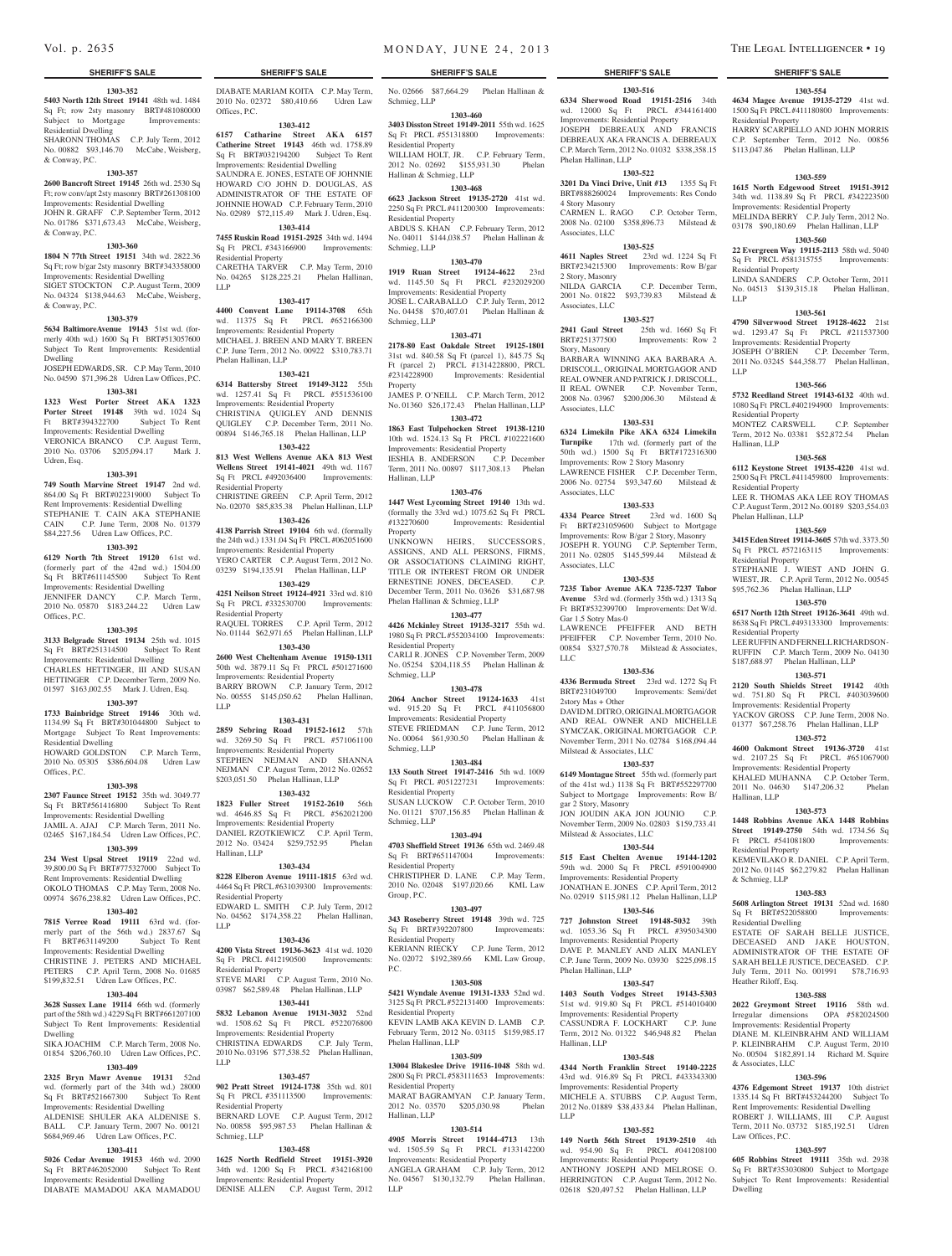**SHERIFF'S SALE**

**1303-352**

**5403 North 12th Street 19141** 48th wd. 1484 Sq Ft; row 2sty masonry BRT#481080000 Subject to Mortgage Improvements: Residential Dwelling

SHARONN THOMAS C.P. July Term, 2012 No. 00882 $93,146.70 McCabe, Weisberg, & Conway, P.C.

**1303-357**

**2600 Bancroft Street 19145** 26th wd. 2530 Sq Ft; row conv/apt 2sty masonry BRT#261308100 Improvements: Residential Dwelling

JOHN R. GRAFF C.P. September Term, 2012 No. 01786 $371,673.43 McCabe, Weisberg, & Conway, P.C.

**1303-360**

**1804 N 77th Street 19151** 34th wd. 2822.36 Sq Ft; row b/gar 2sty masonry BRT#343358000 Improvements: Residential Dwelling

SIGET STOCKTON C.P. August Term, 2009 No. 04324 $138,944.63 McCabe, Weisberg, & Conway, P.C.

**1303-379**

**5634 BaltimoreAvenue 19143** 51st wd. (formerly 40th wd.) 1600 Sq Ft BRT#513057600 Subject To Rent Improvements: Residential Dwelling

JOSEPH EDWARDS, SR. C.P. May Term, 2010 No. 04590 $71,396.28 Udren Law Offices, P.C.

**1303-381**

**1323 West Porter Street AKA 1323 Porter Street 19148** 39th wd. 1024 Sq Ft BRT#394322700 Subject To Rent Improvements: Residential Dwelling

VERONICA BRANCO C.P. August Term, 2010 No. 03706 $205,094.17 Mark J. Udren, Esq.

**1303-391**

**749 South Marvine Street 19147** 2nd wd. 864.00 Sq Ft BRT#022319000 Subject To Rent Improvements: Residential Dwelling

STEPHANIE T. CAIN AKA STEPHANIE CAIN C.P. June Term, 2008 No. 01379 $84,227.56 Udren Law Offices, P.C.

**1303-392**

**6129 North 7th Street 19120** 61st wd. (formerly part of the 42nd wd.) 1504.00 Sq Ft BRT#611145500 Subject To Rent Improvements: Residential Dwelling

JENNIFER DANCY C.P. March Term, 2010 No. 05870 $183,244.22 Udren Law Offices, P.C.

**1303-395**

**3133 Belgrade Street 19134** 25th wd. 1015 Sq Ft BRT#251314500 Subject To Rent Improvements: Residential Dwelling

CHARLES HETTINGER, III AND SUSAN HETTINGER C.P. December Term, 2009 No. 01597 $163,002.55 Mark J. Udren, Esq.

**1303-397**

**1733 Bainbridge Street 19146** 30th wd. 1134.99 Sq Ft BRT#301044800 Subject to Mortgage Subject To Rent Improvements: Residential Dwelling

HOWARD GOLDSTON C.P. March Term, 2010 No. 05305 $386,604.08 Udren Law Offices, P.C.

**1303-398**

**2307 Faunce Street 19152** 35th wd. 3049.77 Sq Ft BRT#561416800 Subject To Rent Improvements: Residential Dwelling

JAMIL A. AJAJ C.P. March Term, 2011 No. 02465 $167,184.54 Udren Law Offices, P.C.

**1303-399**

**234 West Upsal Street 19119** 22nd wd. 39,800.00 Sq Ft BRT#775327000 Subject To Rent Improvements: Residential Dwelling

OKOLO THOMAS C.P. May Term, 2008 No. 00974 $676,238.82 Udren Law Offices, P.C.

**1303-402**

**7815 Verree Road 19111** 63rd wd. (formerly part of the 56th wd.) 2837.67 Sq Ft BRT#631149200 Subject To Rent Improvements: Residential Dwelling

CHRISTINE J. PETERS AND MICHAEL PETERS C.P. April Term, 2008 No. 01685 $199,832.51 Udren Law Offices, P.C.

**1303-404**

**3628 Sussex Lane 19114** 66th wd. (formerly part of the 58th wd.) 4229 Sq Ft BRT#661207100 Subject To Rent Improvements: Residential Dwelling

SIKA JOACHIM C.P. March Term, 2008 No. 01854 $206,760.10 Udren Law Offices, P.C.

**1303-409**

**2325 Bryn Mawr Avenue 19131** 52nd wd. (formerly part of the 34th wd.) 28000 Sq Ft BRT#521667300 Subject To Rent Improvements: Residential Dwelling

ALDENISE SHULER AKA ALDENISE S. BALL C.P. January Term, 2007 No. 00121 $684,969.46 Udren Law Offices, P.C.

**1303-411**

**5026 Cedar Avenue 19153** 46th wd. 2090 Sq Ft BRT#462052000 Subject To Rent Improvements: Residential Dwelling

DIABATE MAMADOU AKA MAMADOU DIABATE MARIAM KOITA C.P. May Term, 2010 No. 02372 $80,410.66 Udren Law Offices, P.C.

**1303-412**

**6157 Catharine Street AKA 6157 Catherine Street 19143** 46th wd. 1758.89 Sq Ft BRT#032194200 Subject To Rent Improvements: Residential Dwelling

SAUNDRA E. JONES, ESTATE OF JOHNNIE HOWARD C/O JOHN D. DOUGLAS, AS ADMINISTRATOR OF THE ESTATE OF JOHNNIE HOWAD C.P. February Term, 2010 No. 02989 $72,115.49 Mark J. Udren, Esq.

**1303-414**

**7455 Ruskin Road 19151-2925** 34th wd. 1494 Sq Ft PRCL #343166900 Improvements: Residential Property

CARETHA TARVER C.P. May Term, 2010 No. 04265 $128,225.21 Phelan Hallinan, LLP

**1303-417**

**4400 Convent Lane 19114-3708** 65th wd. 11375 Sq Ft PRCL #652166300 Improvements: Residential Property

MICHAEL J. BREEN AND MARY T. BREEN C.P. June Term, 2012 No. 00922 $310,783.71 Phelan Hallinan, LLP

**1303-421**

**6314 Battersby Street 19149-3122** 55th wd. 1257.41 Sq Ft PRCL #551536100 Improvements: Residential Property

CHRISTINA QUIGLEY AND DENNIS QUIGLEY C.P. December Term, 2011 No. 00894 $146,765.18 Phelan Hallinan, LLP

**1303-422**

**813 West Wellens Avenue AKA 813 West Wellens Street 19141-4021** 49th wd. 1167 Sq Ft PRCL #492036400 Improvements: Residential Property

CHRISTINE GREEN C.P. April Term, 2012 No. 02070 $85,835.38 Phelan Hallinan, LLP

**1303-426**

**4138 Parrish Street 19104** 6th wd. (formally the 24th wd.) 1331.04 Sq Ft PRCL #062051600 Improvements: Residential Property

YERO CARTER C.P. August Term, 2012 No. 03239 $194,135.91 Phelan Hallinan, LLP

**1303-429**

**4251 Neilson Street 19124-4921** 33rd wd. 810 Sq Ft PRCL #332530700 Improvements: Residential Property

RAQUEL TORRES C.P. April Term, 2012 No. 01144 $62,971.65 Phelan Hallinan, LLP

**1303-430**

**2600 West Cheltenham Avenue 19150-1311** 50th wd. 3879.11 Sq Ft PRCL #501271600 Improvements: Residential Property

BARRY BROWN C.P. January Term, 2012 No. 00555 $145,050.62 Phelan Hallinan, LLP

**1303-431**

**2859 Sebring Road 19152-1612** 57th wd. 3269.50 Sq Ft PRCL #571061100 Improvements: Residential Property

STEPHEN NEJMAN AND SHANNA NEJMAN C.P. August Term, 2012 No. 02652 $203,051.50 Phelan Hallinan, LLP

**1303-432**

**1823 Fuller Street 19152-2610** 56th wd. 4646.85 Sq Ft PRCL #562021200 Improvements: Residential Property

DANIEL RZOTKIEWICZ C.P. April Term, 2012 No. 03424 $259,752.95 Phelan Hallinan, LLP

**1303-434**

**8228 Elberon Avenue 19111-1815** 63rd wd. 4464 Sq Ft PRCL #631039300 Improvements: Residential Property

EDWARD L. SMITH C.P. July Term, 2012 No. 04562 $174,358.22 Phelan Hallinan, LLP

**1303-436**

**4200 Vista Street 19136-3623** 41st wd. 1020 Sq Ft PRCL #412190500 Improvements: Residential Property

STEVE MARI C.P. August Term, 2010 No. 03987 $62,589.48 Phelan Hallinan, LLP

**1303-441**

**5832 Lebanon Avenue 19131-3032** 52nd wd. 1508.62 Sq Ft PRCL #522076800 Improvements: Residential Property

CHRISTINA EDWARDS C.P. July Term, 2010 No. 03196 $77,538.52 Phelan Hallinan, LLP

**1303-457**

**902 Pratt Street 19124-1738** 35th wd. 801 Sq Ft PRCL #351113500 Improvements: Residential Property

BERNARD LOVE C.P. August Term, 2012 No. 00858 $95,987.53 Phelan Hallinan & Schmieg, LLP

**1303-458**

**1625 North Redfield Street 19151-3920** 34th wd. 1200 Sq Ft PRCL #342168100 Improvements: Residential Property

DENISE ALLEN C.P. August Term, 2012 No. 02666 $87,664.29 Phelan Hallinan & Schmieg, LLP

**1303-460**

**3403 Disston Street 19149-2011** 55th wd. 1625 Sq Ft PRCL #551318800 Improvements: Residential Property

WILLIAM HOLT, JR. C.P. February Term, 2012 No. 02692 $155,931.30 Phelan Hallinan & Schmieg, LLP

**1303-468**

**6623 Jackson Street 19135-2720** 41st wd. 2250 Sq Ft PRCL #411200300 Improvements: Residential Property

ABDUS S. KHAN C.P. February Term, 2012 No. 04011 $144,038.57 Phelan Hallinan & Schmieg, LLP

**1303-470**

**1919 Ruan Street 19124-4622** 23rd wd. 1145.50 Sq Ft PRCL #232029200 Improvements: Residential Property

JOSE L. CARABALLO C.P. July Term, 2012 No. 04458 $70,407.01 Phelan Hallinan & Schmieg, LLP

**1303-471**

**2178-80 East Oakdale Street 19125-1801** 31st wd. 840.58 Sq Ft (parcel 1), 845.75 Sq Ft (parcel 2) PRCL #1314228800, PRCL #2314228900 Improvements: Residential Property

JAMES P. O'NEILL C.P. March Term, 2012 No. 01360 $26,172.43 Phelan Hallinan, LLP

**1303-472**

**1863 East Tulpehocken Street 19138-1210** 10th wd. 1524.13 Sq Ft PRCL #102221600 Improvements: Residential Property

IESHIA B. ANDERSON C.P. December Term, 2011 No. 00897 $117,308.13 Phelan Hallinan, LLP

**1303-476**

**1447 West Lycoming Street 19140** 13th wd. (formally the 33rd wd.) 1075.62 Sq Ft PRCL #132270600 Improvements: Residential Property

UNKNOWN HEIRS, SUCCESSORS, ASSIGNS, AND ALL PERSONS, FIRMS, OR ASSOCIATIONS CLAIMING RIGHT, TITLE OR INTEREST FROM OR UNDER ERNESTINE JONES, DECEASED. C.P. December Term, 2011 No. 03626 $31,687.98 Phelan Hallinan & Schmieg, LLP

**1303-477**

**4426 Mckinley Street 19135-3217** 55th wd. 1980 Sq Ft PRCL #552034100 Improvements: Residential Property

CARLI R. JONES C.P. November Term, 2009 No. 05254 $204,118.55 Phelan Hallinan & Schmieg, LLP

**1303-478**

**2064 Anchor Street 19124-1633** 41st wd. 915.20 Sq Ft PRCL #411056800 Improvements: Residential Property

STEVE FRIEDMAN C.P. June Term, 2012 No. 00064 $61,930.50 Phelan Hallinan & Schmieg, LLP

**1303-484**

**133 South Street 19147-2416** 5th wd. 1009 Sq Ft PRCL #051227231 Improvements: Residential Property

SUSAN LUCKOW C.P. October Term, 2010 No. 01121 $707,156.85 Phelan Hallinan & Schmieg, LLP

**1303-494**

**4703 Sheffield Street 19136** 65th wd. 2469.48 Sq Ft BRT#651147004 Improvements: Residential Property

CHRISTIPHER D. LANE C.P. May Term, 2010 No. 02048 $197,020.66 KML Law Group, P.C.

**1303-497**

**343 Roseberry Street 19148** 39th wd. 725 Sq Ft BRT#392207800 Improvements: Residential Property

KERIANN RIECKY C.P. June Term, 2012 No. 02072 $192,389.66 KML Law Group, P.C.

**1303-508**

**5421 Wyndale Avenue 19131-1333** 52nd wd. 3125 Sq Ft PRCL #522131400 Improvements: Residential Property

KEVIN LAMB AKA KEVIN D. LAMB C.P. February Term, 2012 No. 03115 $159,985.17 Phelan Hallinan, LLP

**1303-509**

**13004 Blakeslee Drive 19116-1048** 58th wd. 2800 Sq Ft PRCL #583111653 Improvements: Residential Property

MARAT BAGRAMYAN C.P. January Term, 2012 No. 03570 $205,030.98 Phelan Hallinan, LLP

**1303-514**

**4905 Morris Street 19144-4713** 13th wd. 1505.59 Sq Ft PRCL #133142200 Improvements: Residential Property

ANGELA GRAHAM C.P. July Term, 2012 No. 04567 $130,132.79 Phelan Hallinan, LLP

**1303-516**

**6334 Sherwood Road 19151-2516** 34th wd. 12000 Sq Ft PRCL #344161400 Improvements: Residential Property

JOSEPH DEBREAUX AND FRANCIS DEBREAUX AKA FRANCIS A. DEBREAUX C.P. March Term, 2012 No. 01032 $338,358.15 Phelan Hallinan, LLP

**1303-522**

**3201 Da Vinci Drive, Unit #13** 1355 Sq Ft BRT#888260024 Improvements: Res Condo 4 Story Masonry

CARMEN L. RAGO C.P. October Term, 2008 No. 02100 $358,896.73 Milstead & Associates, LLC

**1303-525**

**4611 Naples Street** 23rd wd. 1224 Sq Ft BRT#234215300 Improvements: Row B/gar 2 Story, Masonry

NILDA GARCIA C.P. December Term, 2001 No. 01822 $93,739.83 Milstead & Associates, LLC

**1303-527**

**2941 Gaul Street** 25th wd. 1660 Sq Ft BRT#251377500 Improvements: Row 2 Story, Masonry

BARBARA WINNING AKA BARBARA A. DRISCOLL, ORIGINAL MORTGAGOR AND REAL OWNER AND PATRICK J. DRISCOLL, II REAL OWNER C.P. November Term, 2008 No. 03967 $200,006.30 Milstead & Associates, LLC

**1303-531**

**6324 Limekiln Pike AKA 6324 Limekiln Turnpike** 17th wd. (formerly part of the 50th wd.) 1500 Sq Ft BRT#172316300 Improvements: Row 2 Story Masonry

LAWRENCE FISHER C.P. December Term, 2006 No. 02754 $93,347.60 Milstead & Associates, LLC

**1303-533**

**4334 Pearce Street** 23rd wd. 1600 Sq Ft BRT#231059600 Subject to Mortgage Improvements: Row B/gar 2 Story, Masonry

JOSEPH R. YOUNG C.P. September Term, 2011 No. 02805 $145,599.44 Milstead & Associates, LLC

**1303-535**

**7235 Tabor Avenue AKA 7235-7237 Tabor Avenue** 53rd wd. (formerly 35th wd.) 1313 Sq Ft BRT#532399700 Improvements: Det W/d. Gar 1.5 Sotry Mas-0

LAWRENCE PFEIFFER AND BETH PFEIFFER C.P. November Term, 2010 No. 00854 $327,570.78 Milstead & Associates, LLC

**1303-536**

**4336 Bermuda Street** 23rd wd. 1272 Sq Ft BRT#231049700 Improvements: Semi/det 2story Mas + Other

DAVID M. DITRO, ORIGINAL MORTGAGOR AND REAL OWNER AND MICHELLE SYMCZAK, ORIGINAL MORTGAGOR C.P. November Term, 2011 No. 02784 $168,094.44 Milstead & Associates, LLC

**1303-537**

**6149 Montague Street** 55th wd. (formerly part of the 41st wd.) 1138 Sq Ft BRT#552297700 Subject to Mortgage Improvements: Row B/gar 2 Story, Masonry

JON JOUDIN AKA JON JOUNIO C.P. November Term, 2009 No. 02803 $159,733.41 Milstead & Associates, LLC

**1303-544**

**515 East Chelten Avenue 19144-1202** 59th wd. 2000 Sq Ft PRCL #591004900 Improvements: Residential Property

JONATHAN E. JONES C.P. April Term, 2012 No. 02919 $115,981.12 Phelan Hallinan, LLP

**1303-546**

**727 Johnston Street 19148-5032** 39th wd. 1053.36 Sq Ft PRCL #395034300 Improvements: Residential Property

DAVE P. MANLEY AND ALIX MANLEY C.P. June Term, 2009 No. 03930 $225,098.15 Phelan Hallinan, LLP

**1303-547**

**1403 South Vodges Street 19143-5303** 51st wd. 919.80 Sq Ft PRCL #514010400 Improvements: Residential Property

CASSUNDRA F. LOCKHART C.P. June Term, 2012 No. 01322 $46,948.82 Phelan Hallinan, LLP

**1303-548**

**4344 North Franklin Street 19140-2225** 43rd wd. 916.89 Sq Ft PRCL #433343300 Improvements: Residential Property

MICHELE A. STUBBS C.P. August Term, 2012 No. 01889 $38,433.84 Phelan Hallinan, LLP

**1303-552**

**149 North 56th Street 19139-2510** 4th wd. 954.90 Sq Ft PRCL #041208100 Improvements: Residential Property

ANTHONY JOSEPH AND MELROSE O. HERRINGTON C.P. August Term, 2012 No. 02618 $20,497.52 Phelan Hallinan, LLP

**1303-554**

**4634 Magee Avenue 19135-2729** 41st wd. 1500 Sq Ft PRCL #411180800 Improvements: Residential Property

HARRY SCARPIELLO AND JOHN MORRIS C.P. September Term, 2012 No. 00856 $113,047.86 Phelan Hallinan, LLP

**1303-559**

**1615 North Edgewood Street 19151-3912** 34th wd. 1138.89 Sq Ft PRCL #342223500 Improvements: Residential Property

MELINDA BERRY C.P. July Term, 2012 No. 03178 $90,180.69 Phelan Hallinan, LLP

**1303-560**

**22 Evergreen Way 19115-2113** 58th wd. 5040 Sq Ft PRCL #581315755 Improvements: Residential Property

LINDA SANDERS C.P. October Term, 2011 No. 04513 $139,315.18 Phelan Hallinan, LLP

**1303-561**

**4790 Silverwood Street 19128-4622** 21st wd. 1293.47 Sq Ft PRCL #211537300 Improvements: Residential Property

JOSEPH O'BRIEN C.P. December Term, 2011 No. 03245 $44,358.77 Phelan Hallinan, LLP

**1303-566**

**5732 Reedland Street 19143-6132** 40th wd. 1080 Sq Ft PRCL #402194900 Improvements: Residential Property

MONTEZ CARSWELL C.P. September Term, 2012 No. 03381 $52,872.54 Phelan Hallinan, LLP

**1303-568**

**6112 Keystone Street 19135-4220** 41st wd. 2500 Sq Ft PRCL #411459800 Improvements: Residential Property

LEE R. THOMAS AKA LEE ROY THOMAS C.P. August Term, 2012 No. 00189 $203,554.03 Phelan Hallinan, LLP

**1303-569**

**3415 Eden Street 19114-3605** 57th wd. 3373.50 Sq Ft PRCL #572163115 Improvements: Residential Property

STEPHANIE J. WIEST AND JOHN G. WIEST, JR. C.P. April Term, 2012 No. 00545 $95,762.36 Phelan Hallinan, LLP

**1303-570**

**6517 North 12th Street 19126-3641** 49th wd. 8638 Sq Ft PRCL #493133300 Improvements: Residential Property

LEE RUFFIN AND FERNELL RICHARDSON-RUFFIN C.P. March Term, 2009 No. 04130 $187,688.97 Phelan Hallinan, LLP

**1303-571**

**2120 South Shields Street 19142** 40th wd. 751.80 Sq Ft PRCL #403039600 Improvements: Residential Property

YACKOV GROSS C.P. June Term, 2008 No. 01377 $67,258.76 Phelan Hallinan, LLP

**1303-572**

**4600 Oakmont Street 19136-3720** 41st wd. 2107.25 Sq Ft PRCL #651067900 Improvements: Residential Property

KHALED MUHANNA C.P. October Term, 2011 No. 04630 $147,206.32 Phelan Hallinan, LLP

**1303-573**

**1448 Robbins Avenue AKA 1448 Robbins Street 19149-2750** 54th wd. 1734.56 Sq Ft PRCL #541081800 Improvements: Residential Property

KEMEVILAKO R. DANIEL C.P. April Term, 2012 No. 01145 $62,279.82 Phelan Hallinan & Schmieg, LLP

**1303-583**

**5608 Arlington Street 19131** 52nd wd. 1680 Sq Ft BRT#522058800 Improvements: Residential Dwelling

ESTATE OF SARAH BELLE JUSTICE, DECEASED AND JAKE HOUSTON, ADMINISTRATOR OF THE ESTATE OF SARAH BELLE JUSTICE, DECEASED. C.P. July Term, 2011 No. 001991 $78,716.93 Heather Riloff, Esq.

**1303-588**

**2022 Greymont Street 19116** 58th wd. Irregular dimensions OPA #582024500 Improvements: Residential Property

DIANE M. KLEINBRAHM AND WILLIAM P. KLEINBRAHM C.P. August Term, 2010 No. 00504 $182,891.14 Richard M. Squire & Associates, LLC

**1303-596**

**4376 Edgemont Street 19137** 10th district 1335.14 Sq Ft BRT#453244200 Subject To Rent Improvements: Residential Dwelling

ROBERT J. WILLIAMS, III C.P. August Term, 2011 No. 03732 $185,192.51 Udren Law Offices, P.C.

**1303-597**

**605 Robbins Street 19111** 35th wd. 2938 Sq Ft BRT#353030800 Subject to Mortgage Subject To Rent Improvements: Residential Dwelling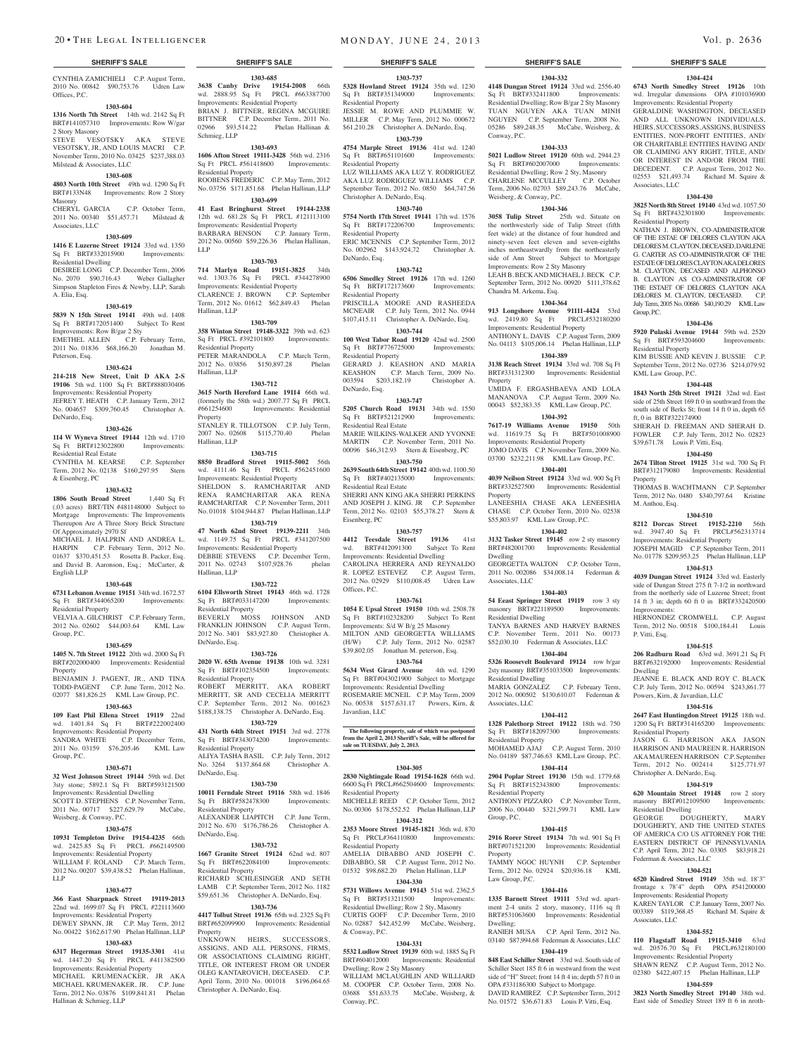**SHERIFF'S SALE**

CYNTHIA ZAMICHIELI C.P. August Term, 2010 No. 00842 $90,753.76 Udren Law Offices, P.C.

**1303-604**

**1316 North 7th Street** 14th wd. 2142 Sq Ft BRT#141057310 Improvements: Row W/gar 2 Story Masonry

STEVE VESOTSKY AKA STEVE VESOTSKY, JR, AND LOUIS MACRI C.P. November Term, 2010 No. 03425 $237,388.03 Milstead & Associates, LLC

**1303-608**

**4803 North 10th Street** 49th wd. 1290 Sq Ft BRT#133N48 Improvements: Row 2 Story Masonry

CHERYL GARCIA C.P. October Term, 2011 No. 00340 $51,457.71 Milstead & Associates, LLC

**1303-609**

**1416 E Luzerne Street 19124** 33rd wd. 1350 Sq Ft BRT#332015900 Improvements: Residential Dwelling

DESIREE LONG C.P. December Term, 2006 No. 2070 $90,716.43 Weber Gallagher Simpson Stapleton Fires & Newby, LLP; Sarah A. Elia, Esq.

**1303-619**

**5839 N 15th Street 19141** 49th wd. 1408 Sq Ft BRT#172051400 Subject To Rent Improvements: Row B/gar 2 Sty

EMETHEL ALLEN C.P. February Term, 2011 No. 01836 $68,166.20 Jonathan M. Peterson, Esq.

**1303-624**

**214-218 New Street, Unit D AKA 2-S 19106** 5th wd. 1100 Sq Ft BRT#888030406 Improvements: Residential Property

JEFREY T. HEATH C.P. January Term, 2012 No. 004657 $309,760.45 Christopher A. DeNardo, Esq.

**1303-626**

**114 W Wyneva Street 19144** 12th wd. 1710 Sq Ft BRT#123022800 Improvements: Residential Real Estate

CYNTHIA M. KEARSE C.P. September Term, 2012 No. 02138 $160,297.95 Stern & Eisenberg, PC

**1303-632**

**1806 South Broad Street** 1,440 Sq Ft (.03 acres) BRT/TIN #481148000 Subject to Mortgage Improvements: The Improvements Thereupon Are A Three Story Brick Structure Of Approximately 2970 Sf

MICHAEL J. HALPRIN AND ANDREA L. HARPIN C.P. February Term, 2012 No. 01637 $370,451.53 Rosetta B. Packer, Esq. and David B. Aaronson, Esq.; McCarter, & English LLP

**1303-648**

**6731 Lebanon Avenue 19151** 34th wd. 1672.57 Sq Ft BRT#344065200 Improvements: Residential Property

VELVIA A. GILCHRIST C.P. February Term, 2012 No. 02602 $44,003.64 KML Law Group, P.C.

**1303-659**

**1405 N. 7th Street 19122** 20th wd. 2000 Sq Ft BRT#202000400 Improvements: Residential Property

BENJAMIN J. PAGENT, JR., AND TINA TODD-PAGENT C.P. June Term, 2012 No. 02077 $81,826.25 KML Law Group, P.C.

**1303-663**

**109 East Phil Ellena Street 19119** 22nd wd. 1401.84 Sq Ft BRT#222002400 Improvements: Residential Property

SANDRA WHITE C.P. December Term, 2011 No. 03159 $76,205.46 KML Law Group, P.C.

**1303-671**

**32 West Johnson Street 19144** 59th wd. Det 3sty stone; 5892.1 Sq Ft BRT#593121500 Improvements: Residential Dwelling

SCOTT D. STEPHENS C.P. November Term, 2011 No. 00717 $227,629.79 McCabe, Weisberg, & Conway, P.C.

**1303-675**

**10931 Templeton Drive 19154-4235** 66th wd. 2425.85 Sq Ft PRCL #662149500 Improvements: Residential Property

WILLIAM F. ROLAND C.P. March Term, 2012 No. 00207 $39,438.52 Phelan Hallinan, LLP

**1303-677**

**366 East Sharpnack Street 19119-2013** 22nd wd. 1699.07 Sq Ft PRCL #221113600 Improvements: Residential Property

DEWEY SPANN, JR C.P. May Term, 2012 No. 00422 $162,617.90 Phelan Hallinan, LLP

**1303-683**

**6317 Hegerman Street 19135-3301** 41st wd. 1447.20 Sq Ft PRCL #411382500 Improvements: Residential Property

MICHAEL KRUMENACKER, JR AKA MICHAEL KRUMENAKER, JR. C.P. June Term, 2012 No. 03876 $109,841.81 Phelan Hallinan & Schmieg, LLP

**1303-685**

**3638 Canby Drive 19154-2008** 66th wd. 2888.95 Sq Ft PRCL #663387700 Improvements: Residential Property

BRIAN J. BITTNER, REGINA MCGUIRE BITTNER C.P. December Term, 2011 No. 02966 $93,514.22 Phelan Hallinan & Schmieg, LLP

**1303-693**

**1606 Afton Street 19111-3428** 56th wd. 2316 Sq Ft PRCL #561418600 Improvements: Residential Property

ROOBENS FREDERIC C.P. May Term, 2012 No. 03756 $171,851.68 Phelan Hallinan, LLP

**1303-699**

**41 East Bringhurst Street 19144-2338** 12th wd. 681.28 Sq Ft PRCL #121113100 Improvements: Residential Property

BARBARA BENSON C.P. January Term, 2012 No. 00560 $59,226.36 Phelan Hallinan, LLP

**1303-703**

**714 Marlyn Road 19151-3825** 34th wd. 1303.76 Sq Ft PRCL #344278900 Improvements: Residential Property

CLARENCE J. BROWN C.P. September Term, 2012 No. 01612 $62,849.43 Phelan Hallinan, LLP

**1303-709**

**358 Winton Street 19148-3322** 39th wd. 623 Sq Ft PRCL #392101800 Improvements: Residential Property

PETER MARANDOLA C.P. March Term, 2012 No. 03856 $150,897.28 Phelan Hallinan, LLP

**1303-712**

**3615 North Hereford Lane 19114** 66th wd. (formerly the 58th wd.) 2007.77 Sq Ft PRCL #661254600 Improvements: Residential Property

STANLEY R. TILLOTSON C.P. July Term, 2007 No. 02608 $115,770.40 Phelan Hallinan, LLP

**1303-715**

**8850 Bradford Street 19115-5002** 56th wd. 4111.46 Sq Ft PRCL #562451600 Improvements: Residential Property

SHELDON S. RAMCHARITAR AND RENA RAMCHARITAR AKA RENA RAMCHARITAR C.P. November Term, 2011 No. 01018 $104,944.87 Phelan Hallinan, LLP

**1303-719**

**47 North 62nd Street 19139-2211** 34th wd. 1149.75 Sq Ft PRCL #341207500 Improvements: Residential Property

DEBBIE STEVENS C.P. December Term, 2011 No. 02743 $107,928.76 phelan Hallinan, LLP

**1303-722**

**6104 Ellsworth Street 19143** 46th wd. 1728 Sq Ft BRT#033147200 Improvements: Residential Property

BEVERLY MOSS JOHNSON AND FRANKLIN JOHNSON C.P. August Term, 2012 No. 3401 $83,927.80 Christopher A. DeNardo, Esq.

**1303-726**

**2020 W. 65th Avenue 19138** 10th wd. 3281 Sq Ft BRT#102354500 Improvements: Residential Property

ROBERT MERRITT, AKA ROBERT MERRITT, SR AND CECELIA MERRITT C.P. September Term, 2012 No. 001623 $188,138.75 Christopher A. DeNardo, Esq.

**1303-729**

**431 North 64th Street 19151** 3rd wd. 2778 Sq Ft BRT#343074200 Improvements: Residential Property

ALIYA TASHA BASIL C.P. July Term, 2012 No. 3264 $137,864.68 Christopher A. DeNardo, Esq.

**1303-730**

**10011 Ferndale Street 19116** 58th wd. 1846 Sq Ft BRT#582478300 Improvements: Residential Property

ALEXANDER LIAPITCH C.P. June Term, 2012 No. 670 $176,786.26 Christopher A. DeNardo, Esq.

**1303-732**

**1667 Granite Street 19124** 62nd wd. 807 Sq Ft BRT#622084100 Improvements: Residential Property

RICHARD SCHLESINGER AND SETH LAMB C.P. September Term, 2012 No. 1182 $59,651.36 Christopher A. DeNardo, Esq.

**1303-736**

**4417 Tolbut Street 19136** 65th wd. 2325 Sq Ft BRT#652099900 Improvements: Residential Property

UNKNOWN HEIRS, SUCCESSORS, ASSIGNS, AND ALL PERSONS, FIRMS, OR ASSOCIATIONS CLAIMING RIGHT, TITLE, OR INTEREST FROM OR UNDER OLEG KANTAROVICH, DECEASED. C.P. April Term, 2010 No. 001018 $196,064.65 Christopher A. DeNardo, Esq.

**1303-737**

**5328 Howland Street 19124** 35th wd. 1230 Sq Ft BRT#351349000 Improvements: Residential Property

JESSIE M. ROWE AND PLUMMIE W. MILLER C.P. May Term, 2012 No. 000672 $61,210.28 Christopher A. DeNardo, Esq.

**1303-739**

**4754 Marple Street 19136** 41st wd. 1240 Sq Ft BRT#651101600 Improvements: Residential Property

LUZ WILLIAMS AKA LUZ Y. RODRIGUEZ AKA LUZ RODRIGUEZ WILLIAMS C.P. September Term, 2012 No. 0850 $64,747.56 Christopher A. DeNardo, Esq.

**1303-740**

**5754 North 17th Street 19141** 17th wd. 1576 Sq Ft BRT#172206700 Improvements: Residential Property

ERIC MCENNIS C.P. September Term, 2012 No. 002962 $143,924,72 Christopher A. DeNardo, Esq.

**1303-742**

**6506 Smedley Street 19126** 17th wd. 1260 Sq Ft BRT#172173600 Improvements: Residential Property

PRISCILLA MOORE AND RASHEEDA MCNEAIR C.P. July Term, 2012 No. 0944 $107,415.11 Christopher A. DeNardo, Esq.

**1303-744**

**100 West Tabor Road 19120** 42nd wd. 2500 Sq Ft BRT#776725000 Improvements: Residential Property

GERARD J. KEASHON AND MARIA KEASHON C.P. March Term, 2009 No. 003594 $203,182.19 Christopher A. DeNardo, Esq.

**1303-747**

**5205 Church Road 19131** 34th wd. 1550 Sq Ft BRT#521212900 Improvements: Residential Real Estate

MARIE WILKINS-WALKER AND YVONNE MARTIN C.P. November Term, 2011 No. 00096 $46,312.93 Stern & Eisenberg, PC

**1303-750**

**2639 South 64th Street 19142** 40th wd. 1100.50 Sq Ft BRT#402135000 Improvements: Residential Real Estate

SHERRI ANN KING AKA SHERRI PERKINS AND JOSEPH J. KING. JR C.P. September Term, 2012 No. 02103 $55,378.27 Stern & Eisenberg, PC

**1303-757**

**4412 Teesdale Street 19136** 41st wd. BRT#412091300 Subject To Rent Improvements: Residential Dwelling

CAROLINA HERRERA AND REYNALDO R. LOPEZ ESTEVEZ C.P. August Term, 2012 No. 02929 $110,008.45 Udren Law Offices, P.C.

**1303-761**

**1054 E Upsal Street 19150** 10th wd. 2508.78 Sq Ft BRT#102328200 Subject To Rent Improvements: S/d W B/g 25 Masonry

MILTON AND GEORGETTA WILLIAMS (H/W) C.P. July Term, 2012 No. 02587 $39,802.05 Jonathan M. peterson, Esq.

**1303-764**

**5634 West Girard Avenue** 4th wd. 1290 Sq Ft BRT#043021900 Subject to Mortgage Improvements: Residential Dwelling

ROSEMARIE MCNEIL C.P. May Term, 2009 No. 00538 $157,631.17 Powers, Kirn, & Javardian, LLC

**The following property, sale of which was postponed from the April 2, 2013 Sheriff's Sale, will be offered for sale on TUESDAY, July 2, 2013.**

**1304-305**

**2830 Nightingale Road 19154-1628** 66th wd. 6600 Sq Ft PRCL#662504600 Improvements: Residential Property

MICHELLE REED C.P. October Term, 2012 No. 00306 $178,552.52 Phelan Hallinan, LLP

**1304-312**

**2353 Moore Street 19145-1821** 36th wd. 870 Sq Ft PRCL#364110800 Improvements: Residential Property

AMELIA DIBABBO AND JOSEPH C. DIBABBO, SR C.P. August Term, 2012 No. 01532 $98,682.20 Phelan Hallinan, LLP

**1304-330**

**5731 Willows Avenue 19143** 51st wd. 2362.5 Sq Ft BRT#513211500 Improvements: Residential Dwelling; Row 2 Sty, Masonry

CURTIS GOFF C.P. December Term, 2010 No. 02887 $42,452.99 McCabe, Weisberg, & Conway, P.C.

**1304-331**

**5532 Ludlow Street 19139** 60th wd. 1885 Sq Ft BRT#604012000 Improvements: Residential Dwelling; Row 2 Sty Masonry

WILLIAM MCLAUGHLIN AND WILLIARD M. COOPER C.P. October Term, 2008 No. 03688 $51,633.75 McCabe, Weisberg, & Conway, P.C.

**1304-332**

**4148 Dungan Street 19124** 33rd wd. 2556.40 Sq Ft BRT#332411800 Improvements: Residential Dwelling; Row B/gar 2 Sty Masonry

TUAN NGUYEN AKA TUAN MINH NGUYEN C.P. September Term, 2008 No. 05286 $89,248.35 McCabe, Weisberg, & Conway, P.C.

**1304-333**

**5021 Ludlow Street 19120** 60th wd. 2944.23 Sq Ft BRT#602007000 Improvements: Residential Dwelling; Row 2 Sty, Masonry

CHARLENE MCCULLEY C.P. October Term, 2006 No. 02703 $89,243.76 McCabe, Weisberg, & Conway, P.C.

**1304-346**

**3058 Tulip Street** 25th wd. Situate on the northwesterly side of Tulip Street (fifth feet wide) at the distance of four hundred and ninety-seven feet eleven and seven-eighths inches northeastwardly from the northeasterly side of Ann Street Subject to Mortgage Improvements: Row 2 Sty Masonry

LEAH B. BECK AND MICHAEL J. BECK C.P. September Term, 2012 No. 00920 $111,378.62 Chandra M. Arkema, Esq.

**1304-364**

**913 Longshore Avenue 91111-4424** 53rd wd. 2419.80 Sq Ft PRCL#532180200 Improvements: Residential Property

ANTHONY L. DAVIS C.P. August Term, 2009 No. 04113 $105,006.14 Phelan Hallinan, LLP

**1304-389**

**3138 Reach Street 19134** 33rd wd. 708 Sq Ft BRT#331312300 Improvements: Residential Property

UMIDA F. ERGASHBAEVA AND LOLA MANANOVA C.P. August Term, 2009 No. 00043 $52,383.35 KML Law Group, P.C.

**1304-392**

**7617-19 Williams Avenue 19150** 50th wd. 11619.75 Sq Ft BRT#501008900 Improvements: Residential Property

JOMO DAVIS C.P. November Term, 2009 No. 03700 $232,211.98 KML Law Group, P.C.

**1304-401**

**4039 Neilson Street 19124** 33rd wd. 900 Sq Ft BRT#332527500 Improvements: Residential Property

LANEESHIA CHASE AKA LENEESHIA CHASE C.P. October Term, 2010 No. 02538 $55,803.97 KML Law Group, P.C.

**1304-402**

**3132 Tasker Street 19145** row 2 sty masonry BRT#482001700 Improvements: Residential Dwelling

GEORGETTA WALTON C.P. October Term, 2011 No. 002086 $34,008.14 Federman & Associates, LLC

**1304-403**

**54 East Springer Street 19119** row 3 sty masonry BRT#221189500 Improvements: Residential Dwelling

TANYA BARNES AND HARVEY BARNES C.P. November Term, 2011 No. 00173 $52,030.10 Federman & Associates, LLC

**1304-404**

**5326 Roosevelt Boulevard 19124** row b/gar 2sty masonry BRT#351033500 Improvements: Residential Dwelling

MARIA GONZALEZ C.P. February Term, 2012 No. 000502 $130,610.07 Federman & Associates, LLC

**1304-412**

**1328 Palethorp Street 19122** 18th wd. 750 Sq Ft BRT#182097300 Improvements: Residential Property

MOHAMED AJAJ C.P. August Term, 2010 No. 04189 $87,746.63 KML Law Group, P.C.

**1304-414**

**2904 Poplar Street 19130** 15th wd. 1779.68 Sq Ft BRT#152343800 Improvements: Residential Property

ANTHONY PIZZARO C.P. November Term, 2006 No. 00440 $321,599.71 KML Law Group, P.C.

**1304-415**

**2916 Rorer Street 19134** 7th wd. 901 Sq Ft BRT#071521200 Improvements: Residential Property

TAMMY NGOC HUYNH C.P. September Term, 2012 No. 02924 $20,936.18 KML Law Group, P.C.

**1304-416**

**1335 Barnett Street 19111** 53rd wd. apartment 2-4 units 2 story, masonry, 1116 sq ft BRT#531063600 Improvements: Residential Dwelling;

RANIEH MUSA C.P. April Term, 2012 No. 03140 $87,994.68 Federman & Associates, LLC

**1304-419**

**848 East Schiller Street** 33rd wd. South side of Schiller Street 185 ft 6 in westward from the west side of "H" Street; front 14 ft 4 in; depth 57 ft 0 in OPA #331186300 Subject to Mortgage.

DAVID RAMIREZ C.P. September Term, 2012 No. 01572 $36,671.83 Louis P. Vitti, Esq.

**1304-424**

**6743 North Smedley Street 19126** 10th wd. Irregular dimensions OPA #101036900 Improvements: Residential Property

GERALDINE WASHINGTON, DECEASED AND ALL UNKNOWN INDIVIDUALS, HEIRS, SUCCESSORS, ASSIGNS, BUSINESS ENTITIES, NON-PROFIT ENTITIES, AND/ OR CHARITABLE ENTITIES HAVING AND/ OR CLAIMING ANY RIGHT, TITLE, AND/ OR INTEREST IN AND/OR FROM THE DECEDENT. C.P. August Term, 2012 No. 02553 $21,493.74 Richard M. Squire & Associates, LLC

**1304-430**

**3825 North 8th Street 19140** 43rd wd. 1057.50 Sq Ft BRT#432301800 Improvements: Residential Property

NATHAN J. BROWN, CO-ADMINISTRATOR OF THE ESTAE OF DELORES CLAYTON AKA DELORES M. CLAYTON, DECEASED, DARLENE G. CARTER AS CO-ADMINISTRATOR OF THE ESTATE OF DELORES CLAYTON AKA DELORES M. CLAYTON, DECASED AND ALPHONSO B. CLAYTON AS CO-ADMINSTRATOR OF THE ESTAET OF DELORES CLAYTON AKA DELORES M. CLAYTON, DECEASED. C.P. July Term, 2005 No. 00686 $40,190.29 KML Law Group, PC

**1304-436**

**5920 Pulaski Avenue 19144** 59th wd. 2520 Sq Ft BRT#593204600 Improvements: Residential Property

KIM BUSSIE AND KEVIN J. BUSSIE C.P. September Term, 2012 No. 02736 $214,079.92 KML Law Group, P.C.

**1304-448**

**1843 North 25th Street 19121** 32nd wd. East side of 25th Street 169 ft 0 in southward from the south side of Berks St; front 14 ft 0 in, depth 65 ft, 0 in BRT#322174900

SHERAH D. FREEMAN AND SHERAH D. FOWLER C.P. July Term, 2012 No. 02823 $39,671.78 Louis P. Vitti, Esq.

**1304-450**

**2674 Tilton Street 19125** 31st wd. 700 Sq Ft BRT#312179080 Improvements: Residential Property

THOMAS B. WACHTMANN C.P. September Term, 2012 No. 0480 $340,797.64 Kristine M. Anthou, Esq.

**1304-510**

**8212 Dorcas Street 19152-2210** 56th wd. 3947.40 Sq Ft PRCL#562313714 Improvements: Residential Property

JOSEPH MAGID C.P. September Term, 2011 No. 01778 $209,953.25 Phelan Hallinan, LLP

**1304-513**

**4039 Dungan Street 19124** 33rd wd. Easterly side of Dungan Street 275 ft 7-1/2 in northward from the northerly side of Luzerne Street; front 14 ft 3 in; depth 60 ft 0 in BRT#332420500 Improvements:

HERNONDEZ CROMWELL C.P. August Term, 2012 No. 00518 $100,184.41 Louis P. Vitti, Esq.

**1304-515**

**206 Radburn Road** 63rd wd. 3691.21 Sq Ft BRT#632192000 Improvements: Residential Dwelling

JEANNE E. BLACK AND ROY C. BLACK C.P. July Term, 2012 No. 00594 $243,861.77 Powers, Kirn, & Javardian, LLC

**1304-516**

**2647 East Huntingdon Street 19125** 18th wd. 1200 Sq Ft BRT#314165200 Improvements: Residential Property

JASON G. HARRISON AKA JASON HARRISON AND MAUREEN R. HARRISON AKA MAUREEN HARRISON C.P. September Term, 2012 No. 002414 $125,771.97 Christopher A. DeNardo, Esq.

**1304-519**

**620 Mountain Street 19148** row 2 story masonry BRT#012109500 Improvements: Residential Dwelling

GEORGE DOUGHERTY, MARY DOUGHERTY, AND THE UNITED STATES OF AMERICA C/O US ATTORNEY FOR THE EASTERN DISTRICT OF PENNSYLVANIA C.P. April Term, 2012 No. 03305 $83,918.21 Federman & Associates, LLC

**1304-521**

**6520 Kindred Street 19149** 35th wd. 18'3" frontage x 78'4" depth OPA #541200000 Improvements: Residential Property

KAREN TAYLOR C.P. January Term, 2007 No. 003389 $119,368.45 Richard M. Squire & Associates, LLC

**1304-552**

**110 Flagstaff Road 19115-3410** 63rd wd. 20576.70 Sq Ft PRCL#632180100 Improvements: Residential Property

SHAWN RENZ C.P. August Term, 2012 No. 02380 $422,407.15 Phelan Hallinan, LLP

**1304-559**

**3823 North Smedley Street 19140** 38th wd. East side of Smedley Street 189 ft 6 in nroth-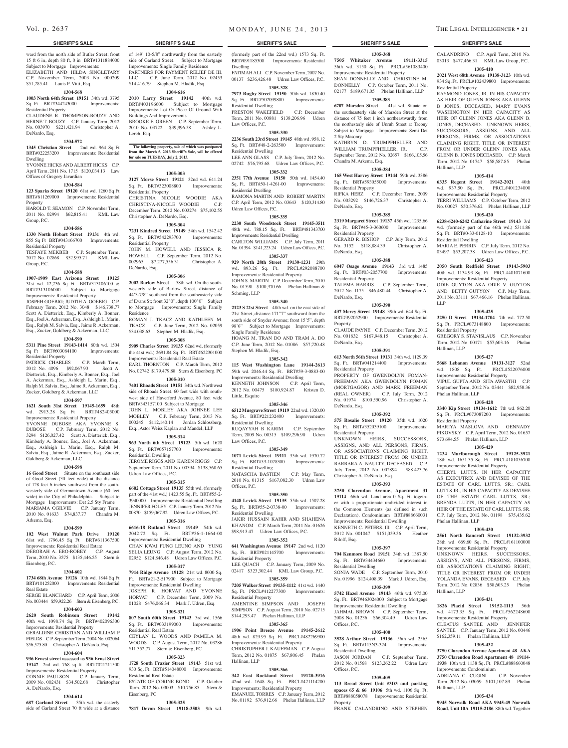ward from the north side of Butler Street; front 15 ft 6 in, depth 80 ft, 0 in BRT#1311884000 Subject to Mortgage Improvements:
ELIZABETH AND HILDA SINGLETARY C.P. November Term, 2003 No. 000209 $51,285.41 Louis P. Vitti, Esq.

**1304-568**

**1003 North 64th Street 19151** 34th wd. 3795 Sq Ft BRT#344243000 Improvements: Residential Property
CLAUDENE R. THOMPSON-BOUZY AND HERNE T. BOUZY C.P. January Term, 2012 No. 003970 $221,421.94 Christopher A. DeNardo, Esq.

**1304-572**

**1345 Christian Street** 2nd wd. 964 Sq Ft BRT#022253200 Improvements: Residential Dwelling
YVONNE HICKS AND ALBERT HICKS C.P. April Term, 2011 No. 1715 $120,034.13 Law Offices of Gregory Javardian

**1304-584**

**123 Sparks Street 19120** 61st wd. 1260 Sq Ft BRT#611269000 Improvements: Residential Property
HAROLD T. SEAMON C.P. November Term, 2011 No. 02994 $62,815.41 KML Law Group, P.C.

**1304-586**

**1330 North Hobart Street 19131** 4th wd. 855 Sq Ft BRT#043166700 Improvements: Residential Property
TESFAYE MEKBEB C.P. September Term, 2012 No. 02868 $52,995.71 KML Law Group, P.C.

**1304-588**

**1907-1909 East Arizona Street 19125** 31st wd. 12,736 Sq Ft BRT#313106100 & BRT#313106000 Subject to Mortgage Improvements: Residential Property
JOSPEH GOEBIG; JUDTIH A. GOEBIG C.P. February Term, 2012 No. 3048 $146,738.77 Scott A. Dietterick, Esq., Kimberly A. Bonner, Esq., Joel A. Ackerman, Esq., Ashleigh L. Marin, Esq., Ralph M. Salvia, Esq., Jaime R. Ackerman, Esq., Zucker, Goldberg & Ackerman, LLC

**1304-590**

**5311 Pine Street 19143-1414** 60th wd. 1504 Sq Ft BRT#603084100 Improvements: Residential Property
PATRICK CHARLES C.P. March Term, 2012 No. 4096 $92,067.93 Scott A. Dietterick, Esq., Kimberly A. Bonner, Esq., Joel A. Ackerman, Esq., Ashleigh L. Marin, Esq., Ralph M. Salvia, Esq., Jaime R. Ackerman, Esq., Zucker, Goldberg & Ackerman, LLC

**1304-597**

**1621 South 31st Street 19145-1659** 48th wd. 2913.28 Sq Ft BRT#482405000 Improvements: Residential Property
YVONNE DUBOSE AKA YVONNE S. DUBOSE C.P. February Term, 2012 No. 3294 $126,027.42 Scott A. Dietterick, Esq., Kimberly A. Bonner, Esq., Joel A. Ackerman, Esq., Ashleigh L. Marin, Esq., Ralph M. Salvia, Esq., Jaime R. Ackerman, Esq., Zucker, Goldberg & Ackerman, LLC

**1304-598**

**16 Good Street** Situate on the southeast side of Good Street (30 feet wide) at the distance of 128 feet 6 inches southwest from the southwesterly side of Germantown Avenue (60 feet wide) in the City of Philadelphia. Subject to Mortgage Improvements: Det 2.5 Sty Frame
MARIAMA OGILVIE C.P. January Term, 2010 No. 01633 $74,837.77 Chandra M. Arkema, Esq.

**1304-599**

**102 West Walnut Park Drive 19120** 61st wd. 1796.45 Sq Ft BRT#611367500 Improvements: Residential Real Estate
DEBORAH A. EBO-ROBEY C.P. August Term, 2010 No. 3575 $135,446.55 Stern & Eisenberg, P.C.

**1304-602**

**1734 68th Avenue 19126** 10th wd. 1844 Sq Ft BRT#101252000 Improvements: Residential Real Estate
SERGE BLANCHARD C.P. April Term, 2006 No. 003444 $59,922.26 Stern & Eisenberg, P.C.

**1304-603**

**2620 South Robinson Street 19142** 40th wd. 1098.74 Sq Ft BRT#402096300 Improvements: Residential Property
GERALDINE CHRISTIAN AND WILLIAM P FIELDS C.P. September Term, 2004 No. 002064 $56,525.80 Christopher A. DeNardo, Esq.

**1304-604**

**936 Ernest street assessed as 936 Ernst Street 19147** 2nd wd. 768 sq ft BRT#021211500 Improvements: Residential Property
CONNIE PAULSON C.P. January Term, 2009 No. 002431 $34,502.68 Christopher A. DeNardo, Esq.

**1304-614**

**687 Garland Street** 35th wd. the easterly side of Garland Street 70 ft wide at a distance of 149' 10-5/8" northwardly from the easterly side of Garland Street. Subject to Mortgage Improvements: Single Family Residence
PARTNERS FOR PAYMENT RELIEF DE III, LLC C.P. June Term, 2012 No. 02453 $14,416.79 Stephen M. Hladik, Esq.

**1304-616**

**2010 Larry Street 19142** 40th wd. BRT#403196600 Subject to Mortgage Improvements: Lot Or Piece Of Ground With Buildings And Improvements
BROOKE F. GREEN C.P. September Term, 2010 No. 03722 $39,996.58 Ashley L. Lerch, Esq.

**The following property, sale of which was postponed from the March 5, 2013 Sheriff's Sale, will be offered for sale on TUESDAY, July 2, 2013.**

**1305-303**

**3127 Morse Street 19121** 32nd wd. 641.24 Sq. Ft. BRT#323008800 Improvements: Residential Property
CHRISTINA NICOLE WOODIE AKA CHRISTINA-NICOLE WOODIE C.P. December Term, 2012 No. 003274 $75,102.55 Christopher A. DeNardo, Esq.

**1305-304**

**7231 Kindred Street 19149** 54th wd. 1542.42 Sq. Ft. BRT#542293700 Improvements: Residential Property
JOHN M. HOWELL AND JESSICA R. HOWELL C.P. September Term, 2012 No. 002965 $7,277,556.31 Christopher A. DeNardo, Esq.

**1305-306**

**2002 Barlow Street** 58th wd. On the southwesterly side of Barlow Street, distance of 44'3-7/8" southeast from the southeasterly side of Evans St; front 32' 0", depth 100' 0" Subject to Mortgage Improvements: Single Family Residence
ROMAN J. TKACZ AND KATHLEEN M. TKACZ C.P. June Term, 2012 No. 02059 $34,038.63 Stephen M. Hladik, Esq.

**1305-308**

**5909 Charles Street 19135** 62nd wd. (formerly the 41st wd.) 2691.84 Sq. Ft. BRT#622301000 Improvements: Residential Real Estate
EARL THORNTON C.P. March Term, 2012 No. 02742 $179,479.88 Stern & Eisenberg, PC

**1305-310**

**7401 Rhoads Street 19151** 34th wd. Northwest side of Rhoads Street, 60 feet wide with southwest side of Haverford Avenue, 80 feet wide BRT#343157100 Subject to Mortgage
JOHN L. MOBLEY AKA JOHNEE LEE MOBLEY C.P. February Term, 2013 No. 000245 $112,140.14 Jordan Schlossberg, Esq., Astor Weiss Kaplan and Mandel, LLP

**1305-314**

**963 North 6th Street 19123** 5th wd. 1620 Sq. Ft. BRT#057157700 Improvements: Residential Dwelling
JEROME RIGGS AND KAREN RIGGS C.P. September Term, 2011 No. 00394 $138,568.65 Udren Law Offices, P.C.

**1305-315**

**6602 Cottage Street 19135** 55th wd. (formerly part of the 41st wd.) 1423.55 Sq. Ft. BRT#55-2-3940000 Improvements: Residential Dwelling
JENNIFER FOLEY C.P. January Term, 2012 No. 00870 $159,067.92 Udren Law Offices, P.C.

**1305-316**

**6616-18 Rutland Street 19149** 54th wd. 2042.72 Sq. Ft. BRT#56-1-1664-00 Improvements: Residential Dwelling
CHAN KWAI FUNG LEUNG AND YUNG SELIA LEUNG C.P. August Term, 2012 No. 02952 $124,846.48 Udren Law Offices, P.C.

**1305-317**

**7914 Ridge Avenue 19128** 21st wd. 8000 Sq. Ft. BRT#21-2-517900 Subject to Mortgage Improvements: Residential Dwelling
JOSEPH R. HORVAT AND YVONNE HORVAT C.P. December Term, 2009 No. 01028 $476,066.34 Mark J. Udren, Esq.

**1305-321**

**807 South 60th Street 19143** 3rd wd. 1566 Sq. Ft. BRT#033199000 Improvements: Residential Real Estate
CEYLAN L. WOODS AND PAMELA M. WOODS C.P. August Term, 2012 No. 03286 $11,352.77 Stern & Eisenberg, PC

**1305-323**

**1728 South Frazier Street 19143** 51st wd. 930 Sq. Ft. BRT#514048000 Improvements: Residential Real Estate
ESTATE OF CORINE BOND C.P. October Term, 2012 No. 03003 $10,756.85 Stern & Eisenberg, PC

**1305-325**

**7817 Devon Street 19118-3503** 9th wd. (formerly part of the 22nd wd.) 1573 Sq. Ft. BRT#091185300 Improvements: Residential Dwelling
FATIMAH ALI C.P. November Term, 2007 No. 00137 $236,426.48 Udren Law Offices, P.C.

**1305-328**

**7973 Rugby Street 19150** 50th wd. 1830.40 Sq. Ft. BRT#502099800 Improvements: Residential Dwelling
PRESTON WAKEFIELD C.P. December Term, 2011 No. 00881 $138,206.96 Udren Law Offices, P.C.

**1305-330**

**2236 South 23rd Street 19145** 48th wd. 958.12 Sq. Ft. BRT#48-2-263500 Improvements: Residential Dwelling
LEE ANN GLASS C.P. July Term, 2012 No. 02742 $76,795.68 Udren Law Offices, P.C.

**1305-332**

**2351 77th Avenue 19150** 50th wd. 1454.40 Sq. Ft. BRT#50-1-4261-00 Improvements: Residential Dwelling
RAMONA MARTIN AND ROBERT MARTIN C.P. April Term, 2012 No. 03643 $120,314.80 Udren Law Offices, P.C.

**1305-335**

**2230 South Woodstock Street 19145-3511** 48th wd. 788.15 Sq. Ft. BRT#481343700 Improvements: Residential Dwelling
CARLTON WILLIAMS C.P. July Term, 2011 No.01394 $141,223.24 Udren Law Offices, P.C.

**1305-337**

**929 North 28th Street 19130-1231** 29th wd. 893.26 Sq. Ft. PRCL#292088700 Improvements: Residential Property
JOHN S. MARTIN C.P. December Term, 2010 No. 01598 $100,370.66 Phelan Hallinan & Schmieg, LLP

**1305-340**

**2123 S 21st Street** 48th wd. on the east side of 21st Street, distance 171"7" southward from the south side of Snyder Avenue; front 15'5", depth 98'6" Subject to Mortgage Improvements: Single Family Residence
HOANG M. TRAN DO AND TRAM A. DO C.P. June Term, 2012 No. 01086 $57,720.48 Stephen M. Hladik, Esq.

**1305-342**

**115 West Washington Lane 19144-2613** 59th wd. 2046.44 Sq. Ft. BRT#59-3-0883-00 Improvements: Residential Dwelling
KENNETH JOHNSON C.P. April Term, 2012 No. 00475 $180,924.87 Kristen D. Little, Esquire

**1305-346**

**6512 Musgrave Street 19119** 22nd wd. 1320.00 Sq. Ft. BRT#221232400 Improvements: Residential Dwelling
RUQAYYAH B KARIM C.P. September Term, 2009 No. 00515 $109,296.90 Udren Law Offices, P.C.

**1305-349**

**1071 Levick Street 19111** 35th wd. 1970.72 Sq. Ft. BRT#53-1078300 Improvements: Residential Dwelling
NATASCHA BASTIEN C.P. May Term, 2010 No. 01315 $167,082.30 Udren Law Offices, P.C.

**1305-350**

**4148 Levick Street 19135** 55th wd. 1507.28 Sq. Ft. BRT#55-2-0738-00 Improvements: Residential Dwelling
JAKIR HUSSAIN KAHIR AND SHAHENA KHANOM C.P. March Term, 2011 No. 01626 $98,913.47 Udren Law Offices, P.C.

**1305-352**

**641 Washington Avenue 19147** 2nd wd. 1120 Sq. Ft. BRT#021145700 Improvements: Residential Property
LEE QUACH C.P. January Term, 2009 No. 02417 $323,302.44 KML Law Group, P.C.

**1305-359**

**7205 Walker Street 19135-1112** 41st wd. 1440 Sq. Ft. PRCL#412277300 Improvements: Residential Property
AMENTINE SIMPSON AND JOSEPH SIMPSON C.P. August Term, 2010 No. 02715 $144,293.47 Phelan Hallinan, LLP

**1305-365**

**1906 Point Breeze Avenue 19145-2612** 48th wd. 829.95 Sq. Ft. PRCL#482269900 Improvements: Residential Property
CHRISTOPHER J. KAUFFMAN C.P. August Term, 2012 No. 01875 $67,806.45 Phelan Hallinan, LLP

**1305-366**

**342 East Rockland Street 19120-3916** 42nd wd. 1648 Sq. Ft. PRCL#421114200 Improvements: Residential Property
EMANUEL TORRES C.P. January Term, 2012 No. 01192 $76,912.66 Phelan Hallinan, LLP

**1305-368**

**7505 Whitaker Avenue 19111-3315** 56th wd. 3150 Sq. Ft. PRCL#561083400 Improvements: Residential Property
SEAN DONNELLY AND CHRISTINE M. DONNELLY C.P. October Term, 2011 No. 02177 $189,671.05 Phelan Hallinan, LLP

**1305-383**

**6707 Marsden Street** 41st wd. Situate on the southeasterly side of Marsden Street at the distance of 75 feet 1 inch northeastwardly from the northesterly side of Unruh Street at Tacony Subject to Mortgage Improvements: Semi Det 2 Sty Masonry
KATHRYN D. TRUMPFHELLER AND WILLIAM TRUMPFHELLER, JR. C.P. September Term, 2012 No. 02657 $166,105.56 Chandra M. Arkema, Esq.

**1305-384**

**165 West Harvey Street 19144** 59th wd. 3386 Sq. Ft. BRT#593055000 Improvements: Residential Property
RIFKA HERZ C.P. December Term, 2009 No. 003292 $146,726.37 Christopher A. DeNardo, Esq.

**1305-385**

**2319 Margaret Street 19137** 45th wd. 1235.66 Sq. Ft. BRT#45-3-360600 Improvements: Residential Property
GERARD R. BISHOP C.P. July Term, 2012 No. 3152 $118,884.39 Christopher A. DeNardo, Esq.

**1305-388**

**6047 Osage Avenue 19143** 3rd wd. 1485 Sq. Ft. BRT#03-2057700 Improvements: Residential Property
TALEMA HARRIS C.P. September Term, 2012 No. 1175 $46,480.44 Christopher A. DeNardo, Esq.

**1305-390**

**437 Mercy Street 19148** 39th wd. 644 Sq. Ft. BRT#392052900 Improvements: Residential Property
CLAUDE PAYNE C.P. December Term, 2012 No. 001832 $167,948.15 Christopher A. DeNardo, Esq.

**1305-391**

**613 North 56th Street 19131** 34th wd. 1129.39 Sq. Ft. BRT#041214400 Improvements: Residential Property
PROPERTY OF GWENDOLYN FOMAN-FREEMAN AKA GWENDOLYN FOMAN (MORTGAGOR) AND MARK FREEMAN (REAL OWNER) C.P. July Term, 2012 No. 01974 $100,550.96 Christopher A. DeNardo, Esq.

**1305-392**

**575 Rosalie Street 19120** 35th wd. 1020 Sq. Ft. BRT#352039100 Improvements: Residential Property
UNKNOWN HEIRS, SUCCESSORS, ASSIGNS, AND ALL PERSONS, FIRMS, OR ASSOCIATIONS CLAIMING RIGHT, TITLE OR INTEREST FROM OR UNDER BARBARA A. NAULTY, DECEASED. C.P. July Term, 2012 No. 002894 $88,423.76 Christopher A. DeNardo, Esq.

**1305-393**

**3750 Clarendon Avenue, Apartment 31 19114** 66th wd. Land area 0 Sq. Ft. together with a proportionate undivided interest in the Common Elements (as defined in such Declaration). Condominium BRT#888660031 Improvements: Residential Dwelling
KENNETH C. PETERS, III C.P. April Term, 2012 No. 001047 $151,059.56 Heather Riloff, Esq.

**1305-397**

**704 Kenmore Road 19151** 34th wd. 1387.50 Sq. Ft. BRT#34434660 Improvements: Residential Dwelling
SONJA WADE C.P. September Term, 2010 No. 01996 $124,408.39 Mark J. Udren, Esq.

**1305-399**

**5742 Hazel Avenue 19143** 46th wd. 975.00 Sq. Ft. BRT#463024000 Subject to Mortgage Improvements: Residential Dwelling
JAHMAL BROWN C.P. September Term, 2008 No. 01236 $66,304.49 Udren Law Offices, P.C.

**1305-400**

**3528 Arthur Street 19136** 56th wd. 2565 Sq. Ft. BRT#115N3-324 Improvements: Residential Dwelling
JASON JORDAN C.P. September Term, 2012 No. 01568 $123,262.22 Udren Law Offices, P.C.

**1305-405**

**113 Bread Street Unit #3D3 and parking spaces 65 & 66 19106** 5th wd. 1106 Sq. Ft. BRT#888058078 Improvements: Residential Property
FRANK CALANDRINO AND STEPHEN CALANDRINO C.P. April Term, 2010 No. 03013 $477,466.31 KML Law Group, P.C.

**1305-410**

**2021 West 68th Avenue 19138-3123** 10th wd. 934 Sq. Ft. PRCL#102439800 Improvements: Residential Property
RAYMOND JONES, JR. IN HIS CAPACITY AS HEIR OF GLENN JONES AKA GLENN B JONES, DECEASED, MARY EVANS WASHINGTON IN HER CAPACITY AS HEIR OF GLENN JONES AKA GLENN B. JONES, DECEASED. UNKNOWN HEIRS, SUCCESSORS, ASSIGNS, AND ALL PERSONS, FIRMS, OR ASSOCIATIONS CLAIMING RIGHT, TITLE OR INTEREST FROM OR UNDER GLENN JONES AKA GLENN B. JONES DECEASED. C.P. March Term, 2012 No. 01747 $58,587.85 Phelan Hallinan, LLP

**1305-414**

**6335 Regent Street 19142-2021** 40th wd. 937.50 Sq. Ft. PRCL#401234000 Improvements: Residential Property
TERRI WILLIAMS C.P. October Term, 2012 No. 00027 $50,376.62 Phelan Hallinan, LLP

**1305-420**

**6238-6240-6242 Catharine Street 19143** 3rd wd. (formerly part of the 46th wd.) 5311.86 Sq. Ft. BRT#0-33-0128-10 Improvements: Residential Dwelling
MARIA E. PERRIN C.P. July Term, 2012 No. 03497 $53,207.38 Udren Law Offices, P.C.

**1305-423**

**2050 South Redfield Street 19143-5903** 40th wd. 1134.93 Sq. Ft. PRCL#401071600 Improvements: Residential Property
ODIE GUYTON AKA ODIE V. GUYTON AND BETTY GUTYON C.P. May Term, 2011 No. 03111 $67,466.16 Phelan Hallinan, LLP

**1305-425**

**3250 D Street 19134-1704** 7th wd. 772.50 Sq. Ft. PRCL#073148800 Improvements: Residential Property
GREGORY S. STANISLAUS C.P. November Term, 2012 No. 00171 $57,603.16 Phelan Hallinan, LLP

**1305-427**

**5668 Lebanon Avenue 19131-3127** 52nd wd. 1808 Sq. Ft. PRCL#522076000 Improvements: Residential Property
VIPUL GUPTA AND SITA AWASTHI C.P. September Term, 2012 No. 03441 $82,958.36 Phelan Hallinan, LLP

**1305-428**

**3340 Kip Street 19134-1612** 7th wd. 862.20 Sq. Ft. PRCL#073087200 Improvements: Residential Property
MARIYA MASLOVA AND GENNADY PIKOVSKY C.P. April Term, 2012 No. 01657 $73,694.55 Phelan Hallinan, LLP

**1305-429**

**1234 Marlborough Street 19125-3921** 18th wd. 1651.35 Sq. Ft. PRCL#181056700 Improvements: Residential Property
CHERYL LUTTS, IN HER CAPACITY AS EXECUTRIX AND DEVISEE OF THE ESTATE OF CARL LUTTS, SR.; CARL LUTTS JR., IN HIS CAPACITY AS DEVISEE OF THE ESTATE CARL LUTTS, SR.; BRENDA LUTTS, IN HER CAPACITY AS HEIR OF THE ESTATE OF CARL LUTTS, SR. C.P. July Term, 2012 No. 01198 $75,435.62 Phelan Hallinan, LLP

**1305-430**

**2561 North Bancroft Street 19132-3932** 28th wd. 669.60 Sq. Ft. PRCL#161100000 Improvements: Residential Property
UNKNOWN HEIRS, SUCCESSORS, ASSIGNS, AND ALL PERSONS, FIRMS, OR ASSOCIATIONS CLAIMING RIGHT, TITLE OR INTEREST FROM OR UNDER YOLANDA EVANS, DECEASED C.P. July Term, 2012 No. 02836 $58,603.25 Phelan Hallinan, LLP

**1305-431**

**1826 Placid Street 19152-1113** 56th wd. 4173.35 Sq. Ft. PRCL#562248600 Improvements: Residential Property
CLEATUS SANTEE AND JENNIFER SANTEE C.P. January Term, 2012 No. 00446 $162,359.11 Phelan Hallinan, LLP

**1305-432**

**3750 Clarendon Avenue Apartment 48 AKA 3750 Clarendon Road Apartment 48 19114-1938** 10th wd. 1138 Sq. Ft. PRCL#888660048 Improvements: Condominium
ADRIANA C. CUGINI C.P. November Term, 2012 No. 03059 $101,107.89 Phelan Hallinan, LLP

**1305-434**

**9945 Norwalk Road AKA 9945-49 Norwalk Road, Unit 10A 19115-2186** 88th wd. Together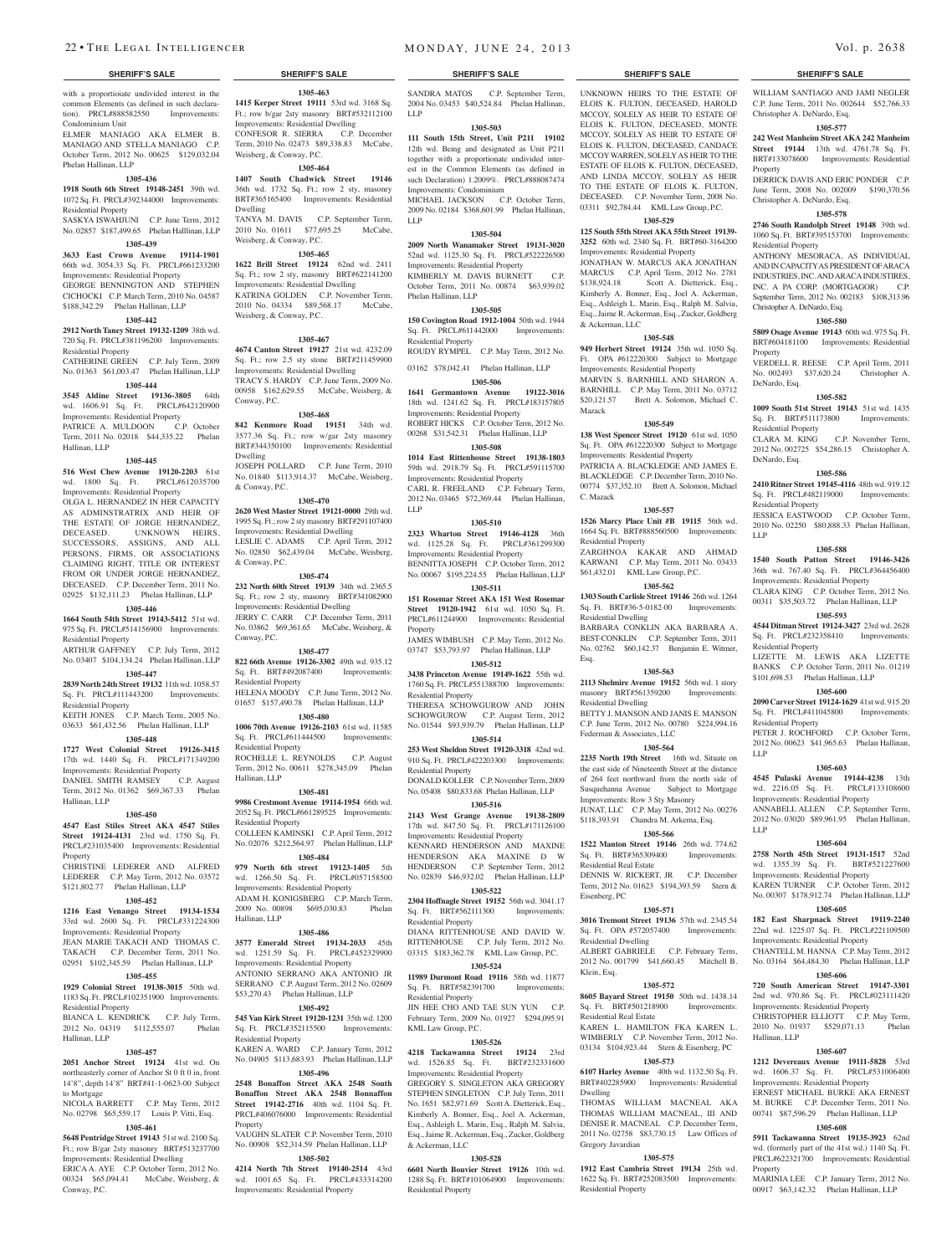## SHERIFF'S SALE

with a proportioiate undivided interest in the common Elements (as defined in such declaration). PRCL#888582550 Improvements: Condominium Unit

ELMER MANIAGO AKA ELMER B. MANIAGO AND STELLA MANIAGO C.P. October Term, 2012 No. 00625 $129,032.04 Phelan Hallinan, LLP

**1305-436**

**1918 South 6th Street 19148-2451** 39th wd. 1072 Sq. Ft. PRCL#392344000 Improvements: Residential Property

SASKYA ISWAHJUNI C.P. June Term, 2012 No. 02857 $187,499.65 Phelan Halllinan, LLP

**1305-439**

**3633 East Crown Avenue 19114-1901** 66th wd. 3054.33 Sq. Ft. PRCL#661233200 Improvements: Residential Property

GEORGE BENNINGTON AND STEPHEN CICHOCKI C.P. March Term, 2010 No. 04587 $188,342.29 Phelan Hallinan, LLP

**1305-442**

**2912 North Taney Street 19132-1209** 38th wd. 720 Sq. Ft. PRCL#381196200 Improvements: Residential Property

CATHERINE GREEN C.P. July Term, 2009 No. 01363 $61,003.47 Phelan Hallinan, LLP

**1305-444**

**3545 Aldine Street 19136-3805** 64th wd. 1606.91 Sq. Ft. PRCL#642120900 Improvements: Residential Property

PATRICE A. MULDOON C.P. October Term, 2011 No. 02018 $44,335.22 Phelan Hallinan, LLP

**1305-445**

**516 West Chew Avenue 19120-2203** 61st wd. 1800 Sq. Ft. PRCL#612035700 Improvements: Residential Property

OLGA L. HERNANDEZ IN HER CAPACITY AS ADMINSTRATRIX AND HEIR OF THE ESTATE OF JORGE HERNANDEZ, DECEASED. UNKNOWN HEIRS, SUCCESSORS, ASSIGNS, AND ALL PERSONS, FIRMS, OR ASSOCIATIONS CLAIMING RIGHT, TITLE OR INTEREST FROM OR UNDER JORGE HERNANDEZ, DECEASED. C.P. December Term, 2011 No. 02925 $132,111.23 Phelan Hallinan, LLP

**1305-446**

**1664 South 54th Street 19143-5412** 51st wd. 975 Sq. Ft. PRCL#514156900 Improvements: Residential Property

ARTHUR GAFFNEY C.P. July Term, 2012 No. 03407 $104,134.24 Phelan Hallinan, LLP

**1305-447**

**2839 North 24th Street 19132** 11th wd. 1058.57 Sq. Ft. PRCL#111443200 Improvements: Residential Property

KEITH JONES C.P. March Term, 2005 No. 03633 $61,432.56 Phelan Hallinan, LLP

**1305-448**

**1727 West Colonial Street 19126-3415** 17th wd. 1440 Sq. Ft. PRCL#171349200 Improvements: Residential Property

DANIEL SMITH RAMSEY C.P. August Term, 2012 No. 01362 $69,367.33 Phelan Hallinan, LLP

**1305-450**

**4547 East Stiles Street AKA 4547 Stiles Street 19124-4131** 23rd wd. 1750 Sq. Ft. PRCL#231035400 Improvements: Residential Property

CHRISTINE LEDERER AND ALFRED LEDERER C.P. May Term, 2012 No. 03572 $121,802.77 Phelan Hallinan, LLP

**1305-452**

**1216 East Venango Street 19134-1534** 33rd wd. 2600 Sq. Ft. PRCL#331224300 Improvements: Residential Property

JEAN MARIE TAKACH AND THOMAS C. TAKACH C.P. December Term, 2011 No. 02951 $102,345.59 Phelan Hallinan, LLP

**1305-455**

**1929 Colonial Street 19138-3015** 50th wd. 1183 Sq. Ft. PRCL#102351900 Improvements: Residential Property

BIANCA L. KENDRICK C.P. July Term, 2012 No. 04319 $112,555.07 Phelan Hallinan, LLP

**1305-457**

**2051 Anchor Street 19124** 41st wd. On northeasterly corner of Anchor St 0 ft 0 in, front 14'8", depth 14'8" BRT#41-1-0623-00 Subject to Mortgage

NICOLA BARRETT C.P. May Term, 2012 No. 02798 $65,559.17 Louis P. Vitti, Esq.

**1305-461**

**5648 Pentridge Street 19143** 51st wd. 2100 Sq. Ft.; row B/gar 2sty masonry BRT#513237700 Improvements: Residential Dwelling

ERICA A. AYE C.P. October Term, 2012 No. 00324 $65,094.41 McCabe, Weisberg, & Conway, P.C.

**1305-463**

**1415 Kerper Street 19111** 53rd wd. 3168 Sq. Ft.; row b/gar 2sty masonry BRT#532112100 Improvements: Residential Dwelling

CONFESOR R. SIERRA C.P. December Term, 2010 No. 02473 $89,338.83 McCabe, Weisberg, & Conway, P.C.

**1305-464**

**1407 South Chadwick Street 19146** 36th wd. 1732 Sq. Ft.; row 2 sty, masonry BRT#365165400 Improvements: Residential Dwelling

TANYA M. DAVIS C.P. September Term, 2010 No. 01611 $77,695.25 McCabe, Weisberg, & Conway, P.C.

**1305-465**

**1622 Brill Street 19124** 62nd wd. 2411 Sq. Ft.; row 2 sty, masonry BRT#622141200 Improvements: Residential Dwelling

KATRINA GOLDEN C.P. November Term, 2010 No. 04334 $89,568.17 McCabe, Weisberg, & Conway, P.C.

**1305-467**

**4674 Canton Street 19127** 21st wd. 4232.09 Sq. Ft.; row 2.5 sty stone BRT#211459900 Improvements: Residential Dwelling

TRACY S. HARDY C.P. June Term, 2009 No. 00958 $162,629.55 McCabe, Weisberg, & Conway, P.C.

**1305-468**

**842 Kenmore Road 19151** 34th wd. 3577.36 Sq. Ft.; row w/gar 2sty masonry BRT#344350100 Improvements: Residential Dwelling

JOSEPH POLLARD C.P. June Term, 2010 No. 01840 $113,914.37 McCabe, Weisberg, & Conway, P.C.

**1305-470**

**2620 West Master Street 19121-0000** 29th wd. 1995 Sq. Ft.; row 2 sty masonry BRT#291107400 Improvements: Residential Dwelling

LESLIE C. ADAMS C.P. April Term, 2012 No. 02850 $62,439.04 McCabe, Weisberg, & Conway, P.C.

**1305-474**

**232 North 60th Street 19139** 34th wd. 2365.5 Sq. Ft.; row 2 sty, masonry BRT#341082900 Improvements: Residential Dwelling

JERRY C. CARR C.P. December Term, 2011 No. 03862 $69,361.65 McCabe, Weisberg, & Conway, P.C.

**1305-477**

**822 66th Avenue 19126-3302** 49th wd. 935.12 Sq. Ft. BRT#492087400 Improvements: Residential Property

HELENA MOODY C.P. June Term, 2012 No. 01657 $157,490.78 Phelan Hallinan, LLP

**1305-480**

**1006 70th Avenue 19126-2103** 61st wd. 11585 Sq. Ft. PRCL#611444500 Improvements: Residential Property

ROCHELLE L. REYNOLDS C.P. August Term, 2012 No. 00611 $278,345.09 Phelan Hallinan, LLP

**1305-481**

**9986 Crestmont Avenue 19114-1954** 66th wd. 2052 Sq. Ft. PRCL#661289525 Improvements: Residential Property

COLLEEN KAMINSKI C.P. April Term, 2012 No. 02076 $212,564.97 Phelan Hallinan, LLP

**1305-484**

**979 North 6th street 19123-1405** 5th wd. 1266.50 Sq. Ft. PRCL#057158500 Improvements: Residential Property

ADAM H. KONIGSBERG C.P. March Term, 2009 No. 00898 $695,030.83 Phelan Hallinan, LLP

**1305-486**

**3577 Emerald Street 19134-2033** 45th wd. 1251.59 Sq. Ft. PRCL#452329900 Improvements: Residential Property

ANTONIO SERRANO AKA ANTONIO JR SERRANO C.P. August Term, 2012 No. 02609 $53,270.43 Phelan Hallinan, LLP

**1305-492**

**545 Van Kirk Street 19120-1231** 35th wd. 1200 Sq. Ft. PRCL#352115500 Improvements: Residential Property

KAREN A. WARD C.P. January Term, 2012 No. 04905 $113,683.93 Phelan Hallinan, LLP

**1305-496**

**2548 Bonaffon Street AKA 2548 South Bonaffon Street AKA 2548 Bonnaffon Street 19142-2716** 40th wd. 1104 Sq. Ft. PRCL#406076000 Improvements: Residential Property

VAUGHN SLATER C.P. November Term, 2010 No. 00908 $52,314.59 Phelan Hallinan, LLP

**1305-502**

**4214 North 7th Street 19140-2514** 43rd wd. 1001.65 Sq. Ft. PRCL#433314200 Improvements: Residential Property

SANDRA MATOS C.P. September Term, 2004 No. 03453 $40,524.84 Phelan Hallinan, LLP

**1305-503**

**111 South 15th Street, Unit P211 19102** 12th wd. Being and designated as Unit P211 together with a proportionate undivided interest in the Common Elements (as defined in such Declaration) 1.2009%. PRCL#888087474 Improvements: Condominium

MICHAEL JACKSON C.P. October Term, 2009 No. 02184 $368,601.99 Phelan Hallinan, LLP

**1305-504**

**2009 North Wanamaker Street 19131-3020** 52nd wd. 1125.30 Sq. Ft. PRCL#522226500 Improvements: Residential Property

KIMBERLY M. DAVIS BURNETT C.P. October Term, 2011 No. 00874 $63,939.02 Phelan Hallinan, LLP

**1305-505**

**150 Covington Road 1912-1004** 50th wd. 1944 Sq. Ft. PRCL#611442000 Improvements: Residential Property

ROUDY RYMPEL C.P. May Term, 2012 No. 03162 $78,042.41 Phelan Hallinan, LLP

**1305-506**

**1641 Germantown Avenue 19122-3016** 18th wd. 1241.62 Sq. Ft. PRCL#183157805 Improvements: Residential Property

ROBERT HICKS C.P. October Term, 2012 No. 00268 $31,542.31 Phelan Hallinan, LLP

**1305-508**

**1014 East Rittenhouse Street 19138-1803** 59th wd. 2918.79 Sq. Ft. PRCL#591115700 Improvements: Residential Property

CARL R. FREELAND C.P. February Term, 2012 No. 03465 $72,369.44 Phelan Hallinan, LLP

**1305-510**

**2323 Wharton Street 19146-4128** 36th wd. 1125.28 Sq. Ft. PRCL#361299300 Improvements: Residential Property

BENNITTA JOSEPH C.P. October Term, 2012 No. 00067 $195,224.55 Phelan Hallinan, LLP

**1305-511**

**151 Rosemar Street AKA 151 West Rosemar Street 19120-1942** 61st wd. 1050 Sq. Ft. PRCL#611244900 Improvements: Residential Property

JAMES WIMBUSH C.P. May Term, 2012 No. 03747 $53,793.97 Phelan Hallinan, LLP

**1305-512**

**3438 Princeton Avenue 19149-1622** 55th wd. 1760 Sq. Ft. PRCL#551388700 Improvements: Residential Property

THERESA SCHOWGUROW AND JOHN SCHOWGUROW C.P. August Term, 2012 No. 01544 $93,939.79 Phelan Hallinan, LLP

**1305-514**

**253 West Sheldon Street 19120-3318** 42nd wd. 910 Sq. Ft. PRCL#422203300 Improvements: Residential Property

DONALD KOLLER C.P. November Term, 2009 No. 05408 $80,833.68 Phelan Hallinan, LLP

**1305-516**

**2143 West Grange Avenue 19138-2809** 17th wd. 847.50 Sq. Ft. PRCL#171126100 Improvements: Residential Property

KENNARD HENDERSON AND MAXINE HENDERSON AKA MAXINE D W HENDERSON C.P. September Term, 2012 No. 02839 $46,932.02 Phelan Hallinan, LLP

**1305-522**

**2304 Hoffnagle Street 19152** 56th wd. 3041.17 Sq. Ft. BRT#562111300 Improvements: Residential Property

DIANA RITTENHOUSE AND DAVID W. RITTENHOUSE C.P. July Term, 2012 No. 03315 $183,362.78 KML Law Group, P.C.

**1305-524**

**11989 Durmont Road 19116** 58th wd. 11877 Sq. Ft. BRT#582391700 Improvements: Residential Property

JIN HEE CHO AND TAE SUN YUN C.P. February Term, 2009 No. 01927 $294,095.91 KML Law Group, P.C.

**1305-526**

**4218 Tackawanna Street 19124** 23rd wd. 1526.85 Sq. Ft. BRT#232331600 Improvements: Residential Property

GREGORY S. SINGLETON AKA GREGORY STEPHEN SINGLETON C.P. July Term, 2011 No. 1651 $82,971.69 Scott A. Dietterick, Esq., Kimberly A. Bonner, Esq., Joel A. Ackerman, Esq., Ashleigh L. Marin, Esq., Ralph M. Salvia, Esq., Jaime R. Ackerman, Esq., Zucker, Goldberg & Ackerman, LLC

**1305-528**

**6601 North Bouvier Street 19126** 10th wd. 1288 Sq. Ft. BRT#101064900 Improvements: Residential Property

UNKNOWN HEIRS TO THE ESTATE OF ELOIS K. FULTON, DECEASED, HAROLD MCCOY, SOLELY AS HEIR TO ESTATE OF ELOIS K. FULTON, DECEASED, MONTE MCCOY, SOLELY AS HEIR TO ESTATE OF ELOIS K. FULTON, DECEASED, CANDACE MCCOY WARREN, SOLELY AS HEIR TO THE ESTATE OF ELOIS K. FULTON, DECEASED, AND LINDA MCCOY, SOLELY AS HEIR TO THE ESTATE OF ELOIS K. FULTON, DECEASED. C.P. November Term, 2008 No. 03311 $92,784.44 KML Law Group, P.C.

**1305-529**

**125 South 55th Street AKA 55th Street 19139-3252** 60th wd. 2340 Sq. Ft. BRT#60-3164200 Improvements: Residential Property

JONATHAN W. MARCUS AKA JONATHAN MARCUS C.P. April Term, 2012 No. 2781 $138,924.18 Scott A. Dietterick, Esq., Kimberly A. Bonner, Esq., Joel A. Ackerman, Esq., Ashleigh L. Marin, Esq., Ralph M. Salvia, Esq., Jaime R. Ackerman, Esq., Zucker, Goldberg & Ackerman, LLC

**1305-548**

**949 Herbert Street 19124** 35th wd. 1050 Sq. Ft. OPA #612220300 Subject to Mortgage Improvements: Residential Property

MARVIN S. BARNHILL AND SHARON A. BARNHILL C.P. May Term, 2011 No. 03712 $20,121.57 Brett A. Solomon, Michael C. Mazack

**1305-549**

**138 West Spencer Street 19120** 61st wd. 1050 Sq. Ft. OPA #612220300 Subject to Mortgage Improvements: Residential Property

PATRICIA A. BLACKLEDGE AND JAMES E. BLACKLEDGE C.P. December Term, 2010 No. 00774 $37,352.10 Brett A. Solomon, Michael C. Mazack

**1305-557**

**1526 Marcy Place Unit #B 19115** 56th wd. 1664 Sq. Ft. BRT#888560500 Improvements: Residential Property

ZARGHNOA KAKAR AND AHMAD KARWANI C.P. May Term, 2011 No. 03433 $61,432.01 KML Law Group, P.C.

**1305-562**

**1303 South Carlisle Street 19146** 26th wd. 1264 Sq. Ft. BRT#36-5-0182-00 Improvements: Residential Dwelling

BARBARA CONKLIN AKA BARBARA A. BEST-CONKLIN C.P. September Term, 2011 No. 02762 $60,142.37 Benjamin E. Witmer, Esq.

**1305-563**

**2113 Shelmire Avenue 19152** 56th wd. 1 story masonry BRT#561359200 Improvements: Residential Dwelling

BETTY J. MANSON AND JANIS E. MANSON C.P. June Term, 2012 No. 00780 $224,994.16 Federman & Associates, LLC

**1305-564**

**2235 North 19th Street** 16th wd. Situate on the east side of Nineteenth Street at the distance of 264 feet northward from the north side of Susquehanna Avenue Subject to Mortgage Improvements: Row 3 Sty Masonry

JUNAT, LLC C.P. May Term, 2012 No. 00276 $118,393.91 Chandra M. Arkema, Esq.

**1305-566**

**1522 Manton Street 19146** 26th wd. 774.62 Sq. Ft. BRT#365309400 Improvements: Residential Real Estate

DENNIS W. RICKERT, JR C.P. December Term, 2012 No. 01623 $194,393.59 Stern & Eisenberg, PC

**1305-571**

**3016 Tremont Street 19136** 57th wd. 2345.54 Sq. Ft. OPA #572057400 Improvements: Residential Dwelling

ALBERT GABRIELE C.P. February Term, 2012 No. 001799 $41,660.45 Mitchell B. Klein, Esq.

**1305-572**

**8605 Bayard Street 19150** 50th wd. 1438.14 Sq. Ft. BRT#501218900 Improvements: Residential Real Estate

KAREN L. HAMILTON FKA KAREN L. WIMBERLY C.P. November Term, 2012 No. 03134 $104,923.44 Stern & Eisenberg, PC

**1305-573**

**6107 Harley Avenue** 40th wd. 1132.50 Sq. Ft. BRT#402285900 Improvements: Residential Dwelling

THOMAS WILLIAM MACNEAL AKA THOMAS WILLIAM MACNEAL, III AND DENISE R. MACNEAL C.P. December Term, 2011 No. 02758 $83,730.15 Law Offices of Gregory Javardian

**1305-575**

**1912 East Cambria Street 19134** 25th wd. 1622 Sq. Ft. BRT#252083500 Improvements: Residential Property

WILLIAM SANTIAGO AND JAMI NEGLER C.P. June Term, 2011 No. 002644 $52,766.33 Christopher A. DeNardo, Esq.

**1305-577**

**242 West Manheim Street AKA 242 Manheim Street 19144** 13th wd. 4761.78 Sq. Ft. BRT#133078600 Improvements: Residential Property

DERRICK DAVIS AND ERIC PONDER C.P. June Term, 2008 No. 002009 $190,370.56 Christopher A. DeNardo, Esq.

**1305-578**

**2746 South Randolph Street 19148** 39th wd. 1060 Sq. Ft. BRT#395153700 Improvements: Residential Property

ANTHONY MESORACA, AS INDIVIDUAL AND IN CAPACITY AS PRESIDENT OF ARACA INDUSTRIES, INC. AND ARACA INDUSTRIES, INC. A PA CORP. (MORTGAGOR) C.P. September Term, 2012 No. 002183 $108,313.96 Christopher A. DeNardo, Esq.

**1305-580**

**5809 Osage Avenue 19143** 60th wd. 975 Sq. Ft. BRT#604181100 Improvements: Residential Property

VERDELL R. REESE C.P. April Term, 2011 No. 002493 $37,620.24 Christopher A. DeNardo, Esq.

**1305-582**

**1009 South 51st Street 19143** 51st wd. 1435 Sq. Ft. BRT#511173800 Improvements: Residential Property

CLARA M. KING C.P. November Term, 2012 No. 002725 $54,286.15 Christopher A. DeNardo, Esq.

**1305-586**

**2410 Ritner Street 19145-4116** 48th wd. 919.12 Sq. Ft. PRCL#482119000 Improvements: Residential Property

JESSICA EASTWOOD C.P. October Term, 2010 No. 02250 $80,888.33 Phelan Hallinan, LLP

**1305-588**

**1540 South Patton Street 19146-3426** 36th wd. 767.40 Sq. Ft. PRCL#364456400 Improvements: Residential Property

CLARA KING C.P. October Term, 2012 No. 00311 $35,503.72 Phelan Hallinan, LLP

**1305-593**

**4544 Ditman Street 19124-3427** 23rd wd. 2628 Sq. Ft. PRCL#232358410 Improvements: Residential Property

LIZETTE M. LEWIS AKA LIZETTE BANKS C.P. October Term, 2011 No. 01219 $101,698.53 Phelan Hallinan, LLP

**1305-600**

**2090 Carver Street 19124-1629** 41st wd. 915.20 Sq. Ft. PRCL#411045800 Improvements: Residential Property

PETER J. ROCHFORD C.P. October Term, 2012 No. 00623 $41,965.63 Phelan Hallinan, LLP

**1305-603**

**4545 Pulaski Avenue 19144-4238** 13th wd. 2216.05 Sq. Ft. PRCL#133108600 Improvements: Residential Property

ANNABELL ALLEN C.P. September Term, 2012 No. 03020 $89,961.95 Phelan Hallinan, LLP

**1305-604**

**2758 North 45th Street 19131-1517** 52nd wd. 1355.39 Sq. Ft. BRT#521227600 Improvements: Residential Property

KAREN TURNER C.P. October Term, 2012 No. 00307 $178,912.74 Phelan Hallinan, LLP

**1305-605**

**182 East Sharpnack Street 19119-2240** 22nd wd. 1225.07 Sq. Ft. PRCL#221109500 Improvements: Residential Property

CHANTELL M. HANNA C.P. May Term, 2012 No. 03164 $64,484.30 Phelan Hallinan, LLP

**1305-606**

**720 South American Street 19147-3301** 2nd wd. 970.86 Sq. Ft. PRCL#023111420 Improvements: Residential Property

CHRISTOPHER ELLIOTT C.P. May Term, 2010 No. 01937 $529,071.13 Phelan Hallinan, LLP

**1305-607**

**1212 Devereaux Avenue 19111-5828** 53rd wd. 1606.37 Sq. Ft. PRCL#531006400 Improvements: Residential Property

ERNEST MICHAEL BURKE AKA ERNEST M. BURKE C.P. December Term, 2011 No. 00741 $87,596.29 Phelan Hallinan, LLP

**1305-608**

**5911 Tackawanna Street 19135-3923** 62nd wd. (formerly part of the 41st wd.) 1140 Sq. Ft. PRCL#622321700 Improvements: Residential Property

MARINIA LEE C.P. January Term, 2012 No. 00917 $63,142.32 Phelan Hallinan, LLP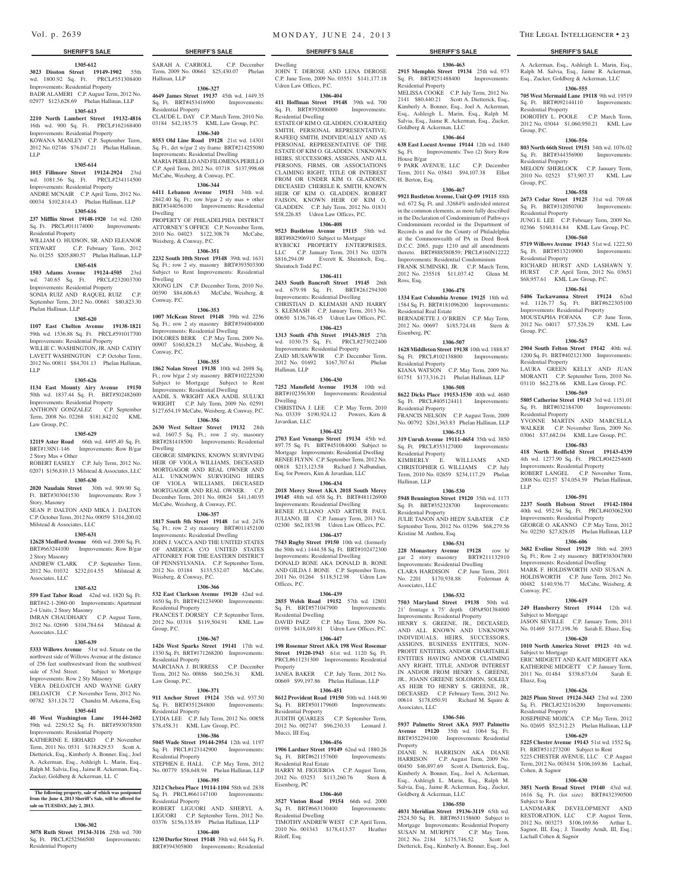**1305-612**

**3023 Disston Street 19149-1902** 55th wd. 1800.92 Sq. Ft. PRCL#551308400 Improvements: Residential Property
BADR ALAMERI C.P. August Term, 2012 No. 02977 $123,628.69 Phelan Hallinan, LLP

**1305-613**

**2210 North Lambert Street 19132-4816** 16th wd. 900 Sq. Ft. PRCL#162168400 Improvements: Residential Property
KOWANA MANLEY C.P. September Term, 2012 No. 02746 $76,047.21 Phelan Hallinan, LLP

**1305-614**

**1015 Fillmore Street 19124-2924** 23rd wd. 1081.56 Sq. Ft. PRCL#234114500 Improvements: Residential Property
ANDRE MCNAIR C.P. April Term, 2012 No. 00034 $102,814.43 Phelan Hallinan, LLP

**1305-616**

**237 Mifflin Street 19148-1920** 1st wd. 1260 Sq. Ft. PRCL#011174000 Improvements: Residential Property
WILLIAM O. HUDSON, SR. AND ELEANOR STEWART C.P. February Term, 2012 No. 01255 $205,880.57 Phelan Hallinan, LLP

**1305-618**

**1503 Adams Avenue 19124-4505** 23rd wd. 740.65 Sq. Ft. PRCL#232003700 Improvements: Residential Property
SONIA RUIZ AND RAQUEL RUIZ C.P. September Term, 2012 No. 00681 $80,823.30 Phelan Hallinan, LLP

**1305-620**

**1107 East Chelten Avenue 19138-1821** 59th wd. 1536.88 Sq. Ft. PRCL#591017700 Improvements: Residential Property
WILLIE C. WASHINGTON, JR. AND CATHY LAVETT WASHINGTON C.P. October Term, 2012 No. 00811 $84,701.13 Phelan Hallinan, LLP

**1305-626**

**1134 East Mounty Airy Avenue 19150** 50th wd. 1837.44 Sq. Ft. BRT#502482600 Improvements: Residential Property
ANTHONY GONZALEZ C.P. September Term, 2008 No. 02268 $181,842.02 KML Law Group, P.C.

**1305-629**

**12119 Aster Road** 66th wd. 4495.40 Sq. Ft. BRT#138N1-146 Improvements: Row B/gar 2 Story Mas + Other
ROBERT EASELY C.P. July Term, 2012 No. 02071 $156,810.13 Milstead & Associates, LLC

**1305-630**

**2020 Naudain Street** 30th wd. 909.90 Sq. Ft. BRT#303041530 Improvements: Row 3 Story, Masonry
SEAN P. DALTON AND MIKA J. DALTON C.P. October Term, 2012 No. 00059 $314,200.02 Milstead & Associates, LLC

**1305-631**

**12628 Medford Avenue** 66th wd. 2000 Sq. Ft. BRT#663244100 Improvements: Row B/gar 2 Story Masonry
ANDREW CLARK C.P. September Term, 2012 No. 01032 $232,014.55 Milstead & Associates, LLC

**1305-632**

**559 East Tabor Road** 42nd wd. 1820 Sq. Ft. BRT#42-1-2060-00 Improvements: Apartment 2-4 Units, 2 Story Masonry
IMRAN CHAUDHARY C.P. August Term, 2012 No. 02690 $104,784.64 Milstead & Associates, LLC

**1305-639**

**5333 Willows Avenue** 51st wd. Situate on the northwest side of Willows Avenue at the distance of 256 feet southwestward from the southwest side of 53rd Street. Subject to Mortgage Improvements: Row 2 Sty Masonry
VERA DELOATCH AND WAYNE GARY DELOATCH C.P. November Term, 2012 No. 00782 $31,124.72 Chandra M. Arkema, Esq.

**1305-641**

**40 West Washington Lane 19144-2602** 59th wd. 2250.52 Sq. Ft. BRT#593078500 Improvements: Residential Property
KATHERINE E. ERHARD C.P. November Term, 2011 No. 0531 $138,829.53 Scott A. Dietterick, Esq., Kimberly A. Bonner, Esq., Joel A. Ackerman, Esq., Ashleigh L. Marin, Esq., Ralph M. Salvia, Esq., Jaime R. Ackerman, Esq., Zucker, Goldberg & Ackerman, LLC C

**The following property, sale of which was postponed from the June 4, 2013 Sheriff's Sale, will be offered for sale on TUESDAY, July 2, 2013.**

**1306-302**

**3078 Ruth Street 19134-3116** 25th wd. 700 Sq. Ft. PRCL#252566500 Improvements: Residential Property
SARAH A. CARROLL C.P. December Term, 2009 No. 00661 $25,430.07 Phelan Hallinan, LLP

**1306-327**

**4649 James Street 19137** 45th wd. 1449.35 Sq. Ft. BRT#453416900 Improvements: Residential Property
CLAUDE L. DAY C.P. March Term, 2010 No. 03184 $42,185.75 KML Law Group, P.C.

**1306-340**

**8553 Old Line Road 19128** 21st wd. 14301 Sq. Ft., det w/gar 2 sty frame BRT#214255080 Improvements: Residential Dwelling
MARIA PERILLO AND FILOMENA PERILLO C.P. April Term, 2012 No. 03718 $137,998.68 McCabe, Weisberg & Conway, P.C.

**1306-344**

**6411 Lebanon Avenue 19151** 34th wd. 2842.40 Sq. Ft.; row b/gar 2 sty mas + other BRT#344056100 Improvements: Residential Dwelling
PROPERTY OF PHILADELPHIA DISTRICT ATTORNEY'S OFFICE C.P. November Term, 2010 No. 04023 $122,308.78 McCabe, Weisberg & Conway, P.C.

**1306-351**

**2232 South 10th Street 19148** 39th wd. 1631 Sq. Ft.; row 2 sty, masonry BRT#393503300 Subject to Rent Improvements: Residential Dwelling
XIONG LIN C.P. December Term, 2010 No. 00390 $84,606.63 McCabe, Weisberg, & Conway, P.C.

**1306-353**

**1007 McKean Street 19148** 39th wd. 2256 Sq. Ft.; row 2 sty masonry BRT#394004000 Improvements: Residential Dwelling
DOLORES BERK C.P. May Term, 2009 No. 00907 $160,828.23 McCabe, Weisberg, & Conway, P.C.

**1306-355**

**1862 Nolan Street 19138** 10th wd. 2698 Sq. Ft.; row b/gar 2 sty masonry BRT#102225200 Subject to Mortgage Subject to Rent Improvements: Residential Dwelling
AADIL S. WRIGHT AKA AADIL SULUKI WRIGHT C.P. July Term, 2009 No. 02591 $127,654.19 McCabe, Weisberg, & Conway, P.C.

**1306-356**

**2630 West Seltzer Street 19132** 28th wd. 1607.5 Sq. Ft.; row 2 sty, masonry BRT#281418500 Improvements: Residential Dwelling
GEORGE SIMPKINS, KNOWN SURVIVING HEIR OF VIOLA WILLIAMS, DECEASED MORTGAGOR AND REAL OWNER AND ALL UNKNOWN SURVIGING HEIRS OF VIOLA WILLIAMS, DECEASED MORTGAGOR AND REAL OWNER. C.P. December Term, 2011 No. 00824 $41,140.93 McCabe, Weisberg & Conway, P.C.

**1306-357**

**1817 South 5th Street 19148** 1st wd. 2476 Sq. Ft.; row 2 sty masonry BRT#011452100 Improvements: Residential Dwelling
JOHN J. VACCA AND THE UNITED STATES OF AMERICA C/O UNITED STATES ATTONREY FOR THE EASTERN DISTRICT OF PENNSYLVANIA. C.P. September Term, 2012 No. 03184 $133,532.07 McCabe, Weisberg, & Conway, P.C.

**1306-366**

**532 East Clarkson Avenue 19120** 42nd wd. 1650 Sq. Ft. BRT#421234900 Improvements: Residential Property
FRANCES T. DORSEY C.P. September Term, 2012 No. 03318 $119,504.91 KML Law Group, P.C.

**1306-367**

**1426 West Sparks Street 19141** 17th wd. 1330 Sq. Ft. BRT#171268200 Improvements: Residential Property
MARCIANA J. BURRESS C.P. December Term, 2012 No. 00886 $60,256.31 KML Law Group, P.C.

**1306-371**

**911 Anchor Street 19124** 35th wd. 937.50 Sq. Ft. BRT#351284800 Improvements: Residential Property
LYDIA LEE C.P. July Term, 2012 No. 00858 $78,458.31 KML Law Group, P.C.

**1306-386**

**5045 Wade Street 19144-2954** 12th wd. 1197 Sq. Ft. PRCL#123142900 Improvements: Residential Property
STEPHEN E. HALL C.P. May Term, 2012 No. 00779 $58,648.94 Phelan Hallinan, LLP

**1306-395**

**3212 Chelsea Place 19114-1104** 58th wd. 2838 Sq. Ft. PRCL#661147100 Improvements: Residential Property
ROBERT LIGUORI AND SHERYL A. LIGUORI C.P. September Term, 2012 No. 03376 $156,135.89 Phelan Hallinan, LLP

**1306-400**

**1230 Durfor Street 19148** 39th wd. 644 Sq. Ft. BRT#394305800 Improvements: Residential Dwelling
JOHN T. DEROSE AND LENA DEROSE C.P. June Term, 2009 No. 03551 $141,177.18 Udren Law Offices, P.C.

**1306-404**

**411 Hoffman Street 19148** 39th wd. 700 Sq. Ft. BRT#392006000 Improvements: Residential Dwelling
ESTATE OF KIM O. GLADDEN, C/O RAFEEQ SMITH, PERSONAL REPRESENTATIVE; RAFEEQ SMITH, INDIVIDUALLY AND AS PERSONAL REPRESENTATIVE OF THE ESTATE OF KIM O. GLADDEN. UNKNOWN HEIRS, SUCCESSORS, ASSIGNS, AND ALL PERSONS, FIRMS, OR ASSOCIATIONS CLAIMING RIGHT, TITLE OR INTEREST FROM OR UNDER KIM O. GLADDEN, DECEASED CHERELE K. SMITH, KNOWN HEIR OF KIM O. GLADDEN, ROBERT FAISON, KNOWN HEIR OF KIM O. GLADDEN. C.P. July Term, 2012 No. 01831 $58,226.85 Udren Law Offices, P.C.

**1306-408**

**9523 Bustleton Avenue 19115** 58th wd. BRT#882906910 Subject to Mortgage
RYBICKI PROPERTY ENTERPRISES, LLC C.P. January Term, 2013 No. 02078 $816,294.09 Everett K. Sheintoch, Esq., Sheintoch Todd P.C.

**1306-411**

**2433 South Bancroft Street 19145** 26th wd. 679.98 Sq. Ft. BRT#261294300 Improvements: Residential Dwelling
CHRISTIAN D. KLEMASH AND HARRY S. KLEMASH C.P. January Term, 2013 No. 00650 $136,746.45 Udren Law Offices, P.C.

**1306-423**

**1313 South 47th Street 19143-3815** 27th wd. 1030.75 Sq. Ft. PRCL#273022400 Improvements: Residential Property
ZAID MUSAWWIR C.P. December Term, 2012 No. 01692 $167,707.61 Phelan Hallinan, LLP

**1306-430**

**7252 Mansfield Avenue 19138** 10th wd. BRT#102356300 Improvements: Residential Dwelling
CHRISTINA J. LEE C.P. May Term, 2010 No. 03339 $190,924.12 Powers, Kirn & Javardian, LLC

**1306-432**

**2703 East Venango Street 19134** 45th wd. 897.75 Sq. Ft. BRT#451084000 Subject to Mortgage Improvements: Residential Dwelling
RENEE FLYNN C.P. September Term, 2012 No. 00818 $213,123.58 Richard J. Nalbandian, Esq. for Powers, Kirn & Javardian, LLC

**1306-434**

**2018 Mercy Street AKA 2018 South Mercy 19145** 48th wd. 658 Sq. Ft. BRT#481126900 Improvements: Residential Dwelling
RENEE JULIANO AND ARTHUR PAUL JULIANO, III C.P. January Term, 2013 No. 02300 $62,183.98 Udren Law Offices, P.C.

**1306-437**

**7543 Rugby Street 19150** 10th wd. (formerly the 50th wd.) 1444.58 Sq. Ft. BRT#102472300 Improvements: Residential Dwelling
DONALD RONE AKA DONALD B. RONE AND GILDA J. RONE C.P. September Term, 2011 No. 01264 $118,512.98 Udren Law Offices, P.C.

**1306-439**

**2855 Welsh Road 19152** 57th wd. 12801 Sq. Ft. BRT#571047900 Improvements: Residential Dwelling
DAVID PAEZ C.P. May Term, 2009 No. 01998 $418,049.81 Udren Law Offices, P.C.

**1306-447**

**198 Rosemar Street AKA 198 West Rosemar Street 19120-1943** 61st wd. 1120 Sq. Ft. PRCL#611231300 Improvements: Residential Property
JANEA BAKER C.P. July Term, 2012 No. 00669 $99,197.86 Phelan Hallinan, LLP

**1306-451**

**8612 Provident Road 19150** 50th wd. 1448.90 Sq. Ft. BRT#501179600 Improvements: Residential Property
JUDITH QUARLES C.P. September Term, 2012 No. 002747 $96,230.33 Leonard J. Mucci, III Esq.

**1306-456**

**1906 Lardner Street 19149** 62nd wd. 1880.26 Sq. Ft. BRT#621157600 Improvements: Residential Real Estate
HARRY M. FIGUEROA C.P. August Term, 2012 No. 03253 $113,260.76 Stern & Eisenberg, PC

**1306-460**

**3527 Vinton Road 19154** 66th wd. 2000 Sq. Ft. BRT#663130400 Improvements: Residential Dwelling
TIMOTHY ANDREW WEST C.P. April Term, 2010 No. 001343 $178,413.57 Heather Riloff, Esq.

**1306-463**

**2915 Memphis Street 19134** 25th wd. 973 Sq. Ft. BRT#251488400 Improvements: Residential Property
MELISSA COOKE C.P. July Term, 2012 No. 2141 $80,440.21 Scott A. Dietterick, Esq., Kimberly A. Bonner, Esq., Joel A. Ackerman, Esq., Ashleigh L. Marin, Esq., Ralph M. Salvia, Esq., Jaime R. Ackerman, Esq., Zucker, Goldberg & Ackerman, LLC

**1306-464**

**638 East Locust Avenue 19144** 12th wd. 1840 Sq. Ft. Improvements: Two (2) Story Row House B/gar
9 PARK AVENUE, LLC C.P. December Term, 2011 No. 03841 $94,107.38 Elliot H. Berton, Esq.

**1306-467**

**9921 Bustleton Avenue, Unit Q-09 19115** 88th wd. 672 Sq. Ft. and .32684% undivided interest in the common elements, as more fully described in the Declaration of Condominium of Pathways Condominium recorded in the Department of Records in and for the County of Philadelphia at the Commonwealth of PA in Deed Book D.C.C. 2065, page 1210 and all amendments thereto. BRT#888580859; PRCL#160N12222 Improvements: Residential Condominium
FRANK SUMINSKI, JR. C.P. March Term, 2012 No. 235518 $11,037.42 Glenn M. Ross, Esq.

**1306-478**

**1334 East Columbia Avenue 19125** 18th wd. 1584 Sq. Ft. BRT#181096200 Improvements: Residential Real Estate
BERNADETTE J. O'BRIEN C.P. May Term, 2012 No. 00697 $185,724.48 Stern & Eisenberg, PC

**1306-507**

**1628 Middleton Street 19138** 10th wd. 1888.87 Sq. Ft. PRCL#102138800 Improvements: Residential Property
KIANA WATSON C.P. May Term, 2009 No. 01751 $173,316.21 Phelan Hallinan, LLP

**1306-508**

**8622 Dicks Place 19153-1530** 40th wd. 4680 Sq. Ft. PRCL#405124411 Improvements: Residential Property
FRANCIS NELSON C.P. August Term, 2009 No. 00792 $261,363.83 Phelan Hallinan, LLP

**1306-513**

**319 Unruh Avenue 19111-4654** 35th wd. 3850 Sq. Ft. PRCL#353127000 Improvements: Residential Property
KIMBERLY E. WILLIAMS AND CHRISTOPHER G. WILLIAMS C.P. July Term, 2010 No. 02659 $234,117.29 Phelan Hallinan, LLP

**1306-530**

**5948 Bennington Street 19120** 35th wd. 1173 Sq. Ft. BRT#352328700 Improvements: Residential Property
JULIE TANON AND HEDY SABATER C.P. September Term, 2012 No. 03296 $68,279.56 Kristine M. Anthou, Esq.

**1306-531**

**228 Monastery Avenue 19128** row b/ gar 2 story masonry BRT#211132910 Improvements: Residential Dwelling
CLARA HARDISON C.P. June Term, 2011 No. 2201 $170,938.88 Federman & Associates, LLC

**1306-532**

**7503 Maryland Street 19138** 50th wd. 21' frontage x 75' depth OPA#501384000 Improvements: Residential Property
HENRY S. GREENE, JR., DECEASED, AND ALL KNOWN AND UNKNOWN INDIVIDUALS, HEIRS, SUCCESSORS, ASSIGNS, BUSINESS ENTITIES, NON-PROFIT ENTITIES, AND/OR CHARITABLE ENTITIES HAVING AND/OR CLAIMING ANY RIGHT, TITLE, AND/OR INTEREST IN AND/OR FROM HENRY S. GREENE, JR., JOANN GREENE SOLOMON, SOLELY AS HEIR TO HENRY S. GREENE, JR., DECEASED. C.P. February Term, 2012 No. 00614 $178,050.91 Richard M. Squire & Associates, LLC

**1306-546**

**5937 Palmetto Street AKA 5937 Palmetto Avenue 19120** 35th wd. 1064 Sq. Ft. BRT#352294100 Improvements: Residential Property
DIANE N. HARRISON AKA DIANE HARRISON C.P. August Term, 2009 No. 00450 $46,897.69 Scott A. Dietterick, Esq., Kimberly A. Bonner, Esq., Joel A. Ackerman, Esq., Ashleigh L. Marin, Esq., Ralph M. Salvia, Esq., Jaime R. Ackerman, Esq., Zucker, Goldberg & Ackerman, LLC

**1306-550**

**4031 Meridian Street 19136-3119** 65th wd. 2524.50 Sq. Ft. BRT#651158600 Subject to Mortgage Improvements: Residential Property
SUSAN M. MURPHY C.P. May Term, 2012 No. 2184 $175,746.52 Scott A. Dietterick, Esq., Kimberly A. Bonner, Esq., Joel A. Ackerman, Esq., Ashleigh L. Marin, Esq., Ralph M. Salvia, Esq., Jaime R. Ackerman, Esq., Zucker, Goldberg & Ackerman, LLC

**1306-555**

**705 West Mermaid Lane 19118** 9th wd. 19519 Sq. Ft. BRT#092144110 Improvements: Residential Property
DOROTHY L. POOLE C.P. March Term, 2012 No. 03044 $1,060,950.21 KML Law Group, P.C.

**1306-556**

**803 North 66th Street 19151** 34th wd. 1076.02 Sq. Ft. BRT#344356900 Improvements: Residential Property
MELODY SHERLOCK C.P. January Term, 2010 No. 02523 $73,907.37 KML Law Group, P.C.

**1306-558**

**2673 Cedar Street 19125** 31st wd. 709.68 Sq. Ft. BRT#312050700 Improvements: Residential Property
JUNG E. LEE C.P. February Term, 2009 No. 02366 $160,814.84 KML Law Group, P.C.

**1306-560**

**5719 Willows Avenue 19143** 51st wd. 1222.50 Sq. Ft. BRT#513210900 Improvements: Residential Property
RICHARD HURST AND LASHAWN Y. HURST C.P. April Term, 2012 No. 03651 $68,957.61 KML Law Group, P.C.

**1306-561**

**5406 Tackawanna Street 19124** 62nd wd. 1126.77 Sq. Ft. BRT#622305100 Improvements: Residential Property
MOUSTAPHA FOFANA C.P. June Term, 2012 No. 04017 $77,526.29 KML Law Group, P.C.

**1306-567**

**2904 South Felton Street 19142** 40th wd. 1200 Sq. Ft. BRT#402121300 Improvements: Residential Property
LAURA GREEN KELLY AND JUAN MORANTI C.P. September Term, 2010 No. 03110 $62,278.66 KML Law Group, P.C.

**1306-569**

**5805 Catherine Street 19143** 3rd wd. 1151.01 Sq. Ft. BRT#032184700 Improvements: Residential Property
YVONNE MARTIN AND MARCELLA WALKER C.P. November Term, 2009 No. 03061 $37,682.04 KML Law Group, P.C.

**1306-583**

**418 North Redfield Street 19143-4339** 4th wd. 1277.90 Sq. Ft. PRCL#042254600 Improvements: Residential Property
ROBERT LANGEL C.P. November Term, 2008 No. 02157 $74,054.59 Phelan Hallinan, LLP

**1306-591**

**2237 South Hobson Street 19142-1804** 40th wd. 952.94 Sq. Ft. PRCL#403062300 Improvements: Residential Property
GEORGE O. AKANNO C.P. May Term, 2012 No. 02250 $27,828.05 Phelan Hallinan, LLP

**1306-606**

**3682 Eveline Street 19129** 38th wd. 2093 Sq. Ft.; Row 2 sty masonry BRT#383047800 Improvements: Residential Dwelling
MARK F. HOLDSWORTH AND SUSAN A. HOLDSWORTH C.P. June Term, 2012 No. 00482 $140,936.77 McCabe, Weisberg, & Conway, P.C.

**1306-619**

**249 Hansberry Street 19144** 12th wd. Subject to Mortgage
JASON SEVILLE C.P. January Term, 2011 No. 01469 $177,198.36 Sarah E. Ehasz, Esq.

**1306-620**

**1010 North America Street 19123** 4th wd. Subject to Mortgage
ERIC MIDGETT AND KAIT MIDGETT AKA KATHERINE MIDGETT C.P. January Term, 2011 No. 01484 $338,673.04 Sarah E. Ehasz, Esq.

**1306-626**

**2025 Plum Street 19124-3443** 23rd wd. 2200 Sq. Ft. PRCL#232116200 Improvements: Residential Property
JOSEPHINE MOJICA C.P. May Term, 2012 No. 02695 $52,512.23 Phelan Hallinan, LLP

**1306-629**

**5225 Chester Avenue 19143** 51st wd. 1552 Sq. Ft. BRT#511273200 Subject to Rent
5225 CHESTER AVENUE, LLC C.P. August Term, 2012 No. 003434 $106,169.86 Lachall, Cohen, & Sagnor

**1306-630**

**3851 North Broad Street 19140** 43rd wd. 1616 Sq. Ft. (lot size) BRT#432390500 Subject to Rent
LANDMARK DEVELOPMENT AND RESTORATION, LLC C.P. August Term, 2012 No. 003273 $106,169.86 Arthur L. Sagnor, III, Esq.; J. Timothy Arndt, III, Esq.; Lachall Cohen & Sagnor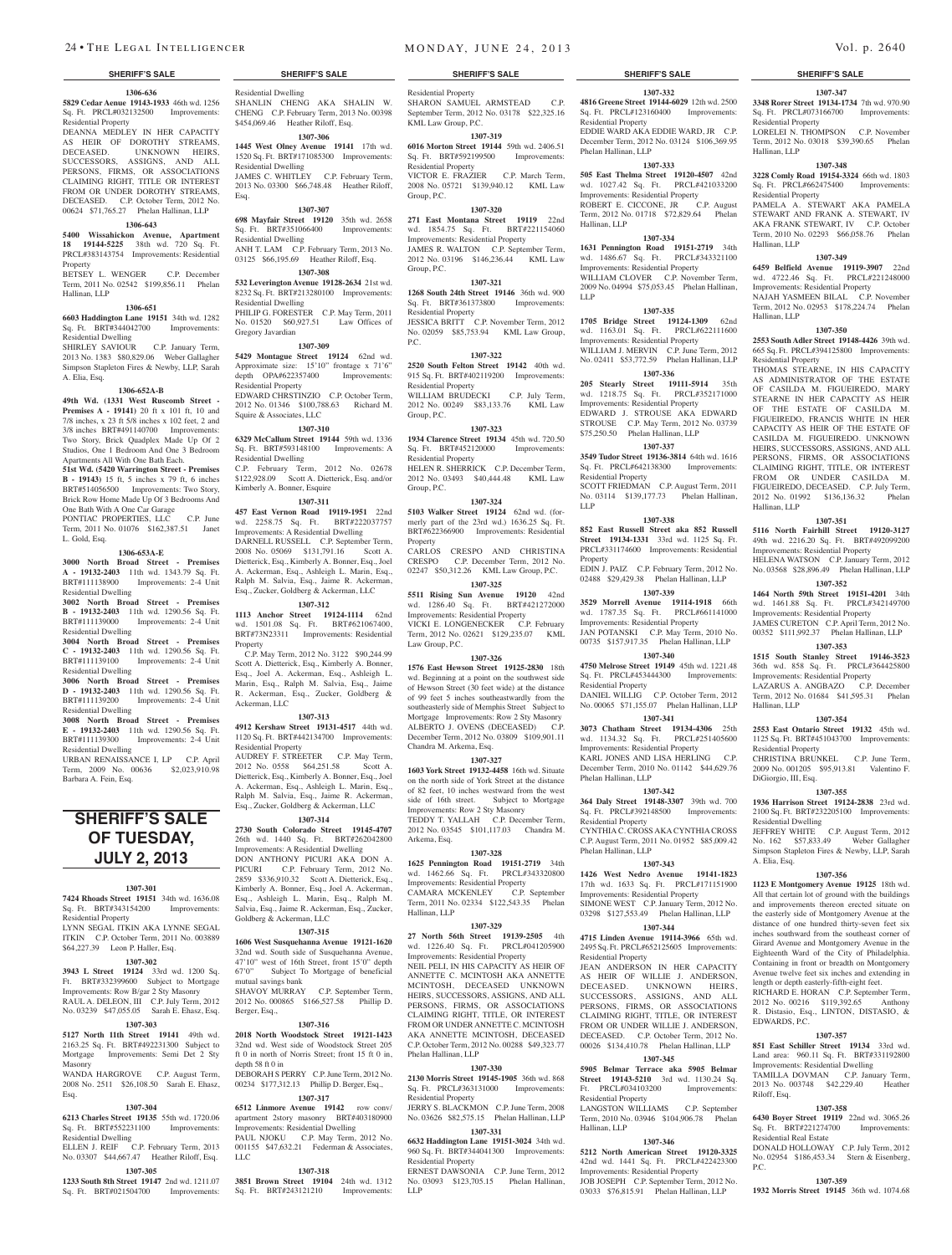## SHERIFF'S SALE

**1306-636**

**5829 Cedar Avenue 19143-1933** 46th wd. 1256 Sq. Ft. PRCL#032132500 Improvements: Residential Property

DEANNA MEDLEY IN HER CAPACITY AS HEIR OF DOROTHY STREAMS, DECEASED. UNKNOWN HEIRS, SUCCESSORS, ASSIGNS, AND ALL PERSONS, FIRMS, OR ASSOCIATIONS CLAIMING RIGHT, TITLE OR INTEREST FROM OR UNDER DOROTHY STREAMS, DECEASED. C.P. October Term, 2012 No. 00624 $71,765.27 Phelan Hallinan, LLP

**1306-643**

**5400 Wissahickon Avenue, Apartment 18 19144-5225** 38th wd. 720 Sq. Ft. PRCL#383143754 Improvements: Residential Property

BETSEY L. WENGER C.P. December Term, 2011 No. 02542 $199,856.11 Phelan Hallinan, LLP

**1306-651**

**6603 Haddington Lane 19151** 34th wd. 1282 Sq. Ft. BRT#344042700 Improvements: Residential Dwelling

SHIRLEY SAVIOUR C.P. January Term, 2013 No. 1383 $80,829.06 Weber Gallagher Simpson Stapleton Fires & Newby, LLP, Sarah A. Elia, Esq.

**1306-652A-B**

**49th Wd. (1331 West Ruscomb Street - Premises A - 19141)** 20 ft x 101 ft, 10 and 7/8 inches, x 23 ft 5/8 inches x 102 feet, 2 and 3/8 inches BRT#491140700 Improvements: Two Story, Brick Quadplex Made Up Of 2 Studios, One 1 Bedroom And One 3 Bedroom Apartments All With One Bath Each.

**51st Wd. (5420 Warrington Street - Premises B - 19143)** 15 ft, 5 inches x 79 ft, 6 inches BRT#514056500 Improvements: Two Story, Brick Row Home Made Up Of 3 Bedrooms And One Bath With A One Car Garage

PONTIAC PROPERTIES, LLC C.P. June Term, 2011 No. 01076 $162,387.51 Janet L. Gold, Esq.

**1306-653A-E**

**3000 North Broad Street - Premises A - 19132-2403** 11th wd. 1343.79 Sq. Ft. BRT#111138900 Improvements: 2-4 Unit Residential Dwelling

**3002 North Broad Street - Premises B - 19132-2403** 11th wd. 1290.56 Sq. Ft. BRT#111139000 Improvements: 2-4 Unit Residential Dwelling

**3004 North Broad Street - Premises C - 19132-2403** 11th wd. 1290.56 Sq. Ft. BRT#111139100 Improvements: 2-4 Unit Residential Dwelling

**3006 North Broad Street - Premises D - 19132-2403** 11th wd. 1290.56 Sq. Ft. BRT#111139200 Improvements: 2-4 Unit Residential Dwelling

**3008 North Broad Street - Premises E - 19132-2403** 11th wd. 1290.56 Sq. Ft. BRT#111139300 Improvements: 2-4 Unit Residential Dwelling

URBAN RENAISSANCE I, LP C.P. April Term, 2009 No. 00636 $2,023,910.98 Barbara A. Fein, Esq.

# SHERIFF'S SALE OF TUESDAY, JULY 2, 2013

**1307-301**

**7424 Rhoads Street 19151** 34th wd. 1636.08 Sq. Ft. BRT#343154200 Improvements: Residential Property

LYNN SEGAL ITKIN AKA LYNNE SEGAL ITKIN C.P. October Term, 2011 No. 003889 $64,227.39 Leon P. Haller, Esq.

**1307-302**

**3943 L Street 19124** 33rd wd. 1200 Sq. Ft. BRT#332399600 Subject to Mortgage Improvements: Row B/gar 2 Sty Masonry

RAUL A. DELEON, III C.P. July Term, 2012 No. 03239 $47,055.05 Sarah E. Ehasz, Esq.

**1307-303**

**5127 North 11th Street 19141** 49th wd. 2163.25 Sq. Ft. BRT#492231300 Subject to Mortgage Improvements: Semi Det 2 Sty Masonry

WANDA HARGROVE C.P. August Term, 2008 No. 2511 $26,108.50 Sarah E. Ehasz, Esq.

**1307-304**

**6213 Charles Street 19135** 55th wd. 1720.06 Sq. Ft. BRT#552231100 Improvements: Residential Dwelling

ELLEN J. REIF C.P. February Term, 2013 No. 03307 $44,667.47 Heather Riloff, Esq.

**1307-305**

**1233 South 8th Street 19147** 2nd wd. 1211.07 Sq. Ft. BRT#021504700 Improvements: Residential Dwelling

SHANLIN CHENG AKA SHALIN W. CHENG C.P. February Term, 2013 No. 00398 $454,069.46 Heather Riloff, Esq.

**1307-306**

**1445 West Olney Avenue 19141** 17th wd. 1520 Sq. Ft. BRT#171085300 Improvements: Residential Dwelling

JAMES C. WHITLEY C.P. February Term, 2013 No. 03300 $66,748.48 Heather Riloff, Esq.

**1307-307**

**698 Mayfair Street 19120** 35th wd. 2658 Sq. Ft. BRT#351066400 Improvements: Residential Dwelling

ANH T. LAM C.P. February Term, 2013 No. 03125 $66,195.69 Heather Riloff, Esq.

**1307-308**

**532 Leverington Avenue 19128-2634** 21st wd. 8232 Sq. Ft. BRT#213280100 Improvements: Residential Dwelling

PHILIP G. FORESTER C.P. May Term, 2011 No. 01520 $60,927.51 Law Offices of Gregory Javardian

**1307-309**

**5429 Montague Street 19124** 62nd wd. Approximate size: 15'10" frontage x 71'6" depth OPA#622357400 Improvements: Residential Property

EDWARD CHRSTINZIO C.P. October Term, 2012 No. 01346 $100,788.63 Richard M. Squire & Associates, LLC

**1307-310**

**6329 McCallum Street 19144** 59th wd. 1336 Sq. Ft. BRT#593148100 Improvements: A Residential Dwelling

C.P. February Term, 2012 No. 02678 $122,928.09 Scott A. Dietterick, Esq. and/or Kimberly A. Bonner, Esquire

**1307-311**

**457 East Vernon Road 19119-1951** 22nd wd. 2258.75 Sq. Ft. BRT#222037757 Improvements: A Residential Dwelling

DARNELL RUSSELL C.P. September Term, 2008 No. 05069 $131,791.16 Scott A. Dietterick, Esq., Kimberly A. Bonner, Esq., Joel A. Ackerman, Esq., Ashleigh L. Marin, Esq., Ralph M. Salvia, Esq., Jaime R. Ackerman, Esq., Zucker, Goldberg & Ackerman, LLC

**1307-312**

**1113 Anchor Street 19124-1114** 62nd wd. 1501.08 Sq. Ft. BRT#621067400, BRT#73N23311 Improvements: Residential Property

C.P. May Term, 2012 No. 3122 $90,244.99 Scott A. Dietterick, Esq., Kimberly A. Bonner, Esq., Joel A. Ackerman, Esq., Ashleigh L. Marin, Esq., Ralph M. Salvia, Esq., Jaime R. Ackerman, Esq., Zucker, Goldberg & Ackerman, LLC

**1307-313**

**4912 Kershaw Street 19131-4517** 44th wd. 1120 Sq. Ft. BRT#442134700 Improvements: Residential Property

AUDREY F. STREETER C.P. May Term, 2012 No. 0558 $64,251.58 Scott A. Dietterick, Esq., Kimberly A. Bonner, Esq., Joel A. Ackerman, Esq., Ashleigh L. Marin, Esq., Ralph M. Salvia, Esq., Jaime R. Ackerman, Esq., Zucker, Goldberg & Ackerman, LLC

**1307-314**

**2730 South Colorado Street 19145-4707** 26th wd. 1440 Sq. Ft. BRT#262042800 Improvements: A Residential Dwelling

DON ANTHONY PICURI AKA DON A. PICURI C.P. February Term, 2012 No. 2859 $336,910.32 Scott A. Dietterick, Esq., Kimberly A. Bonner, Esq., Joel A. Ackerman, Esq., Ashleigh L. Marin, Esq., Ralph M. Salvia, Esq., Jaime R. Ackerman, Esq., Zucker, Goldberg & Ackerman, LLC

**1307-315**

**1606 West Susquehanna Avenue 19121-1620** 32nd wd. South side of Susquehanna Avenue, 47'10" west of 16th Street, front 15'0" depth 67'0" Subject To Mortgage of beneficial mutual savings bank

SHAVOY MURRAY C.P. September Term, 2012 No. 000865 $166,527.58 Phillip D. Berger, Esq.,

**1307-316**

**2018 North Woodstock Street 19121-1423** 32nd wd. West side of Woodstock Street 205 ft 0 in north of Norris Street; front 15 ft 0 in, depth 58 ft 0 in

DEBORAH S PERRY C.P. June Term, 2012 No. 00234 $177,312.13 Phillip D. Berger, Esq.,

**1307-317**

**6512 Linmore Avenue 19142** row conv/ apartment 2story masonry BRT#403180900 Improvements: Residential Dwelling

PAUL NJOKU C.P. May Term, 2012 No. 001155 $47,632.21 Federman & Associates, LLC

**1307-318**

**3851 Brown Street 19104** 24th wd. 1312 Sq. Ft. BRT#243121210 Improvements: Residential Property

SHARON SAMUEL ARMSTEAD C.P. September Term, 2012 No. 03178 $22,325.16 KML Law Group, P.C.

**1307-319**

**6016 Morton Street 19144** 59th wd. 2406.51 Sq. Ft. BRT#592199500 Improvements: Residential Property

VICTOR E. FRAZIER C.P. March Term, 2008 No. 05721 $139,940.12 KML Law Group, P.C.

**1307-320**

**271 East Montana Street 19119** 22nd wd. 1854.75 Sq. Ft. PRCL#221154060 Improvements: Residential Property

JAMES R. WALTON C.P. September Term, 2012 No. 03196 $146,236.44 KML Law Group, P.C.

**1307-321**

**1268 South 24th Street 19146** 36th wd. 900 Sq. Ft. BRT#361373800 Improvements: Residential Property

JESSICA BRITT C.P. November Term, 2012 No. 02059 $85,753.94 KML Law Group, P.C.

**1307-322**

**2520 South Felton Street 19142** 40th wd. 915 Sq. Ft. BRT#402119200 Improvements: Residential Property

WILLIAM BRUDECKI C.P. July Term, 2012 No. 00249 $83,133.76 KML Law Group, P.C.

**1307-323**

**1934 Clarence Street 19134** 45th wd. 720.50 Sq. Ft. BRT#452120000 Improvements: Residential Property

HELEN R. SHERRICK C.P. December Term, 2012 No. 03493 $40,444.48 KML Law Group, P.C.

**1307-324**

**5103 Walker Street 19124** 62nd wd. (formerly part of the 23rd wd.) 1636.25 Sq. Ft. BRT#622366900 Improvements: Residential Property

CARLOS CRESPO AND CHRISTINA CRESPO C.P. December Term, 2012 No. 02247 $50,312.26 KML Law Group, P.C.

**1307-325**

**5511 Rising Sun Avenue 19120** 42nd wd. 1286.40 Sq. Ft. BRT#421272000 Improvements: Residential Property

VICKI E. LONGENECKER C.P. February Term, 2012 No. 02621 $129,235.07 KML Law Group, P.C.

**1307-326**

**1576 East Hewson Street 19125-2830** 18th wd. Beginning at a point on the southwest side of Hewson Street (30 feet wide) at the distance of 99 feet 5 inches southeastwardly from the southeasterly side of Memphis Street Subject to Mortgage Improvements: Row 2 Sty Masonry

ALBERTO J. OVENS (DECEASED) C.P. December Term, 2012 No. 03809 $109,901.11 Chandra M. Arkema, Esq.

**1307-327**

**1603 York Street 19132-4458** 16th wd. Situate on the north side of York Street at the distance of 82 feet, 10 inches westward from the west side of 16th street. Subject to Mortgage Improvements: Row 2 Sty Masonry

TEDDY T. YALLAH C.P. December Term, 2012 No. 03545 $101,117.03 Chandra M. Arkema, Esq.

**1307-328**

**1625 Pennington Road 19151-2719** 34th wd. 1462.66 Sq. Ft. PRCL#343320800 Improvements: Residential Property

CAMARA MCKENLEY C.P. September Term, 2011 No. 02334 $122,543.35 Phelan Hallinan, LLP

**1307-329**

**27 North 56th Street 19139-2505** 4th wd. 1226.40 Sq. Ft. PRCL#041205900 Improvements: Residential Property

NEIL PELI, IN HIS CAPACITY AS HEIR OF ANNETTE C. MCINTOSH AKA ANNETTE MCINTOSH, DECEASED UNKNOWN HEIRS, SUCCESSORS, ASSIGNS, AND ALL PERSONS, FIRMS, OR ASSOCIATIONS CLAIMING RIGHT, TITLE, OR INTEREST FROM OR UNDER ANNETTE C. MCINTOSH AKA ANNETTE MCINTOSH, DECEASED C.P. October Term, 2012 No. 00288 $49,323.77 Phelan Hallinan, LLP

**1307-330**

**2130 Morris Street 19145-1905** 36th wd. 868 Sq. Ft. PRCL#363131000 Improvements: Residential Property

JERRY S. BLACKMON C.P. June Term, 2008 No. 03626 $82,575.15 Phelan Hallinan, LLP

**1307-331**

**6632 Haddington Lane 19151-3024** 34th wd. 960 Sq. Ft. PRCL#344041300 Improvements: Residential Property

ERNEST DAWSONIA C.P. June Term, 2012 No. 03093 $123,705.15 Phelan Hallinan, LLP

**1307-332**

**4816 Greene Street 19144-6029** 12th wd. 2500 Sq. Ft. PRCL#123160400 Improvements: Residential Property

EDDIE WARD AKA EDDIE WARD, JR C.P. December Term, 2012 No. 03124 $106,369.95 Phelan Hallinan, LLP

**1307-333**

**505 East Thelma Street 19120-4507** 42nd wd. 1027.42 Sq. Ft. PRCL#421033200 Improvements: Residential Property

ROBERT E. CICCONE, JR C.P. August Term, 2012 No. 01718 $72,829.64 Phelan Hallinan, LLP

**1307-334**

**1631 Pennington Road 19151-2719** 34th wd. 1486.67 Sq. Ft. PRCL#343321100 Improvements: Residential Property

WILLIAM CLOVER C.P. November Term, 2009 No. 04994 $75,053.45 Phelan Hallinan, LLP

**1307-335**

**1705 Bridge Street 19124-1309** 62nd wd. 1163.01 Sq. Ft. PRCL#622111600 Improvements: Residential Property

WILLIAM J. MERVIN C.P. June Term, 2012 No. 02411 $53,772.59 Phelan Hallinan, LLP

**1307-336**

**205 Stearly Street 19111-5914** 35th wd. 1218.75 Sq. Ft. PRCL#352171000 Improvements: Residential Property

EDWARD J. STROUSE AKA EDWARD STROUSE C.P. May Term, 2012 No. 03739 $75,250.50 Phelan Hallinan, LLP

**1307-337**

**3549 Tudor Street 19136-3814** 64th wd. 1616 Sq. Ft. PRCL#642138300 Improvements: Residential Property

SCOTT FRIEDMAN C.P. August Term, 2011 No. 03114 $139,177.73 Phelan Hallinan, LLP

**1307-338**

**852 East Russell Street aka 852 Russell Street 19134-1331** 33rd wd. 1125 Sq. Ft. PRCL#331174600 Improvements: Residential Property

EDIN J. PAIZ C.P. February Term, 2012 No. 02488 $29,429.38 Phelan Hallinan, LLP

**1307-339**

**3529 Morrell Avenue 19114-1918** 66th wd. 1787.35 Sq. Ft. PRCL#661141000 Improvements: Residential Property

JAN POTANSKI C.P. May Term, 2010 No. 00735 $157,917.35 Phelan Hallinan, LLP

**1307-340**

**4750 Melrose Street 19149** 45th wd. 1221.48 Sq. Ft. PRCL#453444300 Improvements: Residential Property

DANIEL WILLIG C.P. October Term, 2012 No. 00065 $71,155.07 Phelan Hallinan, LLP

**1307-341**

**3073 Chatham Street 19134-4306** 25th wd. 1134.32 Sq. Ft. PRCL#251405600 Improvements: Residential Property

KARL JONES AND LISA HERLING C.P. December Term, 2010 No. 01142 $44,629.76 Phelan Hallinan, LLP

**1307-342**

**364 Daly Street 19148-3307** 39th wd. 700 Sq. Ft. PRCL#392148500 Improvements: Residential Property

CYNTHIA C. CROSS AKA CYNTHIA CROSS C.P. August Term, 2011 No. 01952 $85,009.42 Phelan Hallinan, LLP

**1307-343**

**1426 West Nedro Avenue 19141-1823** 17th wd. 1633 Sq. Ft. PRCL#171151900 Improvements: Residential Property

SIMONE WEST C.P. January Term, 2012 No. 03298 $127,553.49 Phelan Hallinan, LLP

**1307-344**

**4715 Linden Avenue 19114-3966** 65th wd. 2495 Sq. Ft. PRCL#652125605 Improvements: Residential Property

JEAN ANDERSON IN HER CAPACITY AS HEIR OF WILLIE J. ANDERSON, DECEASED. UNKNOWN HEIRS, SUCCESSORS, ASSIGNS, AND ALL PERSONS, FIRMS, OR ASSOCIATIONS CLAIMING RIGHT, TITLE, OR INTEREST FROM OR UNDER WILLIE J. ANDERSON, DECEASED. C.P. October Term, 2012 No. 00026 $134,410.78 Phelan Hallinan, LLP

**1307-345**

**5905 Belmar Terrace aka 5905 Belmar Street 19143-5210** 3rd wd. 1130.24 Sq. Ft. PRCL#034103200 Improvements: Residential Property

LANGSTON WILLIAMS C.P. September Term, 2010 No. 03946 $104,906.78 Phelan Hallinan, LLP

**1307-346**

**5212 North American Street 19120-3325** 42nd wd. 1441 Sq. Ft. PRCL#422423300 Improvements: Residential Property

JOB JOSEPH C.P. September Term, 2012 No. 03033 $76,815.91 Phelan Hallinan, LLP

**1307-347**

**3348 Rorer Street 19134-1734** 7th wd. 970.90 Sq. Ft. PRCL#073166700 Improvements: Residential Property

LORELEI N. THOMPSON C.P. November Term, 2012 No. 03018 $39,390.65 Phelan Hallinan, LLP

**1307-348**

**3228 Comly Road 19154-3324** 66th wd. 1803 Sq. Ft. PRCL#662475400 Improvements: Residential Property

PAMELA A. STEWART AKA PAMELA STEWART AND FRANK A. STEWART, IV AKA FRANK STEWART, IV C.P. October Term, 2010 No. 02293 $66,058.76 Phelan Hallinan, LLP

**1307-349**

**6459 Belfield Avenue 19119-3907** 22nd wd. 4722.46 Sq. Ft. PRCL#221248000 Improvements: Residential Property

NAJAH YASMEEN BILAL C.P. November Term, 2012 No. 02953 $178,224.74 Phelan Hallinan, LLP

**1307-350**

**2553 South Adler Street 19148-4426** 39th wd. 665 Sq. Ft. PRCL#394125800 Improvements: Residential Property

THOMAS STEARNE, IN HIS CAPACITY AS ADMINISTRATOR OF THE ESTATE OF CASILDA M. FIGUEIREDO, MARY STEARNE IN HER CAPACITY AS HEIR OF THE ESTATE OF CASILDA M. FIGUEIREDO, FRANCIS WHITE IN HER CAPACITY AS HEIR OF THE ESTATE OF CASILDA M. FIGUEIREDO. UNKNOWN HEIRS, SUCCESSORS, ASSIGNS, AND ALL PERSONS, FIRMS, OR ASSOCIATIONS CLAIMING RIGHT, TITLE, OR INTEREST FROM OR UNDER CASILDA M. FIGUEIREDO, DECEASED. C.P. July Term, 2012 No. 01992 $136,136.32 Phelan Hallinan, LLP

**1307-351**

**5116 North Fairhill Street 19120-3127** 49th wd. 2216.20 Sq. Ft. BRT#492099200 Improvements: Residential Property

HELENA WATSON C.P. January Term, 2012 No. 03568 $28,896.49 Phelan Hallinan, LLP

**1307-352**

**1464 North 59th Street 19151-4201** 34th wd. 1461.88 Sq. Ft. PRCL#342149700 Improvements: Residential Property

JAMES CURETON C.P. April Term, 2012 No. 00352 $111,992.37 Phelan Hallinan, LLP

**1307-353**

**1515 South Stanley Street 19146-3523** 36th wd. 858 Sq. Ft. PRCL#364425800 Improvements: Residential Property

LAZARUS A. ANGBAZO C.P. December Term, 2012 No. 01684 $41,595.31 Phelan Hallinan, LLP

**1307-354**

**2553 East Ontario Street 19132** 45th wd. 1125 Sq. Ft. BRT#451043700 Improvements: Residential Property

CHRISTINA BRUNKEL C.P. June Term, 2009 No. 001205 $95,913.81 Valentino F. DiGiorgio, III, Esq.

**1307-355**

**1936 Harrison Street 19124-2838** 23rd wd. 2100 Sq. Ft. BRT#232205100 Improvements: Residential Dwelling

JEFFREY WHITE C.P. August Term, 2012 No. 162 $57,833.49 Weber Gallagher Simpson Stapleton Fires & Newby, LLP, Sarah A. Elia, Esq.

**1307-356**

**1123 E Montgomery Avenue 19125** 18th wd. All that certain lot of ground with the buildings and improvements thereon erected situate on the easterly side of Montgomery Avenue at the distance of one hundred thirty-seven feet six inches southward from the southeast corner of Girard Avenue and Montgomery Avenue in the Eighteenth Ward of the City of Philadelphia. Containing in front or breadth on Montgomery Avenue twelve feet six inches and extending in length or depth easterly fifty-eight feet.

RICHARD E. HORAN C.P. September Term, 2012 No. 00216 $119,392.65 Anthony R. Distasio, Esq., LINTON, DISTASIO, & EDWARDS, P.C.

**1307-357**

**851 East Schiller Street 19134** 33rd wd. Land area: 960.11 Sq. Ft. BRT#331192800 Improvements: Residential Dwelling

TAMILLA DOVMAN C.P. January Term, 2013 No. 003748 $42,229.40 Heather Riloff, Esq.

**1307-358**

**6430 Boyer Street 19119** 22nd wd. 3065.26 Sq. Ft. BRT#221274700 Improvements: Residential Real Estate

DONALD HOLLOWAY C.P. July Term, 2012 No. 02954 $186,453.34 Stern & Eisenberg, P.C.

**1307-359**

**1932 Morris Street 19145** 36th wd. 1074.68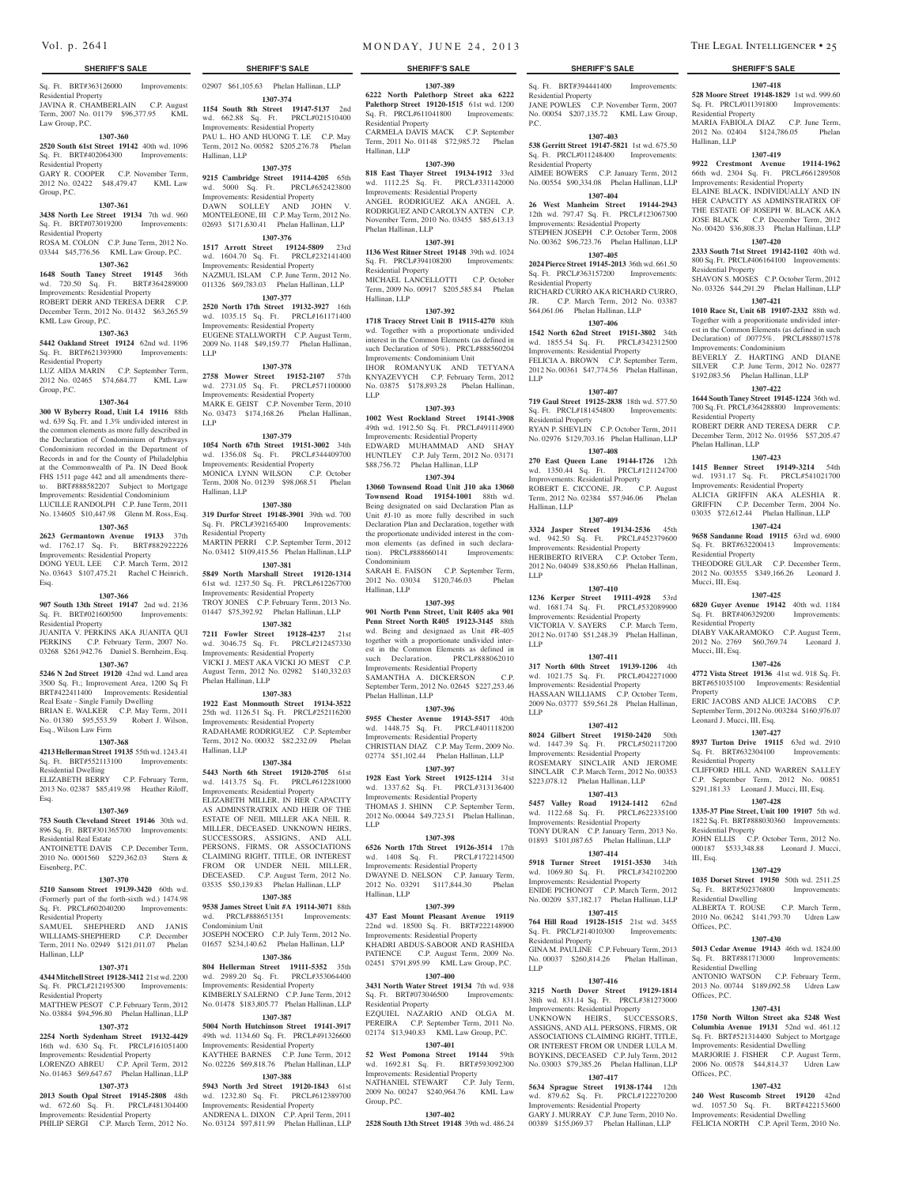## SHERIFF'S SALE

Sq. Ft. BRT#363126000 Improvements: Residential Property
JAVINA R. CHAMBERLAIN C.P. August Term, 2007 No. 01179 $96,377.95 KML Law Group, P.C.

**1307-360**

**2520 South 61st Street 19142** 40th wd. 1096 Sq. Ft. BRT#402064300 Improvements: Residential Property
GARY R. COOPER C.P. November Term, 2012 No. 02422 $48,479.47 KML Law Group, P.C.

**1307-361**

**3438 North Lee Street 19134** 7th wd. 960 Sq. Ft. BRT#073019200 Improvements: Residential Property
ROSA M. COLON C.P. June Term, 2012 No. 03344 $45,776.56 KML Law Group, P.C.

**1307-362**

**1648 South Taney Street 19145** 36th wd. 720.50 Sq. Ft. BRT#364289000 Improvements: Residential Property
ROBERT DERR AND TERESA DERR C.P. December Term, 2012 No. 01432 $63,265.59 KML Law Group, P.C.

**1307-363**

**5442 Oakland Street 19124** 62nd wd. 1196 Sq. Ft. BRT#621393900 Improvements: Residential Property
LUZ AIDA MARIN C.P. September Term, 2012 No. 02465 $74,684.77 KML Law Group, P.C.

**1307-364**

**300 W Byberry Road, Unit L4 19116** 88th wd. 639 Sq. Ft. and 1.3% undivided interest in the common elements as more fully described in the Declaration of Condominium of Pathways Condominium recorded in the Department of Records in and for the County of Philadelphia at the Commonwealth of Pa. IN Deed Book FHS 1511 page 442 and all amendments thereto. BRT#888582207 Subject to Mortgage Improvements: Residential Condominium
LUCILLE RANDOLPH C.P. June Term, 2011 No. 134605 $10,447.98 Glenn M. Ross, Esq.

**1307-365**

**2623 Germantown Avenue 19133** 37th wd. 1762.17 Sq. Ft. BRT#882922226 Improvements: Residential Property
DONG YEUL LEE C.P. March Term, 2012 No. 03643 $107,475.21 Rachel C Heinrich, Esq.

**1307-366**

**907 South 13th Street 19147** 2nd wd. 2136 Sq. Ft. BRT#021600500 Improvements: Residential Property
JUANITA V. PERKINS AKA JUANITA QUI PERKINS C.P. February Term, 2007 No. 03268 $261,942.76 Daniel S. Bernheim, Esq.

**1307-367**

**5246 N 2nd Street 19120** 42nd wd. Land area 3500 Sq. Ft.; Improvement Area, 1200 Sq Ft BRT#422411400 Improvements: Residential Real Estate - Single Family Dwelling
BRIAN E. WALKER C.P. May Term, 2011 No. 01380 $95,553.59 Robert J. Wilson, Esq., Wilson Law Firm

**1307-368**

**4213 Hellerman Street 19135** 55th wd. 1243.41 Sq. Ft. BRT#552113100 Improvements: Residential Dwelling
ELIZABETH BERRY C.P. February Term, 2013 No. 02387 $85,419.98 Heather Riloff, Esq.

**1307-369**

**753 South Cleveland Street 19146** 30th wd. 896 Sq. Ft. BRT#301365700 Improvements: Residential Real Estate
ANTOINETTE DAVIS C.P. December Term, 2010 No. 0001560 $229,362.03 Stern & Eisenberg, P.C.

**1307-370**

**5210 Sansom Street 19139-3420** 60th wd. (Formerly part of the forth-sixth wd.) 1474.98 Sq. Ft. PRCL#602040200 Improvements: Residential Property
SAMUEL SHEPHERD AND JANIS WILLIAMS-SHEPHERD C.P. December Term, 2011 No. 02949 $121,011.07 Phelan Hallinan, LLP

**1307-371**

**4344 Mitchell Street 19128-3412** 21st wd. 2200 Sq. Ft. PRCL#212195300 Improvements: Residential Property
MATTHEW PESOT C.P. February Term, 2012 No. 03884 $94,596.80 Phelan Hallinan, LLP

**1307-372**

**2254 North Sydenham Street 19132-4429** 16th wd. 630 Sq. Ft. PRCL#161051400 Improvements: Residential Property
LORENZO ABREU C.P. April Term, 2012 No. 01463 $69,647.67 Phelan Hallinan, LLP

**1307-373**

**2013 South Opal Street 19145-2808** 48th wd. 672.60 Sq. Ft. PRCL#481304400 Improvements: Residential Property
PHILIP SERGI C.P. March Term, 2012 No. 02907 $61,105.63 Phelan Hallinan, LLP

**1307-374**

**1154 South 8th Street 19147-5137** 2nd wd. 662.88 Sq. Ft. PRCL#021510400 Improvements: Residential Property
PAU L. HO AND HUONG T. LE C.P. May Term, 2012 No. 00582 $205,276.78 Phelan Hallinan, LLP

**1307-375**

**9215 Cambridge Street 19114-4205** 65th wd. 5000 Sq. Ft. PRCL#652423800 Improvements: Residential Property
DAWN SOLLEY AND JOHN V. MONTELEONE, III C.P. May Term, 2012 No. 02693 $171,630.41 Phelan Hallinan, LLP

**1307-376**

**1517 Arrott Street 19124-5809** 23rd wd. 1604.70 Sq. Ft. PRCL#232141400 Improvements: Residential Property
NAZMUL ISLAM C.P. June Term, 2012 No. 011326 $69,783.03 Phelan Hallinan, LLP

**1307-377**

**2520 North 17th Street 19132-3927** 16th wd. 1035.15 Sq. Ft. PRCL#161171400 Improvements: Residential Property
EUGENE STALLWORTH C.P. August Term, 2009 No. 1148 $49,159.77 Phelan Hallinan, LLP

**1307-378**

**2758 Mower Street 19152-2107** 57th wd. 2731.05 Sq. Ft. PRCL#571100000 Improvements: Residential Property
MARK E. GEIST C.P. November Term, 2010 No. 03473 $174,168.26 Phelan Hallinan, LLP

**1307-379**

**1054 North 67th Street 19151-3002** 34th wd. 1356.08 Sq. Ft. PRCL#344409700 Improvements: Residential Property
MONICA LYNN WILSON C.P. October Term, 2008 No. 01239 $98,068.51 Phelan Hallinan, LLP

**1307-380**

**319 Durfor Street 19148-3901** 39th wd. 700 Sq. Ft. PRCL#392165400 Improvements: Residential Property
MARTIN PERRI C.P. September Term, 2012 No. 03412 $109,415.56 Phelan Hallinan, LLP

**1307-381**

**5849 North Marshall Street 19120-1314** 61st wd. 1237.50 Sq. Ft. PRCL#612267700 Improvements: Residential Property
TROY JONES C.P. February Term, 2013 No. 01447 $75,392.92 Phelan Hallinan, LLP

**1307-382**

**7211 Fowler Street 19128-4237** 21st wd. 3046.75 Sq. Ft. PRCL#212457330 Improvements: Residential Property
VICKI J. MEST AKA VICKI JO MEST C.P. August Term, 2012 No. 02982 $140,332.03 Phelan Hallinan, LLP

**1307-383**

**1922 East Monmouth Street 19134-3522** 25th wd. 1126.51 Sq. Ft. PRCL#252116200 Improvements: Residential Property
RADAHAME RODRIGUEZ C.P. September Term, 2012 No. 00032 $82,232.09 Phelan Hallinan, LLP

**1307-384**

**5443 North 6th Street 19120-2705** 61st wd. 1413.75 Sq. Ft. PRCL#612281000 Improvements: Residential Property
ELIZABETH MILLER, IN HER CAPACITY AS ADMINSTRATRIX AND HEIR OF THE ESTATE OF NEIL MILLER AKA NEIL R. MILLER, DECEASED. UNKNOWN HEIRS, SUCCESSORS, ASSIGNS, AND ALL PERSONS, FIRMS, OR ASSOCIATIONS CLAIMING RIGHT, TITLE, OR INTEREST FROM OR UNDER NEIL MILLER, DECEASED. C.P. August Term, 2012 No. 03535 $50,139.83 Phelan Hallinan, LLP

**1307-385**

**9538 James Street Unit #A 19114-3071** 88th wd. PRCL#888651351 Improvements: Condominium Unit
JOSEPH NOCERO C.P. July Term, 2012 No. 01657 $234,140.62 Phelan Hallinan, LLP

**1307-386**

**804 Hellerman Street 19111-5352** 35th wd. 2989.20 Sq. Ft. PRCL#353064400 Improvements: Residential Property
KIMBERLY SALERNO C.P. June Term, 2012 No. 01478 $183,805.77 Phelan Hallinan, LLP

**1307-387**

**5004 North Hutchinson Street 19141-3917** 49th wd. 1134.60 Sq. Ft. PRCL#491326600 Improvements: Residential Property
KAYTHEE BARNES C.P. June Term, 2012 No. 02226 $69,818.76 Phelan Hallinan, LLP

**1307-388**

**5943 North 3rd Street 19120-1843** 61st wd. 1232.80 Sq. Ft. PRCL#612389700 Improvements: Residential Property
ANDRENA L. DIXON C.P. April Term, 2011 No. 03124 $97,811.99 Phelan Hallinan, LLP

**1307-389**

**6222 North Palethorp Street aka 6222 Palethorp Street 19120-1515** 61st wd. 1200 Sq. Ft. PRCL#611041800 Improvements: Residential Property
CARMELA DAVIS MACK C.P. September Term, 2011 No. 01148 $72,985.72 Phelan Hallinan, LLP

**1307-390**

**818 East Thayer Street 19134-1912** 33rd wd. 1112.25 Sq. Ft. PRCL#331142000 Improvements: Residential Property
ANGEL RODRIGUEZ AKA ANGEL A. RODRIGUEZ AND CAROLYN AXTEN C.P. November Term, 2010 No. 03455 $85,613.13 Phelan Hallinan, LLP

**1307-391**

**1136 West Ritner Street 19148** 39th wd. 1024 Sq. Ft. PRCL#394108200 Improvements: Residential Property
MICHAEL LANCELLOTTI C.P. October Term, 2009 No. 00917 $205,585.84 Phelan Hallinan, LLP

**1307-392**

**1718 Tracey Street Unit B 19115-4270** 88th wd. Together with a proportionate undivided interest in the Common Elements (as defined in such Declaration of 50%). PRCL#888560204 Improvements: Condominium Unit
IHOR ROMANYUK AND TETYANA KNYAZEVYCH C.P. February Term, 2012 No. 03875 $178,893.28 Phelan Hallinan, LLP

**1307-393**

**1002 West Rockland Street 19141-3908** 49th wd. 1912.50 Sq. Ft. PRCL#491114900 Improvements: Residential Property
EDWARD MUHAMMAD AND SHAY HUNTLEY C.P. July Term, 2012 No. 03171 $88,756.72 Phelan Hallinan, LLP

**1307-394**

**13060 Townsend Road Unit J10 aka 13060 Townsend Road 19154-1001** 88th wd. Being designated on said Declaration Plan as Unit #J-10 as more fully described in such Declaration Plan and Declaration, together with the proportionate undivided interest in the common elements (as defined in such declaration). PRCL#888660141 Improvements: Condominium
SARAH E. FAISON C.P. September Term, 2012 No. 03034 $120,746.03 Phelan Hallinan, LLP

**1307-395**

**901 North Penn Street, Unit R405 aka 901 Penn Street North R405 19123-3145** 88th wd. Being and designaed as Unit #R-405 together with a proportionate undivided interest in the Common Elements as defined in such Declaration. PRCL#888062010 Improvements: Residential Property
SAMANTHA A. DICKERSON C.P. September Term, 2012 No. 02645 $227,253.46 Phelan Hallinan, LLP

**1307-396**

**5955 Chester Avenue 19143-5517** 40th wd. 1448.75 Sq. Ft. PRCL#401118200 Improvements: Residential Property
CHRISTIAN DIAZ C.P. May Term, 2009 No. 02774 $51,102.44 Phelan Hallinan, LLP

**1307-397**

**1928 East York Street 19125-1214** 31st wd. 1337.62 Sq. Ft. PRCL#313136400 Improvements: Residential Property
THOMAS J. SHINN C.P. September Term, 2012 No. 00044 $49,723.51 Phelan Hallinan, LLP

**1307-398**

**6526 North 17th Street 19126-3514** 17th wd. 1408 Sq. Ft. PRCL#172214500 Improvements: Residential Property
DWAYNE D. NELSON C.P. January Term, 2012 No. 03291 $117,844.30 Phelan Hallinan, LLP

**1307-399**

**437 East Mount Pleasant Avenue 19119** 22nd wd. 18500 Sq. Ft. BRT#222148900 Improvements: Residential Property
KHADRI ABDUS-SABOOR AND RASHIDA PATIENCE C.P. August Term, 2009 No. 02451 $791,895.99 KML Law Group, P.C.

**1307-400**

**3431 North Water Street 19134** 7th wd. 938 Sq. Ft. BRT#073046500 Improvements: Residential Property
EZQUIEL NAZARIO AND OLGA M. PEREIRA C.P. September Term, 2011 No. 02174 $13,940.83 KML Law Group, P.C.

**1307-401**

**52 West Pomona Street 19144** 59th wd. 1692.81 Sq. Ft. BRT#593092300 Improvements: Residential Property
NATHANIEL STEWART C.P. July Term, 2009 No. 00247 $240,964.76 KML Law Group, P.C.

**1307-402**

**2528 South 13th Street 19148** 39th wd. 486.24 Sq. Ft. BRT#394441400 Improvements: Residential Property
JANE POWLES C.P. November Term, 2007 No. 00054 $207,135.72 KML Law Group, P.C.

**1307-403**

**538 Gerritt Street 19147-5821** 1st wd. 675.50 Sq. Ft. PRCL#011248400 Improvements: Residential Property
AIMEE BOWERS C.P. January Term, 2012 No. 00554 $90,334.08 Phelan Hallinan, LLP

**1307-404**

**26 West Manheim Street 19144-2943** 12th wd. 797.47 Sq. Ft. PRCL#123067300 Improvements: Residential Property
STEPHEN JOSEPH C.P. October Term, 2008 No. 00362 $96,723.76 Phelan Hallinan, LLP

**1307-405**

**2024 Pierce Street 19145-2013** 36th wd. 661.50 Sq. Ft. PRCL#363157200 Improvements: Residential Property
RICHARD CURRO AKA RICHARD CURRO, JR. C.P. March Term, 2012 No. 03387 $64,061.06 Phelan Hallinan, LLP

**1307-406**

**1542 North 62nd Street 19151-3802** 34th wd. 1855.54 Sq. Ft. PRCL#342312500 Improvements: Residential Property
FELICIA A. BROWN C.P. September Term, 2012 No. 00361 $47,774.56 Phelan Hallinan, LLP

**1307-407**

**719 Gaul Street 19125-2838** 18th wd. 577.50 Sq. Ft. PRCL#181454800 Improvements: Residential Property
RYAN P. SHEVLIN C.P. October Term, 2011 No. 02976 $129,703.16 Phelan Hallinan, LLP

**1307-408**

**270 East Queen Lane 19144-1726** 12th wd. 1350.44 Sq. Ft. PRCL#121124700 Improvements: Residential Property
ROBERT E. CICCONE, JR. C.P. August Term, 2012 No. 02384 $57,946.06 Phelan Hallinan, LLP

**1307-409**

**3324 Jasper Street 19134-2536** 45th wd. 942.50 Sq. Ft. PRCL#452379600 Improvements: Residential Property
HERIBERTO RIVERA C.P. October Term, 2012 No. 04049 $38,850.66 Phelan Hallinan, LLP

**1307-410**

**1236 Kerper Street 19111-4928** 53rd wd. 1681.74 Sq. Ft. PRCL#532089900 Improvements: Residential Property
VICTORIA V. SAYERS C.P. March Term, 2012 No. 01740 $51,248.39 Phelan Hallinan, LLP

**1307-411**

**317 North 60th Street 19139-1206** 4th wd. 1021.75 Sq. Ft. PRCL#042271000 Improvements: Residential Property
HASSAAN WILLIAMS C.P. October Term, 2009 No. 03777 $59,561.28 Phelan Hallinan, LLP

**1307-412**

**8024 Gilbert Street 19150-2420** 50th wd. 1447.39 Sq. Ft. PRCL#502117200 Improvements: Residential Property
ROSEMARY SINCLAIR AND JEROME SINCLAIR C.P. March Term, 2012 No. 00353 $223,078.12 Phelan Hallinan, LLP

**1307-413**

**5457 Valley Road 19124-1412** 62nd wd. 1122.68 Sq. Ft. PRCL#622335100 Improvements: Residential Property
TONY DURAN C.P. January Term, 2013 No. 01893 $101,087.65 Phelan Hallinan, LLP

**1307-414**

**5918 Turner Street 19151-3530** 34th wd. 1069.80 Sq. Ft. PRCL#342102200 Improvements: Residential Property
ENIDE PICHONOT C.P. March Term, 2012 No. 00209 $37,182.17 Phelan Hallinan, LLP

**1307-415**

**764 Hill Road 19128-1515** 21st wd. 3455 Sq. Ft. PRCL#214010300 Improvements: Residential Property
GINA M. PAULINE C.P. February Term, 2013 No. 00037 $260,814.26 Phelan Hallinan, LLP

**1307-416**

**3215 North Dover Street 19129-1814** 38th wd. 831.14 Sq. Ft. PRCL#381273000 Improvements: Residential Property
UNKNOWN HEIRS, SUCCESSORS, ASSIGNS, AND ALL PERSONS, FIRMS, OR ASSOCIATIONS CLAIMING RIGHT, TITLE, OR INTEREST FROM OR UNDER LULA M. BOYKINS, DECEASED C.P. July Term, 2012 No. 03003 $79,385.26 Phelan Hallinan, LLP

**1307-417**

**5634 Sprague Street 19138-1744** 12th wd. 879.62 Sq. Ft. PRCL#122270200 Improvements: Residential Property
GARY J. MURRAY C.P. June Term, 2010 No. 00389 $155,069.37 Phelan Hallinan, LLP

**1307-418**

**528 Moore Street 19148-1829** 1st wd. 999.60 Sq. Ft. PRCL#011391800 Improvements: Residential Property
MARIA FABIOLA DIAZ C.P. June Term, 2012 No. 02404 $124,786.05 Phelan Hallinan, LLP

**1307-419**

**9922 Crestmont Avenue 19114-1962** 66th wd. 2304 Sq. Ft. PRCL#661289508 Improvements: Residential Property
ELAINE BLACK, INDIVIDUALLY AND IN HER CAPACITY AS ADMINSTRATRIX OF THE ESTATE OF JOSEPH W. BLACK AKA JOSE BLACK C.P. December Term, 2012 No. 00420 $36,808.33 Phelan Hallinan, LLP

**1307-420**

**2333 South 71st Street 19142-1102** 40th wd. 800 Sq. Ft. PRCL#406164100 Improvements: Residential Property
SHAVON S. MOSES C.P. October Term, 2012 No. 03326 $44,291.29 Phelan Hallinan, LLP

**1307-421**

**1010 Race St, Unit 6B 19107-2332** 88th wd. Together with a proportionate undivided interest in the Common Elements (as defined in such Declaration) of .00775%. PRCL#888071578 Improvements: Condominium
BEVERLY Z. HARTING AND DIANE SILVER C.P. June Term, 2012 No. 02877 $192,083.56 Phelan Hallinan, LLP

**1307-422**

**1644 South Taney Street 19145-1224** 36th wd. 700 Sq. Ft. PRCL#364288800 Improvements: Residential Property
ROBERT DERR AND TERESA DERR C.P. December Term, 2012 No. 01956 $57,205.47 Phelan Hallinan, LLP

**1307-423**

**1415 Benner Street 19149-3214** 54th wd. 1931.17 Sq. Ft. PRCL#541021700 Improvements: Residential Property
ALICIA GRIFFIN AKA ALESHIA R. GRIFFIN C.P. December Term, 2004 No. 03035 $72,612.44 Phelan Hallinan, LLP

**1307-424**

**9658 Sandanne Road 19115** 63rd wd. 6900 Sq. Ft. BRT#632200413 Improvements: Residential Property
THEODORE GULAR C.P. December Term, 2012 No. 003555 $349,166.26 Leonard J. Mucci, III, Esq.

**1307-425**

**6820 Guyer Avenue 19142** 40th wd. 1184 Sq. Ft. BRT#406329200 Improvements: Residential Property
DIABY VAKARAMOKO C.P. August Term, 2012 No. 2769 $60,769.74 Leonard J. Mucci, III, Esq.

**1307-426**

**4772 Vista Street 19136** 41st wd. 918 Sq. Ft. BRT#651035100 Improvements: Residential Property
ERIC JACOBS AND ALICE JACOBS C.P. September Term, 2012 No. 003284 $160,976.07 Leonard J. Mucci, III, Esq.

**1307-427**

**8937 Turton Drive 19115** 63rd wd. 2910 Sq. Ft. BRT#632304100 Improvements: Residential Property
CLIFFORD HILL AND WARREN SALLEY C.P. September Term, 2012 No. 00851 $291,181.33 Leonard J. Mucci, III, Esq.

**1307-428**

**1335-37 Pine Street, Unit 100 19107** 5th wd. 1822 Sq. Ft. BRT#888030360 Improvements: Residential Property
JOHN ELLIS C.P. October Term, 2012 No. 000187 $533,348.88 Leonard J. Mucci, III, Esq.

**1307-429**

**1035 Dorset Street 19150** 50th wd. 2511.25 Sq. Ft. BRT#502376800 Improvements: Residential Dwelling
ALBERTA T. ROUSE C.P. March Term, 2010 No. 06242 $141,793.70 Udren Law Offices, P.C.

**1307-430**

**5013 Cedar Avenue 19143** 46th wd. 1824.00 Sq. Ft. BRT#881713000 Improvements: Residential Dwelling
ANTONIO WATSON C.P. February Term, 2013 No. 00744 $189,092.58 Udren Law Offices, P.C.

**1307-431**

**1750 North Wilton Street aka 5248 West Columbia Avenue 19131** 52nd wd. 461.12 Sq. Ft. BRT#521314400 Subject to Mortgage Improvements: Residential Dwelling
MARJORIE J. FISHER C.P. August Term, 2006 No. 00578 $44,814.37 Udren Law Offices, P.C.

**1307-432**

**240 West Ruscomb Street 19120** 42nd wd. 1057.50 Sq. Ft. BRT#422153600 Improvements: Residential Dwelling
FELICIA NORTH C.P. April Term, 2010 No.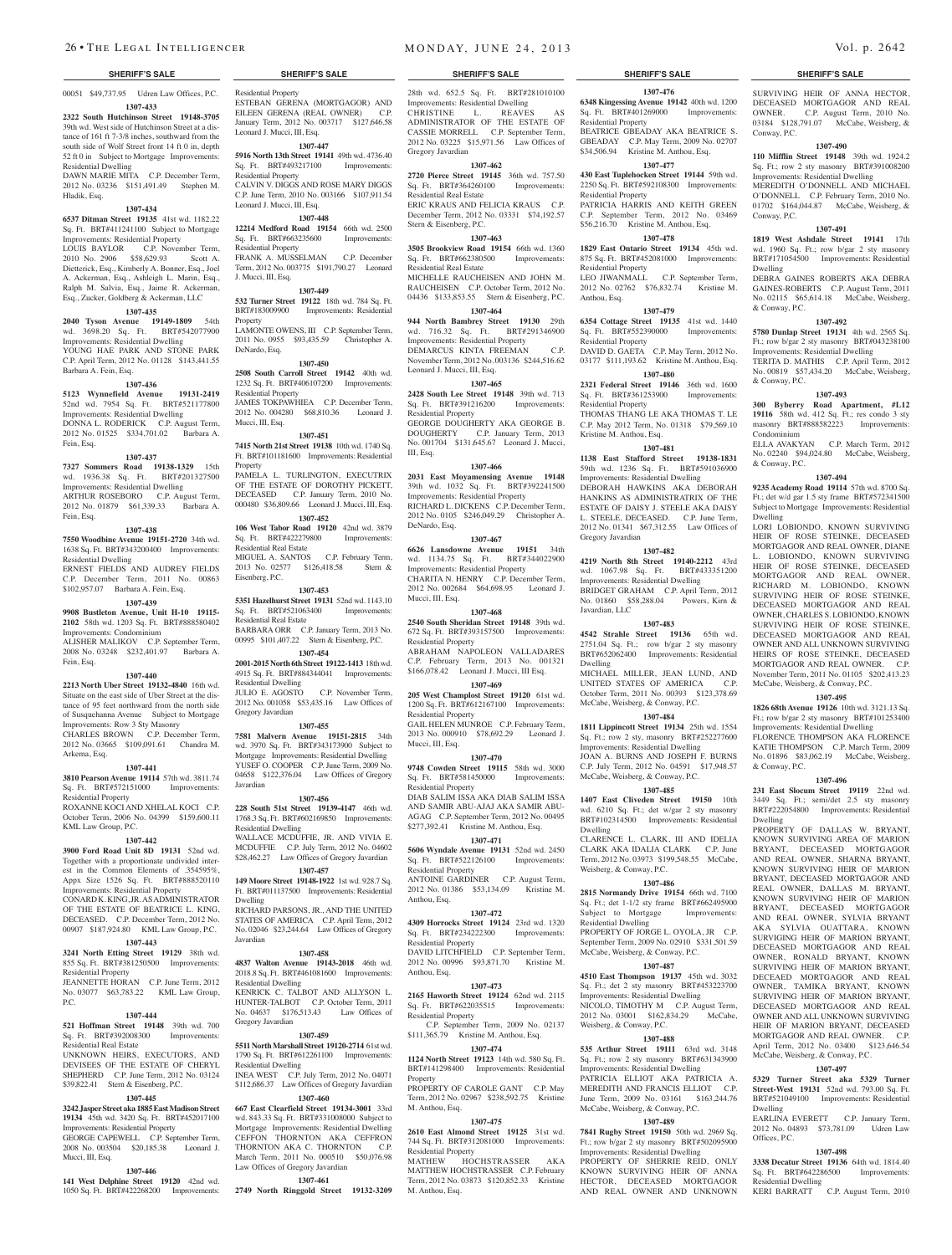00051 $49,737.95 Udren Law Offices, P.C.

**1307-433**

**2322 South Hutchinson Street 19148-3705** 39th wd. West side of Hutchinson Street at a distance of 161 ft 7-3/8 inches, southward from the south side of Wolf Street front 14 ft 0 in, depth 52 ft 0 in Subject to Mortgage Improvements: Residential Dwelling

DAWN MARIE MITA C.P. December Term, 2012 No. 03236 $151,491.49 Stephen M. Hladik, Esq.

**1307-434**

**6537 Ditman Street 19135** 41st wd. 1182.22 Sq. Ft. BRT#411241100 Subject to Mortgage Improvements: Residential Property

LOUIS BAYLOR C.P. November Term, 2010 No. 2906 $58,629.93 Scott A. Dietterick, Esq., Kimberly A. Bonner, Esq., Joel A. Ackerman, Esq., Ashleigh L. Marin, Esq., Ralph M. Salvia, Esq., Jaime R. Ackerman, Esq., Zucker, Goldberg & Ackerman, LLC

**1307-435**

**2040 Tyson Avenue 19149-1809** 54th wd. 3698.20 Sq. Ft. BRT#542077900 Improvements: Residential Dwelling

YOUNG HAE PARK AND STONE PARK C.P. April Term, 2012 No. 01128 $143,441.55 Barbara A. Fein, Esq.

**1307-436**

**5123 Wynnefield Avenue 19131-2419** 52nd wd. 7954 Sq. Ft. BRT#521177800 Improvements: Residential Dwelling

DONNA L. RODERICK C.P. August Term, 2012 No. 01525 $334,701.02 Barbara A. Fein, Esq.

**1307-437**

**7327 Sommers Road 19138-1329** 15th wd. 1936.38 Sq. Ft. BRT#201327500 Improvements: Residential Dwelling

ARTHUR ROSEBORO C.P. August Term, 2012 No. 01879 $61,339.33 Barbara A. Fein, Esq.

**1307-438**

**7550 Woodbine Avenue 19151-2720** 34th wd. 1638 Sq. Ft. BRT#343200400 Improvements: Residential Dwelling

ERNEST FIELDS AND AUDREY FIELDS C.P. December Term, 2011 No. 00863 $102,957.07 Barbara A. Fein, Esq.

**1307-439**

**9908 Bustleton Avenue, Unit H-10 19115-2102** 58th wd. 1203 Sq. Ft. BRT#888580402 Improvements: Condominium

ALISHER MALIKOV C.P. September Term, 2008 No. 03248 $232,401.97 Barbara A. Fein, Esq.

**1307-440**

**2213 North Uber Street 19132-4840** 16th wd. Situate on the east side of Uber Street at the distance of 95 feet northward from the north side of Susquehanna Avenue Subject to Mortgage Improvements: Row 3 Sty Masonry

CHARLES BROWN C.P. December Term, 2012 No. 03665 $109,091.61 Chandra M. Arkema, Esq.

**1307-441**

**3810 Pearson Avenue 19114** 57th wd. 3811.74 Sq. Ft. BRT#572151000 Improvements: Residential Property

ROXANNE KOCI AND XHELAL KOCI C.P. October Term, 2006 No. 04399 $159,600.11 KML Law Group, P.C.

**1307-442**

**3900 Ford Road Unit 8D 19131** 52nd wd. Together with a proportionate undivided interest in the Common Elements of .354595%, Appx Size 1526 Sq. Ft. BRT#888520110 Improvements: Residential Property

CONARD K. KING, JR. AS ADMINISTRATOR OF THE ESTATE OF BEATRICE L. KING, DECEASED. C.P. December Term, 2012 No. 00907 $187,924.80 KML Law Group, P.C.

**1307-443**

**3241 North Etting Street 19129** 38th wd. 855 Sq. Ft. BRT#381250500 Improvements: Residential Property

JEANNETTE HORAN C.P. June Term, 2012 No. 03077 $63,783.22 KML Law Group, P.C.

**1307-444**

**521 Hoffman Street 19148** 39th wd. 700 Sq. Ft. BRT#392008300 Improvements: Residential Real Estate

UNKNOWN HEIRS, EXECUTORS, AND DEVISEES OF THE ESTATE OF CHERYL SHEPHERD C.P. June Term, 2012 No. 03124 $39,822.41 Stern & Eisenberg, P.C.

**1307-445**

**3242 Jasper Street aka 1885 East Madison Street 19134** 45th wd. 3420 Sq. Ft. BRT#452017100 Improvements: Residential Property

GEORGE CAPEWELL C.P. September Term, 2008 No. 003504 $20,185.38 Leonard J. Mucci, III, Esq.

**1307-446**

**141 West Delphine Street 19120** 42nd wd. 1050 Sq. Ft. BRT#422268200 Improvements: Residential Property

ESTEBAN GERENA (MORTGAGOR) AND EILEEN GERENA (REAL OWNER) C.P. January Term, 2012 No. 003717 $127,646.58 Leonard J. Mucci, III, Esq.

**1307-447**

**5916 North 13th Street 19141** 49th wd. 4736.40 Sq. Ft. BRT#493217100 Improvements: Residential Property

CALVIN V. DIGGS AND ROSE MARY DIGGS C.P. June Term, 2010 No. 003166 $107,911.54 Leonard J. Mucci, III, Esq.

**1307-448**

**12214 Medford Road 19154** 66th wd. 2500 Sq. Ft. BRT#663235600 Improvements: Residential Property

FRANK A. MUSSELMAN C.P. December Term, 2012 No. 003775 $191,790.27 Leonard J. Mucci, III, Esq.

**1307-449**

**532 Turner Street 19122** 18th wd. 784 Sq. Ft. BRT#183009900 Improvements: Residential Property

LAMONTE OWENS, III C.P. September Term, 2011 No. 0955 $93,435.59 Christopher A. DeNardo, Esq.

**1307-450**

**2508 South Carroll Street 19142** 40th wd. 1232 Sq. Ft. BRT#406107200 Improvements: Residential Property

JAMES TOKPAWHIEA C.P. December Term, 2012 No. 004280 $68,810.36 Leonard J. Mucci, III, Esq.

**1307-451**

**7415 North 21st Street 19138** 10th wd. 1740 Sq. Ft. BRT#101181600 Improvements: Residential Property

PAMELA L. TURLINGTON, EXECUTRIX OF THE ESTATE OF DOROTHY PICKETT, DECEASED C.P. January Term, 2010 No. 000480 $36,809.66 Leonard J. Mucci, III, Esq.

**1307-452**

**106 West Tabor Road 19120** 42nd wd. 3879 Sq. Ft. BRT#422279800 Improvements: Residential Real Estate

MIGUEL A. SANTOS C.P. February Term, 2013 No. 02577 $126,418.58 Stern & Eisenberg, P.C.

**1307-453**

**5351 Hazelhurst Street 19131** 52nd wd. 1143.10 Sq. Ft. BRT#521063400 Improvements: Residential Real Estate

BARBARA ORR C.P. January Term, 2013 No. 00995 $101,407.22 Stern & Eisenberg, P.C.

**1307-454**

**2001-2015 North 6th Street 19122-1413** 18th wd. 4915 Sq. Ft. BRT#884344041 Improvements: Residential Dwelling

JULIO E. AGOSTO C.P. November Term, 2012 No. 001058 $53,435.16 Law Offices of Gregory Javardian

**1307-455**

**7581 Malvern Avenue 19151-2815** 34th wd. 3970 Sq. Ft. BRT#343173900 Subject to Mortgage Improvements: Residential Dwelling

YUSEF O. COOPER C.P. June Term, 2009 No. 04658 $122,376.04 Law Offices of Gregory Javardian

**1307-456**

**228 South 51st Street 19139-4147** 46th wd. 1768.3 Sq. Ft. BRT#602169850 Improvements: Residential Dwelling

WALLACE MCDUFFIE, JR. AND VIVIA E. MCDUFFIE C.P. July Term, 2012 No. 04602 $28,462.27 Law Offices of Gregory Javardian

**1307-457**

**149 Moore Street 19148-1922** 1st wd. 928.7 Sq. Ft. BRT#011137500 Improvements: Residential Dwelling

RICHARD PARSONS, JR., AND THE UNITED STATES OF AMERICA C.P. April Term, 2012 No. 02046 $23,244.64 Law Offices of Gregory Javardian

**1307-458**

**4837 Walton Avenue 19143-2018** 46th wd. 2018.8 Sq. Ft. BRT#461081600 Improvements: Residential Dwelling

KENRICK C. TALBOT AND ALLYSON L. HUNTER-TALBOT C.P. October Term, 2011 No. 04637 $176,513.43 Law Offices of Gregory Javardian

**1307-459**

**5511 North Marshall Street 19120-2714** 61st wd. 1790 Sq. Ft. BRT#612261100 Improvements: Residential Dwelling

INEA WEST C.P. July Term, 2012 No. 04071 $112,686.37 Law Offices of Gregory Javardian

**1307-460**

**667 East Clearfield Street 19134-3001** 33rd wd. 843.33 Sq. Ft. BRT#331008000 Subject to Mortgage Improvements: Residential Dwelling

CEFFON THORNTON AKA CEFFRON THORNTON AKA C. THORNTON C.P. March Term, 2011 No. 000510 $50,076.98 Law Offices of Gregory Javardian

**1307-461**

**2749 North Ringgold Street 19132-3209** 28th wd. 652.5 Sq. Ft. BRT#281010100 Improvements: Residential Dwelling

CHRISTINE L. REAVES AS ADMINISTRATOR OF THE ESTATE OF CASSIE MORRELL C.P. September Term, 2012 No. 03225 $15,971.56 Law Offices of Gregory Javardian

**1307-462**

**2720 Pierce Street 19145** 36th wd. 757.50 Sq. Ft. BRT#364260100 Improvements: Residential Real Estate

ERIC KRAUS AND FELICIA KRAUS C.P. December Term, 2012 No. 03331 $74,192.57 Stern & Eisenberg, P.C.

**1307-463**

**3505 Brookview Road 19154** 66th wd. 1360 Sq. Ft. BRT#662380500 Improvements: Residential Real Estate

MICHELLE RAUCHEISEN AND JOHN M. RAUCHEISEN C.P. October Term, 2012 No. 04436 $133,853.55 Stern & Eisenberg, P.C.

**1307-464**

**944 North Bambrey Street 19130** 29th wd. 716.32 Sq. Ft. BRT#291346900 Improvements: Residential Property

DEMARCUS KINTA FREEMAN C.P. November Term, 2012 No. 003136 $244,516.62 Leonard J. Mucci, III, Esq.

**1307-465**

**2428 South Lee Street 19148** 39th wd. 713 Sq. Ft. BRT#391216200 Improvements: Residential Property

GEORGE DOUGHERTY AKA GEORGE B. DOUGHERTY C.P. January Term, 2013 No. 001704 $131,645.67 Leonard J. Mucci, III, Esq.

**1307-466**

**2031 East Moyamensing Avenue 19148** 39th wd. 1032 Sq. Ft. BRT#392241500 Improvements: Residential Property

RICHARD L. DICKENS C.P. December Term, 2012 No. 0105 $246,049.29 Christopher A. DeNardo, Esq.

**1307-467**

**6626 Lansdowne Avenue 19151** 34th wd. 1134.75 Sq. Ft. BRT#344022900 Improvements: Residential Property

CHARITA N. HENRY C.P. December Term, 2012 No. 002684 $64,698.95 Leonard J. Mucci, III, Esq.

**1307-468**

**2540 South Sheridan Street 19148** 39th wd. 672 Sq. Ft. BRT#393157500 Improvements: Residential Property

ABRAHAM NAPOLEON VALLADARES C.P. February Term, 2013 No. 001321 $166,078.42 Leonard J. Mucci, III Esq.

**1307-469**

**205 West Champlost Street 19120** 61st wd. 1200 Sq. Ft. BRT#612167100 Improvements: Residential Property

GAIL HELEN MUNROE C.P. February Term, 2013 No. 000910 $78,692.29 Leonard J. Mucci, III, Esq.

**1307-470**

**9748 Cowden Street 19115** 58th wd. 3000 Sq. Ft. BRT#581450000 Improvements: Residential Property

DIAB SALIM ISSA AKA DIAB SALIM ISSA AND SAMIR ABU-AJAJ AKA SAMIR ABU-AGAG C.P. September Term, 2012 No. 00495 $277,392.41 Kristine M. Anthou, Esq.

**1307-471**

**5606 Wyndale Avenue 19131** 52nd wd. 2450 Sq. Ft. BRT#522126100 Improvements: Residential Property

ANTOINE GARDINER C.P. August Term, 2012 No. 01386 $53,134.09 Kristine M. Anthou, Esq.

**1307-472**

**4309 Horrocks Street 19124** 23rd wd. 1320 Sq. Ft. BRT#234222300 Improvements: Residential Property

DAVID LITCHFIELD C.P. September Term, 2012 No. 00996 $93,871.70 Kristine M. Anthou, Esq.

**1307-473**

**2165 Haworth Street 19124** 62nd wd. 2115 Sq. Ft. BRT#622035515 Improvements: Residential Property

C.P. September Term, 2009 No. 02137 $111,365.79 Kristine M. Anthou, Esq.

**1307-474**

**1124 North Street 19123** 14th wd. 580 Sq. Ft. BRT#141298400 Improvements: Residential Property

PROPERTY OF CAROLE GANT C.P. May Term, 2012 No. 02967 $238,592.75 Kristine M. Anthou, Esq.

**1307-475**

**2610 East Almond Street 19125** 31st wd. 744 Sq. Ft. BRT#312081000 Improvements: Residential Property

MATHEW HOCHSTRASSER AKA MATTHEW HOCHSTRASSER C.P. February Term, 2012 No. 03873 $120,852.33 Kristine M. Anthou, Esq.

**1307-476**

**6348 Kingessing Avenue 19142** 40th wd. 1200 Sq. Ft. BRT#401269000 Improvements: Residential Property

BEATRICE GBEADAY AKA BEATRICE S. GBEADAY C.P. May Term, 2009 No. 02707 $34,506.94 Kristine M. Anthou, Esq.

**1307-477**

**430 East Tuplehocken Street 19144** 59th wd. 2250 Sq. Ft. BRT#592108300 Improvements: Residential Property

PATRICIA HARRIS AND KEITH GREEN C.P. September Term, 2012 No. 03469 $56,216.70 Kristine M. Anthou, Esq.

**1307-478**

**1829 East Ontario Street 19134** 45th wd. 875 Sq. Ft. BRT#452081000 Improvements: Residential Property

LEO JIWANMALL C.P. September Term, 2012 No. 02762 $76,832.74 Kristine M. Anthou, Esq.

**1307-479**

**6354 Cottage Street 19135** 41st wd. 1440 Sq. Ft. BRT#552390000 Improvements: Residential Property

DAVID D. GAETA C.P. May Term, 2012 No. 03177 $111,193.62 Kristine M. Anthou, Esq.

**1307-480**

**2321 Federal Street 19146** 36th wd. 1600 Sq. Ft. BRT#361253900 Improvements: Residential Property

THOMAS THANG LE AKA THOMAS T. LE C.P. May 2012 Term, No. 01318 $79,569.10 Kristine M. Anthou, Esq.

**1307-481**

**1138 East Stafford Street 19138-1831** 59th wd. 1236 Sq. Ft. BRT#591036900 Improvements: Residential Dwelling

DEBORAH HAWKINS AKA DEBORAH HANKINS AS ADMINISTRATRIX OF THE ESTATE OF DAISY J. STEELE AKA DAISY L. STEELE, DECEASED. C.P. June Term, 2012 No. 01341 $67,312.55 Law Offices of Gregory Javardian

**1307-482**

**4219 North 8th Street 19140-2212** 43rd wd. 1067.98 Sq. Ft. BRT#433351200 Improvements: Residential Dwelling

BRIDGET GRAHAM C.P. April Term, 2012 No. 01860 $58,288.04 Powers, Kirn & Javardian, LLC

**1307-483**

**4542 Strahle Street 19136** 65th wd. 2751.04 Sq. Ft.; row b/gar 2 sty masonry BRT#652062400 Improvements: Residential Dwelling

MICHAEL MILLER, JEAN LUND, AND UNITED STATES OF AMERICA C.P. October Term, 2011 No. 00393 $123,378.69 McCabe, Weisberg, & Conway, P.C.

**1307-484**

**1811 Lippincott Street 19134** 25th wd. 1554 Sq. Ft.; row 2 sty, masonry BRT#252277600 Improvements: Residential Dwelling

JOAN A. BURNS AND JOSEPH F. BURNS C.P. July Term, 2012 No. 04591 $17,948.57 McCabe, Weisberg, & Conway, P.C.

**1307-485**

**1407 East Cliveden Street 19150** 10th wd. 6210 Sq. Ft.; det w/gar 2 sty masonry BRT#102314500 Improvements: Residential Dwelling

CLARENCE L. CLARK, III AND IDELIA CLARK AKA IDALIA CLARK C.P. June Term, 2012 No. 03973 $199,548.55 McCabe, Weisberg, & Conway, P.C.

**1307-486**

**2815 Normandy Drive 19154** 66th wd. 7100 Sq. Ft.; det 1-1/2 sty frame BRT#662495900 Subject to Mortgage Improvements: Residential Dwelling

PROPERTY OF JORGE L. OYOLA, JR C.P. September Term, 2009 No. 02910 $331,501.59 McCabe, Weisberg, & Conway, P.C.

**1307-487**

**4510 East Thompson 19137** 45th wd. 3032 Sq. Ft.; det 2 sty masonry BRT#453223700 Improvements: Residential Dwelling

NICOLO, TIMOTHY M C.P. August Term, 2012 No. 03001 $162,834.29 McCabe, Weisberg, & Conway, P.C.

**1307-488**

**535 Arthur Street 19111** 63rd wd. 3148 Sq. Ft.; row 2 sty masonry BRT#631343900 Improvements: Residential Dwelling

PATRICIA ELLIOT AKA PATRICIA A. MEREDITH AND FRANCIS ELLIOT C.P. June Term, 2009 No. 03161 $163,244.76 McCabe, Weisberg, & Conway, P.C.

**1307-489**

**7841 Rugby Street 19150** 50th wd. 2969 Sq. Ft.; row b/gar 2 sty masonry BRT#502095900 Improvements: Residential Dwelling

PROPERTY OF SHERRIE REID, ONLY KNOWN SURVIVING HEIR OF ANNA HECTOR, DECEASED MORTGAGOR AND REAL OWNER AND UNKNOWN SURVIVING HEIR OF ANNA HECTOR, DECEASED MORTGAGOR AND REAL OWNER. C.P. August Term, 2010 No. 03184 $128,791.07 McCabe, Weisberg, & Conway, P.C.

**1307-490**

**110 Mifflin Street 19148** 39th wd. 1924.2 Sq. Ft.; row 2 sty masonry BRT#391008200 Improvements: Residential Dwelling

MEREDITH O'DONNELL AND MICHAEL O'DONNELL C.P. February Term, 2010 No. 01702 $164,044.87 McCabe, Weisberg, & Conway, P.C.

**1307-491**

**1819 West Ashdale Street 19141** 17th wd. 1960 Sq. Ft.; row b/gar 2 sty masonry BRT#171054500 Improvements: Residential Dwelling

DEBRA GAINES ROBERTS AKA DEBRA GAINES-ROBERTS C.P. August Term, 2011 No. 02115 $65,614.18 McCabe, Weisberg, & Conway, P.C.

**1307-492**

**5780 Dunlap Street 19131** 4th wd. 2565 Sq. Ft.; row b/gar 2 sty masonry BRT#043238100 Improvements: Residential Dwelling

TERITA D. MATHIS C.P. April Term, 2012 No. 00819 $57,434.20 McCabe, Weisberg, & Conway, P.C.

**1307-493**

**300 Byberry Road Apartment, #L12 19116** 58th wd. 412 Sq. Ft.; res condo 3 sty masonry BRT#888582223 Improvements: Condominium

ELLA AVAKYAN C.P. March Term, 2012 No. 02240 $94,024.80 McCabe, Weisberg, & Conway, P.C.

**1307-494**

**9235 Academy Road 19114** 57th wd. 8700 Sq. Ft.; det w/d gar 1.5 sty frame BRT#572341500 Subject to Mortgage Improvements: Residential Dwelling

LORI LOBIONDO, KNOWN SURVIVING HEIR OF ROSE STEINKE, DECEASED MORTGAGOR AND REAL OWNER, DIANE L. LOBIONDO, KNOWN SURVIVING HEIR OF ROSE STEINKE, DECEASED MORTGAGOR AND REAL OWNER, RICHARD M. LOBIONDO, KNOWN SURVIVING HEIR OF ROSE STEINKE, DECEASED MORTGAGOR AND REAL OWNER, CHARLES S. LOBIONDO, KNOWN SURVIVING HEIR OF ROSE STEINKE, DECEASED MORTGAGOR AND REAL OWNER AND ALL UNKNOWN SURVIVING HEIRS OF ROSE STEINKE, DECEASED MORTGAGOR AND REAL OWNER. C.P. November Term, 2011 No. 01105 $202,413.23 McCabe, Weisberg, & Conway, P.C.

**1307-495**

**1826 68th Avenue 19126** 10th wd. 3121.13 Sq. Ft.; row b/gar 2 sty masonry BRT#101253400 Improvements: Residential Dwelling

FLORENCE THOMPSON AKA FLORENCE KATIE THOMPSON C.P. March Term, 2009 No. 01896 $83,062.19 McCabe, Weisberg, & Conway, P.C.

**1307-496**

**231 East Slocum Street 19119** 22nd wd. 3449 Sq. Ft.; semi/det 2.5 sty masonry BRT#222054800 Improvements: Residential Dwelling

PROPERTY OF DALLAS W. BRYANT, KNOWN SURVIVING AREA OF MARION BRYANT, DECEASED MORTGAGOR AND REAL OWNER, SHARNA BRYANT, KNOWN SURVIVING HEIR OF MARION BRYANT, DECEASED MORTGAGOR AND REAL OWNER, DALLAS M. BRYANT, KNOWN SURVIVING HEIR OF MARION BRYANT, DECEASED MORTGAGOR AND REAL OWNER, SYLVIA BRYANT AKA SYLVIA OUATTARA, KNOWN SURVIGING HEIR OF MARION BRYANT, DECEASED MORTGAGOR AND REAL OWNER, RONALD BRYANT, KNOWN SURVIVING HEIR OF MARION BRYANT, DECEAED MORTGAGOR AND REAL OWNER, TAMIKA BRYANT, KNOWN SURVIVING HEIR OF MARION BRYANT, DECEASED MORTGAGOR AND REAL OWNER AND ALL UNKNOWN SURVIVING HEIR OF MARION BRYANT, DECEASED MORTGAGOR AND REAL OWNER. C.P. April Term, 2012 No. 03400 $123,646.54 McCabe, Weisberg, & Conway, P.C.

**1307-497**

**5329 Turner Street aka 5329 Turner Street-West 19131** 52nd wd. 793.00 Sq. Ft. BRT#521049100 Improvements: Residential Dwelling

EARLINA EVERETT C.P. January Term, 2012 No. 04893 $73,781.09 Udren Law Offices, P.C.

**1307-498**

**3338 Decatur Street 19136** 64th wd. 1814.40 Sq. Ft. BRT#642286500 Improvements: Residential Dwelling

KERI BARRATT C.P. August Term, 2010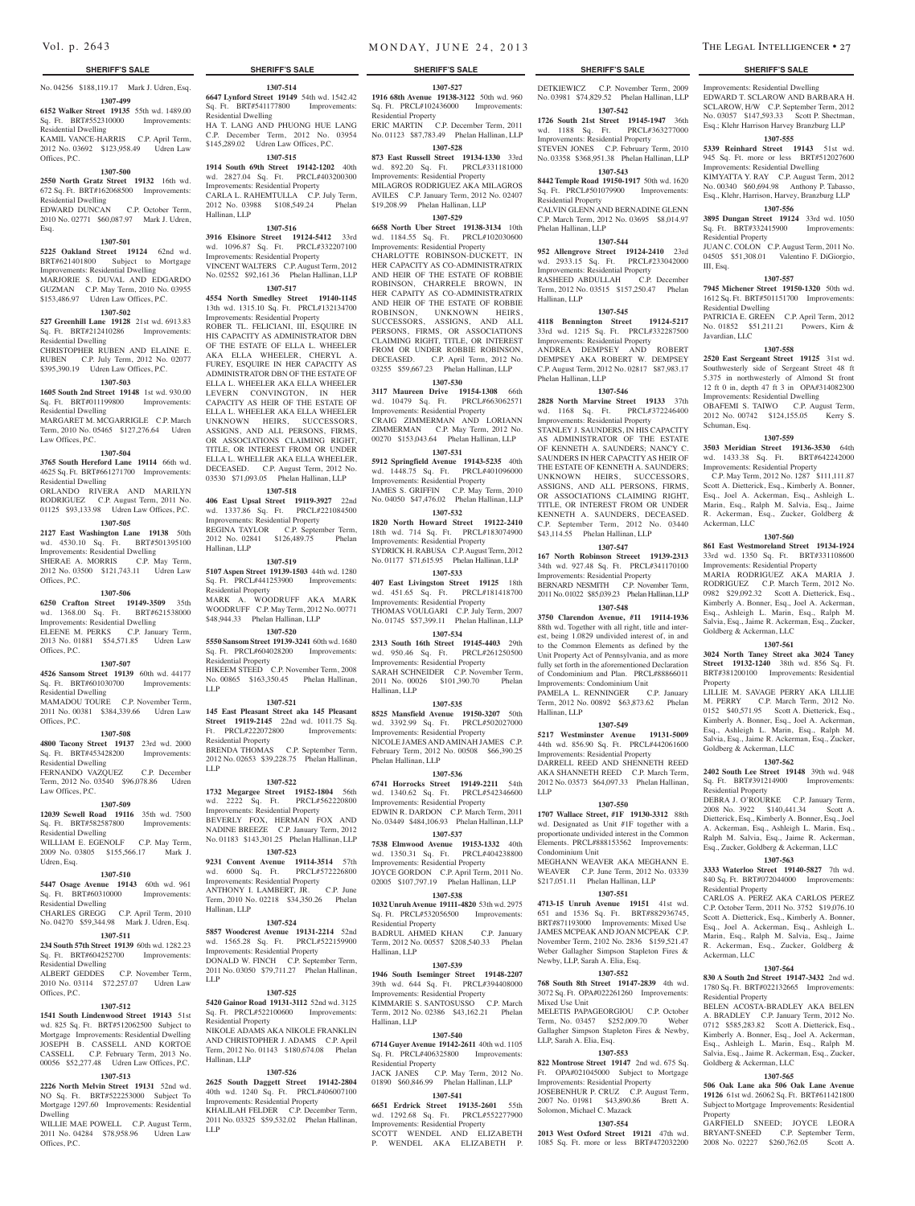No. 04256 $188,119.17 Mark J. Udren, Esq.

**1307-499**

**6152 Walker Street 19135** 55th wd. 1489.00 Sq. Ft. BRT#552310000 Improvements: Residential Dwelling

KAMIL VANCE-HARRIS C.P. April Term, 2012 No. 03692 $123,958.49 Udren Law Offices, P.C.

**1307-500**

**2550 North Gratz Street 19132** 16th wd. 672 Sq. Ft. BRT#16206850O Improvements: Residential Dwelling

EDWARD DUNCAN C.P. October Term, 2010 No. 02771 $60,087.97 Mark J. Udren, Esq.

**1307-501**

**5225 Oakland Street 19124** 62nd wd. BRT#621401800 Subject to Mortgage Improvements: Residential Dwelling

MARJORIE S. DUVAL AND EDGARDO GUZMAN C.P. May Term, 2010 No. 03955 $153,486.97 Udren Law Offices, P.C.

**1307-502**

**527 Greenhill Lane 19128** 21st wd. 6913.83 Sq. Ft. BRT#212410286 Improvements: Residential Dwelling

CHRISTOPHER RUBEN AND ELAINE E. RUBEN C.P. July Term, 2012 No. 02077 $395,390.19 Udren Law Offices, P.C.

**1307-503**

**1605 South 2nd Street 19148** 1st wd. 930.00 Sq. Ft. BRT#011199800 Improvements: Residential Dwelling

MARGARET M. MCGARRIGLE C.P. March Term, 2010 No. 05465 $127,276.64 Udren Law Offices, P.C.

**1307-504**

**3765 South Hereford Lane 19114** 66th wd. 4625 Sq. Ft. BRT#661271700 Improvements: Residential Dwelling

ORLANDO RIVERA AND MARILYN RODRIGUEZ C.P. August Term, 2011 No. 01125 $93,133.98 Udren Law Offices, P.C.

**1307-505**

**2127 East Washington Lane 19138** 50th wd. 4530.10 Sq. Ft. BRT#501395100 Improvements: Residential Dwelling

SHERAE A. MORRIS C.P. May Term, 2012 No. 03500 $121,743.11 Udren Law Offices, P.C.

**1307-506**

**6250 Crafton Street 19149-3509** 35th wd. 1368.00 Sq. Ft. BRT#621538000 Improvements: Residential Dwelling

ELEENE M. PERKS C.P. January Term, 2013 No. 01881 $54,571.85 Udren Law Offices, P.C.

**1307-507**

**4526 Sansom Street 19139** 60th wd. 44177 Sq. Ft. BRT#601030700 Improvements: Residential Dwelling

MAMADOU TOURE C.P. November Term, 2011 No. 00381 $384,339.66 Udren Law Offices, P.C.

**1307-508**

**4800 Tacony Street 19137** 23rd wd. 2000 Sq. Ft. BRT#453428200 Improvements: Residential Dwelling

FERNANDO VAZQUEZ C.P. December Term, 2012 No. 03540 $96,078.86 Udren Law Offices, P.C.

**1307-509**

**12039 Sewell Road 19116** 35th wd. 7500 Sq. Ft. BRT#582587800 Improvements: Residential Dwelling

WILLIAM E. EGENOLF C.P. May Term, 2009 No. 03805 $155,566.17 Mark J. Udren, Esq.

**1307-510**

**5447 Osage Avenue 19143** 60th wd. 961 Sq. Ft. BRT#60310000 Improvements: Residential Dwelling

CHARLES GREGG C.P. April Term, 2010 No. 04270 $59,344.98 Mark J. Udren, Esq.

**1307-511**

**234 South 57th Street 19139** 60th wd. 1282.23 Sq. Ft. BRT#604252700 Improvements: Residential Dwelling

ALBERT GEDDES C.P. November Term, 2010 No. 03114 $72,257.07 Udren Law Offices, P.C.

**1307-512**

**1541 South Lindenwood Street 19143** 51st wd. 825 Sq. Ft. BRT#512062500 Subject to Mortgage Improvements: Residential Dwelling

JOSEPH B. CASSELL AND KORTOE CASSELL C.P. February Term, 2013 No. 00056 $52,277.48 Udren Law Offices, P.C.

**1307-513**

**2226 North Melvin Street 19131** 52nd wd. NO Sq. Ft. BRT#522253000 Subject To Mortgage 1297.60 Improvements: Residential Dwelling

WILLIE MAE POWELL C.P. August Term, 2011 No. 04284 $78,958.96 Udren Law Offices, P.C.

**1307-514**

**6647 Lynford Street 19149** 54th wd. 1542.42 Sq. Ft. BRT#541177800 Improvements: Residential Dwelling

HA T. LANG AND PHUONG HUE LANG C.P. December Term, 2012 No. 03954 $145,289.02 Udren Law Offices, P.C.

**1307-515**

**1914 South 69th Street 19142-1202** 40th wd. 2827.04 Sq. Ft. PRCL#403200300 Improvements: Residential Property

CARLA L. RAHEMTULLA C.P. July Term, 2012 No. 03988 $108,549.24 Phelan Hallinan, LLP

**1307-516**

**3916 Elsinore Street 19124-5412** 33rd wd. 1096.87 Sq. Ft. PRCL#332207100 Improvements: Residential Property

VINCENT WALTERS C.P. August Term, 2012 No. 02552 $92,161.36 Phelan Hallinan, LLP

**1307-517**

**4554 North Smedley Street 19140-1145** 13th wd. 1315.10 Sq. Ft. PRCL#132134700 Improvements: Residential Property

ROBER TL. FELICIANI, III, ESQUIRE IN HIS CAPACITY AS ADMINISTRATOR DBN OF THE ESTATE OF ELLA L. WHEELER AKA ELLA WHEELER, CHERYL A. FUREY, ESQUIRE IN HER CAPACITY AS ADMINISTRATOR DBN OF THE ESTATE OF ELLA L. WHEELER AKA ELLA WHEELER LEVERN CONVINGTON, IN HER CAPACITY AS HEIR OF THE ESTATE OF ELLA L. WHEELER AKA ELLA WHEELER UNKNOWN HEIRS, SUCCESSORS, ASSIGNS, AND ALL PERSONS, FIRMS, OR ASSOCIATIONS CLAIMING RIGHT, TITLE, OR INTEREST FROM OR UNDER ELLA L. WHELLER AKA ELLA WHEELER, DECEASED. C.P. August Term, 2012 No. 03530 $71,093.05 Phelan Hallinan, LLP

**1307-518**

**406 East Upsal Street 19119-3927** 22nd wd. 1337.86 Sq. Ft. PRCL#221084500 Improvements: Residential Property

REGINA TAYLOR C.P. September Term, 2012 No. 02841 $126,489.75 Phelan Hallinan, LLP

**1307-519**

**5107 Aspen Street 19139-1503** 44th wd. 1280 Sq. Ft. PRCL#441253900 Improvements: Residential Property

MARK A. WOODRUFF AKA MARK WOODRUFF C.P. May Term, 2012 No. 00771 $48,944.33 Phelan Hallinan, LLP

**1307-520**

**5550 Sansom Street 19139-3241** 60th wd. 1680 Sq. Ft. PRCL#604028200 Improvements: Residential Property

HIKEEM STEED C.P. November Term, 2008 No. 00865 $163,350.45 Phelan Hallinan, LLP

**1307-521**

**145 East Pleasant Street aka 145 Pleasant Street 19119-2145** 22nd wd. 1011.75 Sq. Ft. PRCL#222072800 Improvements: Residential Property

BRENDA THOMAS C.P. September Term, 2012 No. 02653 $39,228.75 Phelan Hallinan, LLP

**1307-522**

**1732 Megargee Street 19152-1804** 56th wd. 2222 Sq. Ft. PRCL#562220800 Improvements: Residential Property

BEVERLY FOX, HERMAN FOX AND NADINE BREEZE C.P. January Term, 2012 No. 01183 $143,301.25 Phelan Hallinan, LLP

**1307-523**

**9231 Convent Avenue 19114-3514** 57th wd. 6000 Sq. Ft. PRCL#572226800 Improvements: Residential Property

ANTHONY I. LAMBERT, JR. C.P. June Term, 2010 No. 02218 $34,350.26 Phelan Hallinan, LLP

**1307-524**

**5857 Woodcrest Avenue 19131-2214** 52nd wd. 1565.28 Sq. Ft. PRCL#522159900 Improvements: Residential Property

DONALD W. FINCH C.P. September Term, 2011 No. 03050 $79,711.27 Phelan Hallinan, LLP

**1307-525**

**5420 Gainor Road 19131-3112** 52nd wd. 3125 Sq. Ft. PRCL#522100600 Improvements: Residential Property

NIKOLE ADAMS AKA NIKOLE FRANKLIN AND CHRISTOPHER J. ADAMS C.P. April Term, 2012 No. 01143 $180,674.08 Phelan Hallinan, LLP

**1307-526**

**2625 South Daggett Street 19142-2804** 40th wd. 1240 Sq. Ft. PRCL#406007100 Improvements: Residential Property

KHALILAH FELDER C.P. December Term, 2011 No. 03325 $59,532.02 Phelan Hallinan, LLP

**1307-527**

**1916 68th Avenue 19138-3122** 50th wd. 960 Sq. Ft. PRCL#102436000 Improvements: Residential Property

ERIC MARTIN C.P. December Term, 2011 No. 01123 $87,783.49 Phelan Hallinan, LLP

**1307-528**

**873 East Russell Street 19134-1330** 33rd wd. 892.20 Sq. Ft. PRCL#331181000 Improvements: Residential Property

MILAGROS RODRIGUEZ AKA MILAGROS AVILES C.P. January Term, 2012 No. 02407 $19,208.99 Phelan Hallinan, LLP

**1307-529**

**6658 North Uber Street 19138-3134** 10th wd. 1184.55 Sq. Ft. PRCL#102030600 Improvements: Residential Property

CHARLOTTE ROBINSON-DUCKETT, IN HER CAPACITY AS CO-ADMINISTRATRIX AND HEIR OF THE ESTATE OF ROBBIE ROBINSON, CHARRELE BROWN, IN HER CAPAITY AS CO-ADMINISTRATRIX AND HEIR OF THE ESTATE OF ROBBIE ROBINSON, UNKNOWN HEIRS, SUCCESSORS, ASSIGNS, AND ALL PERSONS, FIRMS, OR ASSOCIATIONS CLAIMING RIGHT, TITLE, OR INTEREST FROM OR UNDER ROBBIE ROBINSON, DECEASED. C.P. April Term, 2012 No. 03255 $59,667.23 Phelan Hallinan, LLP

**1307-530**

**3117 Maureen Drive 19154-1308** 66th wd. 10479 Sq. Ft. PRCL#663062571 Improvements: Residential Property

CRAIG ZIMMERMAN AND LORIANN ZIMMERMAN C.P. May Term, 2012 No. 00270 $153,043.64 Phelan Hallinan, LLP

**1307-531**

**5912 Springfield Avenue 19143-5235** 40th wd. 1448.75 Sq. Ft. PRCL#401096000 Improvements: Residential Property

JAMES S. GRIFFIN C.P. May Term, 2010 No. 04050 $47,476.02 Phelan Hallinan, LLP

**1307-532**

**1820 North Howard Street 19122-2410** 18th wd. 714 Sq. Ft. PRCL#183074900 Improvements: Residential Property

SYDRICK H. RABUSA C.P. August Term, 2012 No. 01177 $71,615.95 Phelan Hallinan, LLP

**1307-533**

**407 East Livingston Street 19125** 18th wd. 451.65 Sq. Ft. PRCL#181418700 Improvements: Residential Property

THOMAS VOULGARI C.P. July Term, 2007 No. 01745 $57,399.11 Phelan Hallinan, LLP

**1307-534**

**2313 South 16th Street 19145-4403** 29th wd. 950.46 Sq. Ft. PRCL#261250500 Improvements: Residential Property

SARAH SCHNEIDER C.P. November Term, 2011 No. 00026 $101,390.70 Phelan Hallinan, LLP

**1307-535**

**8525 Mansfield Avenue 19150-3207** 50th wd. 3392.99 Sq. Ft. PRCL#502027000 Improvements: Residential Property

NICOLE JAMES AND AMINAH JAMES C.P. February Term, 2012 No. 00508 $66,390.25 Phelan Hallinan, LLP

**1307-536**

**6741 Horrocks Street 19149-2211** 54th wd. 1340.62 Sq. Ft. PRCL#542346600 Improvements: Residential Property

EDWIN R. DARDON C.P. March Term, 2011 No. 03449 $484,106.93 Phelan Hallinan, LLP

**1307-537**

**7538 Elmwood Avenue 19153-1332** 40th wd. 1350.31 Sq. Ft. PRCL#404238800 Improvements: Residential Property

JOYCE GORDON C.P. April Term, 2011 No. 02005 $107,797.19 Phelan Hallinan, LLP

**1307-538**

**1032 Unruh Avenue 19111-4820** 53th wd. 2975 Sq. Ft. PRCL#532056500 Improvements: Residential Property

BADRUL AHMED KHAN C.P. January Term, 2012 No. 00557 $208,540.33 Phelan Hallinan, LLP

**1307-539**

**1946 South Iseminger Street 19148-2207** 39th wd. 644 Sq. Ft. PRCL#394408000 Improvements: Residential Property

KIMMARIE S. SANTOSUSSO C.P. March Term, 2012 No. 02386 $43,162.21 Phelan Hallinan, LLP

**1307-540**

**6714 Guyer Avenue 19142-2611** 40th wd. 1105 Sq. Ft. PRCL#406325800 Improvements: Residential Property

JACK JANES C.P. May Term, 2012 No. 01890 $60,846.99 Phelan Hallinan, LLP

**1307-541**

**6651 Erdrick Street 19135-2601** 55th wd. 1292.68 Sq. Ft. PRCL#552277900 Improvements: Residential Property

SCOTT WENDEL AND ELIZABETH P. WENDEL AKA ELIZABETH P. DETKIEWICZ C.P. November Term, 2009 No. 03981 $74,829.52 Phelan Hallinan, LLP

**1307-542**

**1726 South 21st Street 19145-1947** 36th wd. 1188 Sq. Ft. PRCL#363277000 Improvements: Residential Property

STEVEN JONES C.P. February Term, 2010 No. 03358 $368,951.38 Phelan Hallinan, LLP

**1307-543**

**8442 Temple Road 19150-1917** 50th wd. 1620 Sq. Ft. PRCL#501079900 Improvements: Residential Property

CALVIN GLENN AND BERNADINE GLENN C.P. March Term, 2012 No. 03695 $8,014.97 Phelan Hallinan, LLP

**1307-544**

**952 Allengrove Street 19124-2410** 23rd wd. 2933.15 Sq. Ft. PRCL#233042000 Improvements: Residential Property

RASHEED ABDULLAH C.P. December Term, 2012 No. 03515 $157,250.47 Phelan Hallinan, LLP

**1307-545**

**4118 Bennington Street 19124-5217** 33rd wd. 1215 Sq. Ft. PRCL#332287500 Improvements: Residential Property

ANDREA DEMPSEY AND ROBERT DEMPSEY AKA ROBERT W. DEMPSEY C.P. August Term, 2012 No. 02817 $87,983.17 Phelan Hallinan, LLP

**1307-546**

**2828 North Marvine Street 19133** 37th wd. 1168 Sq. Ft. PRCL#372246400 Improvements: Residential Property

STANLEY J. SAUNDERS, IN HIS CAPACITY AS ADMINISTRATOR OF THE ESTATE OF KENNETH A. SAUNDERS; NANCY C. SAUNDERS IN HER CAPACITY AS HEIR OF THE ESTATE OF KENNETH A. SAUNDERS; UNKNOWN HEIRS, SUCCESSORS, ASSIGNS, AND ALL PERSONS, FIRMS, OR ASSOCIATIONS CLAIMING RIGHT, TITLE, OR INTEREST FROM OR UNDER KENNETH A. SAUNDERS, DECEASED. C.P. September Term, 2012 No. 03440 $43,114.55 Phelan Hallinan, LLP

**1307-547**

**167 North Robinson Street 19139-2313** 34th wd. 927.48 Sq. Ft. PRCL#341170100 Improvements: Residential Property

BERNARD NESMITH C.P. November Term, 2011 No. 01022 $85,039.23 Phelan Hallinan, LLP

**1307-548**

**3750 Clarendon Avenue, #11 19114-1936** 88th wd. Together with all right, title and interest, being 1.0829 undivided interest of, in and to the Common Elements as defined by the Unit Property Act of Pennsylvania, and as more fully set forth in the aforementioned Declaration of Condominium and Plan. PRCL#888866011 Improvements: Condominium Unit

PAMELA L. RENNINGER C.P. January Term, 2012 No. 00892 $63,873.62 Phelan Hallinan, LLP

**1307-549**

**5217 Westminster Avenue 19131-5009** 44th wd. 856.90 Sq. Ft. PRCL#442061600 Improvements: Residential Property

DARRELL REED AND SHENNETH REED AKA SHANNETH REED C.P. March Term, 2012 No. 03573 $64,097.33 Phelan Hallinan, LLP

**1307-550**

**1707 Wallace Street, #1F 19130-3312** 88th wd. Designated as Unit #1F together with a proportionate undivided interest in the Common Elements. PRCL#888153562 Improvements: Condominium Unit

MEGHANN WEAVER AKA MEGHANN E. WEAVER C.P. June Term, 2012 No. 03339 $217,051.11 Phelan Hallinan, LLP

**1307-551**

**4713-15 Unruh Avenue 19151** 41st wd. 651 and 1536 Sq. Ft. BRT#882936745, BRT#871193000 Improvements: Mixed Use

JAMES MCPEAK AND JOAN MCPEAK C.P. November Term, 2102 No. 2836 $159,521.47 Weber Gallagher Simpson Stapleton Fires & Newby, LLP, Sarah A. Elia, Esq.

**1307-552**

**768 South 8th Street 19147-2839** 4th wd. 3072 Sq. Ft. OPA#022261260 Improvements: Mixed Use Unit

MELETIS PAPAGEORGIOU C.P. October Term, No. 03457 $252,009.70 Weber Gallagher Simpson Stapleton Fires & Newby, LLP, Sarah A. Elia, Esq.

**1307-553**

**822 Montrose Street 19147** 2nd wd. 675 Sq. Ft. OPA#021045000 Subject to Mortgage Improvements: Residential Property

JOSEBENHUR P. CRUZ C.P. August Term, 2007 No. 01981 $43,890.86 Brett A. Solomon, Michael C. Mazack

**1307-554**

**2013 West Oxford Street 19121** 47th wd. 1085 Sq. Ft. more or less BRT#472032200 Improvements: Residential Dwelling

EDWARD T. SCLAROW AND BARBARA H. SCLAROW, H/W C.P. September Term, 2012 No. 03057 $147,593.33 Scott P. Shectman, Esq.; Klehr Harrison Harvey Branzburg LLP

**1307-555**

**5339 Reinhard Street 19143** 51st wd. 945 Sq. Ft. more or less BRT#512027600 Improvements: Residential Dwelling

KIMYATTA Y. RAY C.P. August Term, 2012 No. 00340 $60,694.98 Anthony P. Tabasso, Esq., Klehr, Harrison, Harvey, Branzburg LLP

**1307-556**

**3895 Dungan Street 19124** 33rd wd. 1050 Sq. Ft. BRT#332415900 Improvements: Residential Property

JUAN C. COLON C.P. August Term, 2011 No. 04505 $51,308.01 Valentino F. DiGiorgio, III, Esq.

**1307-557**

**7945 Michener Street 19150-1320** 50th wd. 1612 Sq. Ft. BRT#501151700 Improvements: Residential Dwelling

PATRICIA E. GREEN C.P. April Term, 2012 No. 01852 $51,211.21 Powers, Kirn & Javardian, LLC

**1307-558**

**2520 East Sergeant Street 19125** 31st wd. Southwesterly side of Sergeant Street 48 ft 5.375 in northwesterly of Almond St front 12 ft 0 in, depth 47 ft 3 in OPA#314082300 Improvements: Residential Dwelling

OBAFEMI S. TAIWO C.P. August Term, 2012 No. 00742 $124,155.05 Kerry S. Schuman, Esq.

**1307-559**

**3503 Meridian Street 19136-3530** 64th wd. 1433.38 Sq. Ft. BRT#642242000 Improvements: Residential Property

C.P. May Term, 2012 No. 1287 $111,111.87 Scott A. Dietterick, Esq., Kimberly A. Bonner, Esq., Joel A. Ackerman, Esq., Ashleigh L. Marin, Esq., Ralph M. Salvia, Esq., Jaime R. Ackerman, Esq., Zucker, Goldberg & Ackerman, LLC

**1307-560**

**861 East Westmoreland Street 19134-1924** 33rd wd. 1350 Sq. Ft. BRT#331108600 Improvements: Residential Property

MARIA RODRIGUEZ AKA MARIA J. RODRIGUEZ C.P. March Term, 2012 No. 0982 $29,092.32 Scott A. Dietterick, Esq., Kimberly A. Bonner, Esq., Joel A. Ackerman, Esq., Ashleigh L. Marin, Esq., Ralph M. Salvia, Esq., Jaime R. Ackerman, Esq., Zucker, Goldberg & Ackerman, LLC

**1307-561**

**3024 North Taney Street aka 3024 Taney Street 19132-1240** 38th wd. 856 Sq. Ft. BRT#381200100 Improvements: Residential Property

LILLIE M. SAVAGE PERRY AKA LILLIE M. PERRY C.P. March Term, 2012 No. 0152 $40,571.95 Scott A. Dietterick, Esq., Kimberly A. Bonner, Esq., Joel A. Ackerman, Esq., Ashleigh L. Marin, Esq., Ralph M. Salvia, Esq., Jaime R. Ackerman, Esq., Zucker, Goldberg & Ackerman, LLC

**1307-562**

**2402 South Lee Street 19148** 39th wd. 948 Sq. Ft. BRT#391214900 Improvements: Residential Property

DEBRA J. O'ROURKE C.P. January Term, 2008 No. 3922 $140,441.34 Scott A. Dietterick, Esq., Kimberly A. Bonner, Esq., Joel A. Ackerman, Esq., Ashleigh L. Marin, Esq., Ralph M. Salvia, Esq., Jaime R. Ackerman, Esq., Zucker, Goldberg & Ackerman, LLC

**1307-563**

**3333 Waterloo Street 19140-5827** 7th wd. 840 Sq. Ft. BRT#072044000 Improvements: Residential Property

CARLOS A. PEREZ AKA CARLOS PEREZ C.P. October Term, 2011 No. 3752 $19,076.10 Scott A. Dietterick, Esq., Kimberly A. Bonner, Esq., Joel A. Ackerman, Esq., Ashleigh L. Marin, Esq., Ralph M. Salvia, Esq., Jaime R. Ackerman, Esq., Zucker, Goldberg & Ackerman, LLC

**1307-564**

**830 A South 2nd Street 19147-3432** 2nd wd. 1780 Sq. Ft. BRT#022132665 Improvements: Residential Property

BELEN ACOSTA-BRADLEY AKA BELEN A. BRADLEY C.P. January Term, 2012 No. 0712 $585,283.82 Scott A. Dietterick, Esq., Kimberly A. Bonner, Esq., Joel A. Ackerman, Esq., Ashleigh L. Marin, Esq., Ralph M. Salvia, Esq., Jaime R. Ackerman, Esq., Zucker, Goldberg & Ackerman, LLC

**1307-565**

**506 Oak Lane aka 506 Oak Lane Avenue 19126** 61st wd. 26062 Sq. Ft. BRT#611421800 Subject to Mortgage Improvements: Residential Property

GARFIELD SNEED; JOYCE LEORA BRYANT-SNEED C.P. September Term, 2008 No. 02227 $260,762.05 Scott A.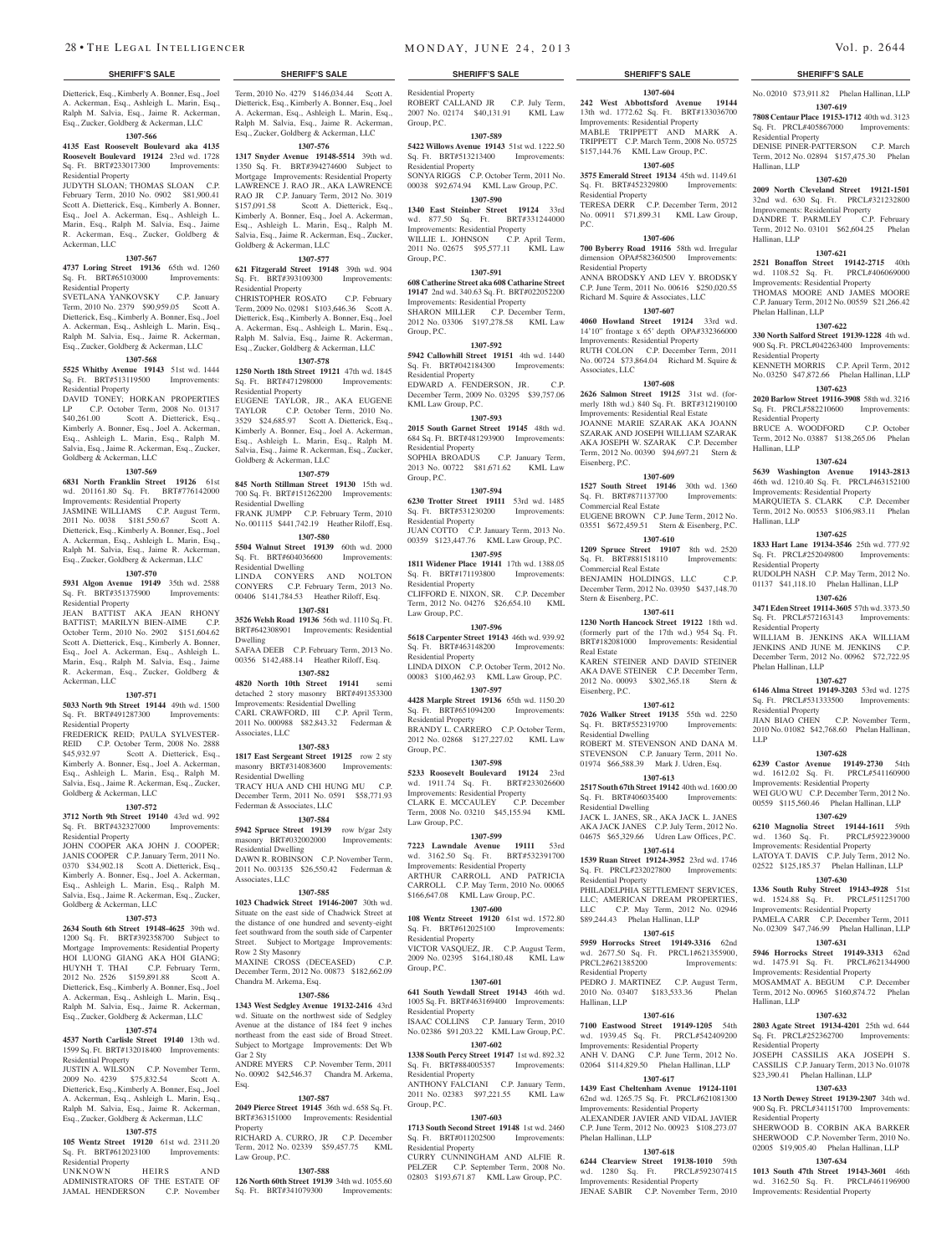Dietterick, Esq., Kimberly A. Bonner, Esq., Joel A. Ackerman, Esq., Ashleigh L. Marin, Esq., Ralph M. Salvia, Esq., Jaime R. Ackerman, Esq., Zucker, Goldberg & Ackerman, LLC

**1307-566**

**4135 East Roosevelt Boulevard aka 4135 Roosevelt Boulevard 19124** 23rd wd. 1728 Sq. Ft. BRT#233017300 Improvements: Residential Property
JUDYTH SLOAN; THOMAS SLOAN C.P. February Term, 2010 No. 0902 $81,900.41 Scott A. Dietterick, Esq., Kimberly A. Bonner, Esq., Joel A. Ackerman, Esq., Ashleigh L. Marin, Esq., Ralph M. Salvia, Esq., Jaime R. Ackerman, Esq., Zucker, Goldberg & Ackerman, LLC

**1307-567**

**4737 Loring Street 19136** 65th wd. 1260 Sq. Ft. BRT#65103000 Improvements: Residential Property
SVETLANA YANKOVSKY C.P. January Term, 2010 No. 2379 $90,959.05 Scott A. Dietterick, Esq., Kimberly A. Bonner, Esq., Joel A. Ackerman, Esq., Ashleigh L. Marin, Esq., Ralph M. Salvia, Esq., Jaime R. Ackerman, Esq., Zucker, Goldberg & Ackerman, LLC

**1307-568**

**5525 Whitby Avenue 19143** 51st wd. 1444 Sq. Ft. BRT#513119500 Improvements: Residential Property
DAVID TONEY; HORKAN PROPERTIES LP C.P. October Term, 2008 No. 01317 $40,261.00 Scott A. Dietterick, Esq., Kimberly A. Bonner, Esq., Joel A. Ackerman, Esq., Ashleigh L. Marin, Esq., Ralph M. Salvia, Esq., Jaime R. Ackerman, Esq., Zucker, Goldberg & Ackerman, LLC

**1307-569**

**6831 North Franklin Street 19126** 61st wd. 2011161.80 Sq. Ft. BRT#776142000 Improvements: Residential Property
JASMINE WILLIAMS C.P. August Term, 2011 No. 0038 $181,550.67 Scott A. Dietterick, Esq., Kimberly A. Bonner, Esq., Joel A. Ackerman, Esq., Ashleigh L. Marin, Esq., Ralph M. Salvia, Esq., Jaime R. Ackerman, Esq., Zucker, Goldberg & Ackerman, LLC

**1307-570**

**5931 Algon Avenue 19149** 35th wd. 2588 Sq. Ft. BRT#351375900 Improvements: Residential Property
JEAN BATTIST AKA JEAN RHONY BATTIST; MARILYN BIEN-AIME C.P. October Term, 2010 No. 2902 $151,604.62 Scott A. Dietterick, Esq., Kimberly A. Bonner, Esq., Joel A. Ackerman, Esq., Ashleigh L. Marin, Esq., Ralph M. Salvia, Esq., Jaime R. Ackerman, Esq., Zucker, Goldberg & Ackerman, LLC

**1307-571**

**5033 North 9th Street 19144** 49th wd. 1500 Sq. Ft. BRT#491287300 Improvements: Residential Property
FREDERICK REID; PAULA SYLVESTER-REID C.P. October Term, 2008 No. 2888 $45,932.97 Scott A. Dietterick, Esq., Kimberly A. Bonner, Esq., Joel A. Ackerman, Esq., Ashleigh L. Marin, Esq., Ralph M. Salvia, Esq., Jaime R. Ackerman, Esq., Zucker, Goldberg & Ackerman, LLC

**1307-572**

**3712 North 9th Street 19140** 43rd wd. 992 Sq. Ft. BRT#432327000 Improvements: Residential Property
JOHN COOPER AKA JOHN J. COOPER; JANIS COOPER C.P. January Term, 2011 No. 0370 $34,902.18 Scott A. Dietterick, Esq., Kimberly A. Bonner, Esq., Joel A. Ackerman, Esq., Ashleigh L. Marin, Esq., Ralph M. Salvia, Esq., Jaime R. Ackerman, Esq., Zucker, Goldberg & Ackerman, LLC

**1307-573**

**2634 South 6th Street 19148-4625** 39th wd. 1200 Sq. Ft. BRT#392358700 Subject to Mortgage Improvements: Residential Property
HOI LUONG GIANG AKA HOI GIANG; HUYNH T. THAI C.P. February Term, 2012 No. 2526 $159,891.88 Scott A. Dietterick, Esq., Kimberly A. Bonner, Esq., Joel A. Ackerman, Esq., Ashleigh L. Marin, Esq., Ralph M. Salvia, Esq., Jaime R. Ackerman, Esq., Zucker, Goldberg & Ackerman, LLC

**1307-574**

**4537 North Carlisle Street 19140** 13th wd. 1599 Sq. Ft. BRT#132018400 Improvements: Residential Property
JUSTIN A. WILSON C.P. November Term, 2009 No. 4239 $75,832.54 Scott A. Dietterick, Esq., Kimberly A. Bonner, Esq., Joel A. Ackerman, Esq., Ashleigh L. Marin, Esq., Ralph M. Salvia, Esq., Jaime R. Ackerman, Esq., Zucker, Goldberg & Ackerman, LLC

**1307-575**

**105 Wentz Street 19120** 61st wd. 2311.20 Sq. Ft. BRT#612023100 Improvements: Residential Property
UNKNOWN HEIRS AND ADMINISTRATORS OF THE ESTATE OF JAMAL HENDERSON C.P. November Term, 2010 No. 4279 $146,034.44 Scott A. Dietterick, Esq., Kimberly A. Bonner, Esq., Joel A. Ackerman, Esq., Ashleigh L. Marin, Esq., Ralph M. Salvia, Esq., Jaime R. Ackerman, Esq., Zucker, Goldberg & Ackerman, LLC

**1307-576**

**1317 Snyder Avenue 19148-5514** 39th wd. 1350 Sq. Ft. BRT#394274600 Subject to Mortgage Improvements: Residential Property
LAWRENCE J. RAO JR., AKA LAWRENCE RAO JR C.P. January Term, 2012 No. 3019 $157,091.58 Scott A. Dietterick, Esq., Kimberly A. Bonner, Esq., Joel A. Ackerman, Esq., Ashleigh L. Marin, Esq., Ralph M. Salvia, Esq., Jaime R. Ackerman, Esq., Zucker, Goldberg & Ackerman, LLC

**1307-577**

**621 Fitzgerald Street 19148** 39th wd. 904 Sq. Ft. BRT#393109300 Improvements: Residential Property
CHRISTOPHER ROSATO C.P. February Term, 2009 No. 02981 $103,646.36 Scott A. Dietterick, Esq., Kimberly A. Bonner, Esq., Joel A. Ackerman, Esq., Ashleigh L. Marin, Esq., Ralph M. Salvia, Esq., Jaime R. Ackerman, Esq., Zucker, Goldberg & Ackerman, LLC

**1307-578**

**1250 North 18th Street 19121** 47th wd. 1845 Sq. Ft. BRT#471298000 Improvements: Residential Property
EUGENE TAYLOR, JR., AKA EUGENE TAYLOR C.P. October Term, 2010 No. 3529 $24,685.97 Scott A. Dietterick, Esq., Kimberly A. Bonner, Esq., Joel A. Ackerman, Esq., Ashleigh L. Marin, Esq., Ralph M. Salvia, Esq., Jaime R. Ackerman, Esq., Zucker, Goldberg & Ackerman, LLC

**1307-579**

**845 North Stillman Street 19130** 15th wd. 700 Sq. Ft. BRT#151262200 Improvements: Residential Dwelling
FRANK JUMPP C.P. February Term, 2010 No. 001115 $441,742.19 Heather Riloff, Esq.

**1307-580**

**5504 Walnut Street 19139** 60th wd. 2000 Sq. Ft. BRT#604036600 Improvements: Residential Dwelling
LINDA CONYERS AND NOLTON CONYERS C.P. February Term, 2013 No. 00406 $141,784.53 Heather Riloff, Esq.

**1307-581**

**3526 Welsh Road 19136** 56th wd. 1110 Sq. Ft. BRT#642308901 Improvements: Residential Dwelling
SAFAA DEEB C.P. February Term, 2013 No. 00356 $142,488.14 Heather Riloff, Esq.

**1307-582**

**4820 North 10th Street 19141** semi detached 2 story masonry BRT#491353300 Improvements: Residential Dwelling
CARL CRAWFORD, III C.P. April Term, 2011 No. 000988 $82,843.32 Federman & Associates, LLC

**1307-583**

**1817 East Sergeant Street 19125** row 2 sty masonry BRT#314083600 Improvements: Residential Dwelling
TRACY HUA AND CHI HUNG MU C.P. December Term, 2011 No. 0591 $58,771.93 Federman & Associates, LLC

**1307-584**

**5942 Spruce Street 19139** row b/gar 2sty masonry BRT#032002000 Improvements: Residential Dwelling
DAWN R. ROBINSON C.P. November Term, 2011 No. 003135 $26,550.42 Federman & Associates, LLC

**1307-585**

**1023 Chadwick Street 19146-2007** 30th wd. Situate on the east side of Chadwick Street at the distance of one hundred and seventy-eight feet southward from the south side of Carpenter Street. Subject to Mortgage Improvements: Row 2 Sty Masonry
MAXINE CROSS (DECEASED) C.P. December Term, 2012 No. 00873 $182,662.09 Chandra M. Arkema, Esq.

**1307-586**

**1343 West Sedgley Avenue 19132-2416** 43rd wd. Situate on the northwest side of Sedgley Avenue at the distance of 184 feet 9 inches northeast from the east side of Broad Street. Subject to Mortgage Improvements: Det Wb Gar 2 Sty
ANDRE MYERS C.P. November Term, 2011 No. 00902 $42,546.37 Chandra M. Arkema, Esq.

**1307-587**

**2049 Pierce Street 19145** 36th wd. 658 Sq. Ft. BRT#363151000 Improvements: Residential Property
RICHARD A. CURRO, JR C.P. December Term, 2012 No. 02339 $59,457.75 KML Law Group, P.C.

**1307-588**

**126 North 60th Street 19139** 34th wd. 1055.60 Sq. Ft. BRT#341079300 Improvements: Residential Property
ROBERT CALLAND JR C.P. July Term, 2007 No. 02174 $40,131.91 KML Law Group, P.C.

**1307-589**

**5422 Willows Avenue 19143** 51st wd. 1222.50 Sq. Ft. BRT#513213400 Improvements: Residential Property
SONYA RIGGS C.P. October Term, 2011 No. 00038 $92,674.94 KML Law Group, P.C.

**1307-590**

**1340 East Steinher Street 19124** 33rd wd. 877.50 Sq. Ft. BRT#331244000 Improvements: Residential Property
WILLIE L. JOHNSON C.P. April Term, 2011 No. 02675 $95,577.11 KML Law Group, P.C.

**1307-591**

**608 Catherine Street aka 608 Catharine Street 19147** 2nd wd. 340.63 Sq. Ft. BRT#022052200 Improvements: Residential Property
SHARON MILLER C.P. December Term, 2012 No. 03306 $197,278.58 KML Law Group, P.C.

**1307-592**

**5942 Callowhill Street 19151** 4th wd. 1440 Sq. Ft. BRT#042184300 Improvements: Residential Property
EDWARD A. FENDERSON, JR. C.P. December Term, 2009 No. 03295 $39,757.06 KML Law Group, P.C.

**1307-593**

**2015 South Garnet Street 19145** 48th wd. 684 Sq. Ft. BRT#481293900 Improvements: Residential Property
SOPHIA BROADUS C.P. January Term, 2013 No. 00722 $81,671.62 KML Law Group, P.C.

**1307-594**

**6230 Trotter Street 19111** 53rd wd. 1485 Sq. Ft. BRT#531230200 Improvements: Residential Property
JUAN COTTO C.P. January Term, 2013 No. 00359 $123,447.76 KML Law Group, P.C.

**1307-595**

**1811 Widener Place 19141** 17th wd. 1388.05 Sq. Ft. BRT#171193800 Improvements: Residential Property
CLIFFORD E. NIXON, SR. C.P. December Term, 2012 No. 04276 $26,654.10 KML Law Group, P.C.

**1307-596**

**5618 Carpenter Street 19143** 46th wd. 939.92 Sq. Ft. BRT#463148200 Improvements: Residential Property
LINDA DIXON C.P. October Term, 2012 No. 00083 $100,462.93 KML Law Group, P.C.

**1307-597**

**4428 Marple Street 19136** 65th wd. 1150.20 Sq. Ft. BRT#651094200 Improvements: Residential Property
BRANDY L. CARRERO C.P. October Term, 2012 No. 02868 $127,227.02 KML Law Group, P.C.

**1307-598**

**5233 Roosevelt Boulevard 19124** 23rd wd. 1911.74 Sq. Ft. BRT#233026600 Improvements: Residential Property
CLARK E. MCCAULEY C.P. December Term, 2008 No. 03210 $45,155.94 KML Law Group, P.C.

**1307-599**

**7223 Lawndale Avenue 19111** 53rd wd. 3162.50 Sq. Ft. BRT#532391700 Improvements: Residential Property
ARTHUR CARROLL AND PATRICIA CARROLL C.P. May Term, 2010 No. 00065 $166,647.08 KML Law Group, P.C.

**1307-600**

**108 Wentz Street 19120** 61st wd. 1572.80 Sq. Ft. BRT#612025100 Improvements: Residential Property
VICTOR VASQUEZ, JR. C.P. August Term, 2009 No. 02395 $164,180.48 KML Law Group, P.C.

**1307-601**

**641 South Yewdall Street 19143** 46th wd. 1005 Sq. Ft. BRT#463169400 Improvements: Residential Property
ISAAC COLLINS C.P. January Term, 2010 No. 02386 $91,203.22 KML Law Group, P.C.

**1307-602**

**1338 South Percy Street 19147** 1st wd. 892.32 Sq. Ft. BRT#884005357 Improvements: Residential Property
ANTHONY FALCIANI C.P. January Term, 2011 No. 02383 $97,221.55 KML Law Group, P.C.

**1307-603**

**1713 South Second Street 19148** 1st wd. 2460 Sq. Ft. BRT#011202500 Improvements: Residential Property
CURRY CUNNINGHAM AND ALFIE R. PELZER C.P. September Term, 2008 No. 02803 $193,671.87 KML Law Group, P.C.

**1307-604**

**242 West Abbottsford Avenue 19144** 13th wd. 1772.62 Sq. Ft. BRT#133036700 Improvements: Residential Property
MABLE TRIPPETT AND MARK A. TRIPPETT C.P. March Term, 2008 No. 05725 $157,144.76 KML Law Group, P.C.

**1307-605**

**3575 Emerald Street 19134** 45th wd. 1149.61 Sq. Ft. BRT#452329800 Improvements: Residential Property
TERESA DERR C.P. December Term, 2012 No. 00911 $71,899.31 KML Law Group, P.C.

**1307-606**

**700 Byberry Road 19116** 58th wd. Irregular dimension OPA#582360500 Improvements: Residential Property
ANNA BRODSKY AND LEV Y. BRODSKY C.P. June Term, 2011 No. 00616 $250,020.55 Richard M. Squire & Associates, LLC

**1307-607**

**4060 Howland Street 19124** 33rd wd. 14'10" frontage x 65' depth OPA#332366000 Improvements: Residential Property
RUTH COLON C.P. December Term, 2011 No. 00724 $73,864.04 Richard M. Squire & Associates, LLC

**1307-608**

**2626 Salmon Street 19125** 31st wd. (formerly part of the 18th wd.) 840 Sq. Ft. BRT#312190100 Improvements: Residential Real Estate
JOANNE MARIE SZARAK AKA JOANN SZARAK AND JOSEPH WILLIAM SZARAK AKA JOSEPH W. SZARAK C.P. December Term, 2012 No. 00390 $94,697.21 Stern & Eisenberg, P.C.

**1307-609**

**1527 South Street 19146** 30th wd. 1360 Sq. Ft. BRT#871137700 Improvements: Commercial Real Estate
EUGENE BROWN C.P. June Term, 2012 No. 03551 $672,459.51 Stern & Eisenberg, P.C.

**1307-610**

**1209 Spruce Street 19107** 8th wd. 2520 Sq. Ft. BRT#881518110 Improvements: Commercial Real Estate
BENJAMIN HOLDINGS, LLC C.P. December Term, 2012 No. 03950 $437,148.70 Stern & Eisenberg, P.C.

**1307-611**

**1230 North Hancock Street 19122** 18th wd. (formerly part of the 17th wd.) 954 Sq. Ft. BRT#182081000 Improvements: Residential Real Estate
KAREN STEINER AND DAVID STEINER AKA DAVE STEINER C.P. December Term, 2012 No. 00093 $302,365.18 Stern & Eisenberg, P.C.

**1307-612**

**7026 Walker Street 19135** 55th wd. 2250 Sq. Ft. BRT#552319700 Improvements: Residential Dwelling
ROBERT M. STEVENSON AND DANA M. STEVENSON C.P. January Term, 2011 No. 01974 $66,588.39 Mark J. Udren, Esq.

**1307-613**

**2517 South 67th Street 19142** 40th wd. 1600.00 Sq. Ft. BRT#406035400 Improvements: Residential Dwelling
JACK L. JANES, SR., AKA JACK L. JANES AKA JACK JANES C.P. July Term, 2012 No. 04675 $65,329.66 Udren Law Offices, P.C.

**1307-614**

**1539 Ruan Street 19124-3952** 23rd wd. 1746 Sq. Ft. PRCL#232027800 Improvements: Residential Property
PHILADELPHIA SETTLEMENT SERVICES, LLC; AMERICAN DREAM PROPERTIES, LLC C.P. May Term, 2012 No. 02946 $89,244.43 Phelan Hallinan, LLP

**1307-615**

**5959 Horrocks Street 19149-3316** 62nd wd. 2677.50 Sq. Ft. PRCL1#621355900, PRCL2#621385200 Improvements: Residential Property
PEDRO J. MARTINEZ C.P. August Term, 2010 No. 03407 $183,533.36 Phelan Hallinan, LLP

**1307-616**

**7100 Eastwood Street 19149-1205** 54th wd. 1939.45 Sq. Ft. PRCL#542409200 Improvements: Residential Property
ANH V. DANG C.P. June Term, 2012 No. 02064 $114,829.50 Phelan Hallinan, LLP

**1307-617**

**1439 East Cheltenham Avenue 19124-1101** 62nd wd. 1265.75 Sq. Ft. PRCL#621081300 Improvements: Residential Property
ALEXANDER JAVIER AND VIDAL JAVIER C.P. June Term, 2012 No. 00923 $108,273.07 Phelan Hallinan, LLP

**1307-618**

**6244 Clearview Street 19138-1010** 59th wd. 1280 Sq. Ft. PRCL#592307415 Improvements: Residential Property
JENAE SABIR C.P. November Term, 2010 No. 02010 $73,911.82 Phelan Hallinan, LLP

**1307-619**

**7808 Centaur Place 19153-1712** 40th wd. 3123 Sq. Ft. PRCL#405867000 Improvements: Residential Property
DENISE PINER-PATTERSON C.P. March Term, 2012 No. 02894 $157,475.30 Phelan Hallinan, LLP

**1307-620**

**2009 North Cleveland Street 19121-1501** 32nd wd. 630 Sq. Ft. PRCL#321232800 Improvements: Residential Property
DANDRE T. PARMLEY C.P. February Term, 2012 No. 03101 $62,604.25 Phelan Hallinan, LLP

**1307-621**

**2521 Bonaffon Street 19142-2715** 40th wd. 1108.52 Sq. Ft. PRCL#406069000 Improvements: Residential Property
THOMAS MOORE AND JAMES MOORE C.P. January Term, 2012 No. 00559 $21,266.42 Phelan Hallinan, LLP

**1307-622**

**330 North Salford Street 19139-1228** 4th wd. 900 Sq. Ft. PRCL#042263400 Improvements: Residential Property
KENNETH MORRIS C.P. April Term, 2012 No. 03250 $47,872.66 Phelan Hallinan, LLP

**1307-623**

**2020 Barlow Street 19116-3908** 58th wd. 3216 Sq. Ft. PRCL#582210600 Improvements: Residential Property
BRUCE A. WOODFORD C.P. October Term, 2012 No. 03887 $138,265.06 Phelan Hallinan, LLP

**1307-624**

**5639 Washington Avenue 19143-2813** 46th wd. 1210.40 Sq. Ft. PRCL#463152100 Improvements: Residential Property
MARQUIETA S. CLARK C.P. December Term, 2012 No. 00553 $106,983.11 Phelan Hallinan, LLP

**1307-625**

**1833 Hart Lane 19134-3546** 25th wd. 777.92 Sq. Ft. PRCL#252049800 Improvements: Residential Property
RUDOLPH NASH C.P. May Term, 2012 No. 01137 $41,118.10 Phelan Hallinan, LLP

**1307-626**

**3471 Eden Street 19114-3605** 57th wd. 3373.50 Sq. Ft. PRCL#572163143 Improvements: Residential Property
WILLIAM B. JENKINS AKA WILLIAM JENKINS AND JUNE M. JENKINS C.P. December Term, 2012 No. 00962 $72,722.95 Phelan Hallinan, LLP

**1307-627**

**6146 Alma Street 19149-3203** 53rd wd. 1275 Sq. Ft. PRCL#531333500 Improvements: Residential Property
JIAN BIAO CHEN C.P. November Term, 2010 No. 01082 $42,768.60 Phelan Hallinan, LLP

**1307-628**

**6239 Castor Avenue 19149-2730** 54th wd. 1612.02 Sq. Ft. PRCL#541160900 Improvements: Residential Property
WEI GUO WU C.P. December Term, 2012 No. 00559 $115,560.46 Phelan Hallinan, LLP

**1307-629**

**6210 Magnolia Street 19144-1611** 59th wd. 1360 Sq. Ft. PRCL#592239000 Improvements: Residential Property
LATOYA T. DAVIS C.P. July Term, 2012 No. 02522 $125,185.37 Phelan Hallinan, LLP

**1307-630**

**1336 South Ruby Street 19143-4928** 51st wd. 1524.88 Sq. Ft. PRCL#511251700 Improvements: Residential Property
PAMELA CARR C.P. December Term, 2011 No. 02309 $47,746.99 Phelan Hallinan, LLP

**1307-631**

**5946 Horrocks Street 19149-3313** 62nd wd. 1475.91 Sq. Ft. PRCL#621344900 Improvements: Residential Property
MOSAMMAT A. BEGUM C.P. December Term, 2012 No. 00965 $160,874.72 Phelan Hallinan, LLP

**1307-632**

**2803 Agate Street 19134-4201** 25th wd. 644 Sq. Ft. PRCL#252362700 Improvements: Residential Property
JOSEPH CASSILIS AKA JOSEPH S. CASSILIS C.P. January Term, 2013 No. 01078 $23,390.41 Phelan Hallinan, LLP

**1307-633**

**13 North Dewey Street 19139-2307** 34th wd. 900 Sq. Ft. PRCL#341151700 Improvements: Residential Property
SHERWOOD B. CORBIN AKA BARKER SHERWOOD C.P. November Term, 2010 No. 02005 $19,905.40 Phelan Hallinan, LLP

**1307-634**

**1013 South 47th Street 19143-3601** 46th wd. 3162.50 Sq. Ft. PRCL#461196900 Improvements: Residential Property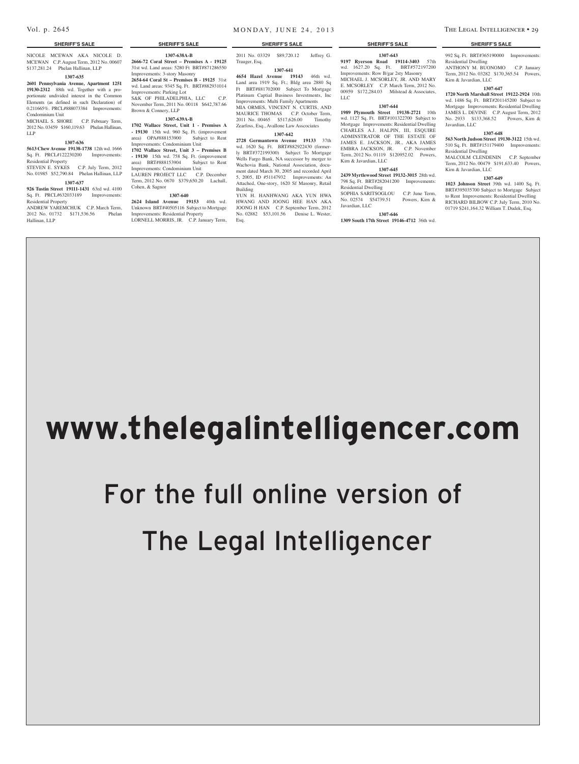**SHERIFF'S SALE**

NICOLE MCEWAN AKA NICOLE D. MCEWAN C.P. August Term, 2012 No. 00607 $137,281.24 Phelan Hallinan, LLP

**1307-635**

**2601 Pennsylvania Avenue, Apartment 1251 19130-2312** 88th wd. Together with a proportionate undivided interest in the Common Elements (as defined in such Declaration) of 0.211665%. PRCL#888073384 Improvements: Condominium Unit

MICHAEL S. SHORE C.P. February Term, 2012 No. 03459 $160,119.63 Phelan Hallinan, LLP

**1307-636**

**5613 Chew Avenue 19138-1738** 12th wd. 1666 Sq. Ft. PRCL#122230200 Improvements: Residential Property

STEVEN E. SYKES C.P. July Term, 2012 No. 01985 $52,790.84 Phelan Hallinan, LLP

**1307-637**

**926 Tustin Street 19111-1431** 63rd wd. 4100 Sq. Ft. PRCL#632033189 Improvements: Residential Property

ANDREW YAREMCHUK C.P. March Term, 2012 No. 01732 $171,536.56 Phelan Hallinan, LLP

**1307-638A-B**

**2666-72 Coral Street – Premises A - 19125** 31st wd. Land areas: 5280 Ft BRT#871286550 Improvements: 3-story Masonry

**2654-64 Coral St – Premises B - 19125** 31st wd. Land areas: 9345 Sq. Ft. BRT#882931014 Improvements: Parking Lot

S&K OF PHILADELPHIA, LLC C.P. November Term, 2011 No. 00118 $642,787.66 Brown & Connery, LLP

**1307-639A-B**

**1702 Wallace Street, Unit 1 - Premises A - 19130** 15th wd. 960 Sq. Ft. (improvement area) OPA#888153900 Subject to Rent Improvements: Condominium Unit

**1702 Wallace Street, Unit 3 – Premises B - 19130** 15th wd. 758 Sq. Ft. (improvement area) BRT#888153904 Subject to Rent Improvements: Condominium Unit

LAUREN PROJECT LLC C.P. December Term, 2012 No. 0670 $379,650.20 Lachall, Cohen, & Sagnor

**1307-640**

**2624 Island Avenue 19153** 40th wd. Unknown BRT#40505116 Subject to Mortgage Improvements: Residential Property

LORNELL MORRIS, JR. C.P. January Term, 2011 No. 03329 $89,720.12 Jeffrey G. Trauger, Esq.

**1307-641**

**4654 Hazel Avenue 19143** 46th wd. Land area 1919 Sq. Ft.; Bldg area 2880 Sq Ft BRT#881702000 Subject To Mortgage Platinum Captial Business Investments, Inc Improvements: Multi Family Apartments

MIA ORMES, VINCENT N. CURTIS, AND MAURICE THOMAS C.P. October Term, 2011 No. 00465 $517,626.00 Timothy Zearfoss, Esq., Avallone Law Asscociates

**1307-642**

**2728 Germantown Avenue 19133** 37th wd. 1620 Sq. Ft. BRT#882922430 (formerly BRT#372199300) Subject To Mortgage Wells Fargo Bank, NA successor by merger to Wachovia Bank, National Association, document dated March 30, 2005 and recorded April 5, 2005, ID #51147932 Improvements: An Attached, One-story, 1620 Sf Masonry, Retail Building

YUN H. HANHWANG AKA YUN HWA HWANG AND JOONG HEE HAN AKA JOONG H HAN C.P. September Term, 2012 No. 02882 $53,101.56 Denise L. Wester, Esq.

**1307-643**

**9197 Ryerson Road 19114-3403** 57th wd. 1627.20 Sq. Ft. BRT#572197200 Improvements: Row B/gar 2sty Masonry

MICHAEL J. MCSORLEY, JR. AND MARY E. MCSORLEY C.P. March Term, 2012 No. 00959 $172,284.03 Milstead & Associates, LLC

**1307-644**

**1989 Plymouth Street 19138-2721** 10th wd. 1127 Sq. Ft. BRT#101322700 Subject to Mortgage Improvements: Residential Dwelling

CHARLES A.J. HALPIN, III, ESQUIRE ADMINSTRATOR OF THE ESTATE OF JAMES E. JACKSON, JR., AKA JAMES EMBRA JACKSON, JR. C.P. November Term, 2012 No. 01119 $120952.02 Powers, Kirn & Javardian, LLC

**1307-645**

**2439 Myrtlewood Street 19132-3015** 28th wd. 798 Sq. Ft. BRT#282041200 Improvements: Residential Dwelling

SOPHIA SARITSOGLOU C.P. June Term, No. 02574 $54739.51 Powers, Kirn & Javardian, LLC

**1307-646**

**1309 South 17th Street 19146-4712** 36th wd. 992 Sq. Ft. BRT#365190000 Improvements: Residential Dwelling

ANTHONY M. BUONOMO C.P. January Term, 2012 No. 03282 $170,365.54 Powers, Kirn & Javardian, LLC

**1307-647**

**1720 North Marshall Street 19122-2924** 10th wd. 1486 Sq. Ft. BRT#201145200 Subject to Mortgage Improvements: Residential Dwelling

JAMES L. DEVINE C.P. August Term, 2012 No. 2933 $133,368.52 Powers, Kirn & Javardian, LLC

**1307-648**

**563 North Judson Street 19130-3122** 15th wd. 510 Sq. Ft. BRT#151179400 Improvements: Residential Dwelling

MALCOLM CLENDENIN C.P. September Term, 2012 No. 00479 $191,633.40 Powers, Kirn & Javardian, LLC

**1307-649**

**1023 Johnson Street** 39th wd. 1400 Sq. Ft. BRT#395035700 Subject to Mortgage Subject to Rent Improvements: Residential Dwelling

RICHARD BILBOW C.P. July Term, 2010 No. 01719 $241,164.32 William T. Dudek, Esq.

# www.thelegalintelligencer.com

## For the full online version of

## The Legal Intelligencer